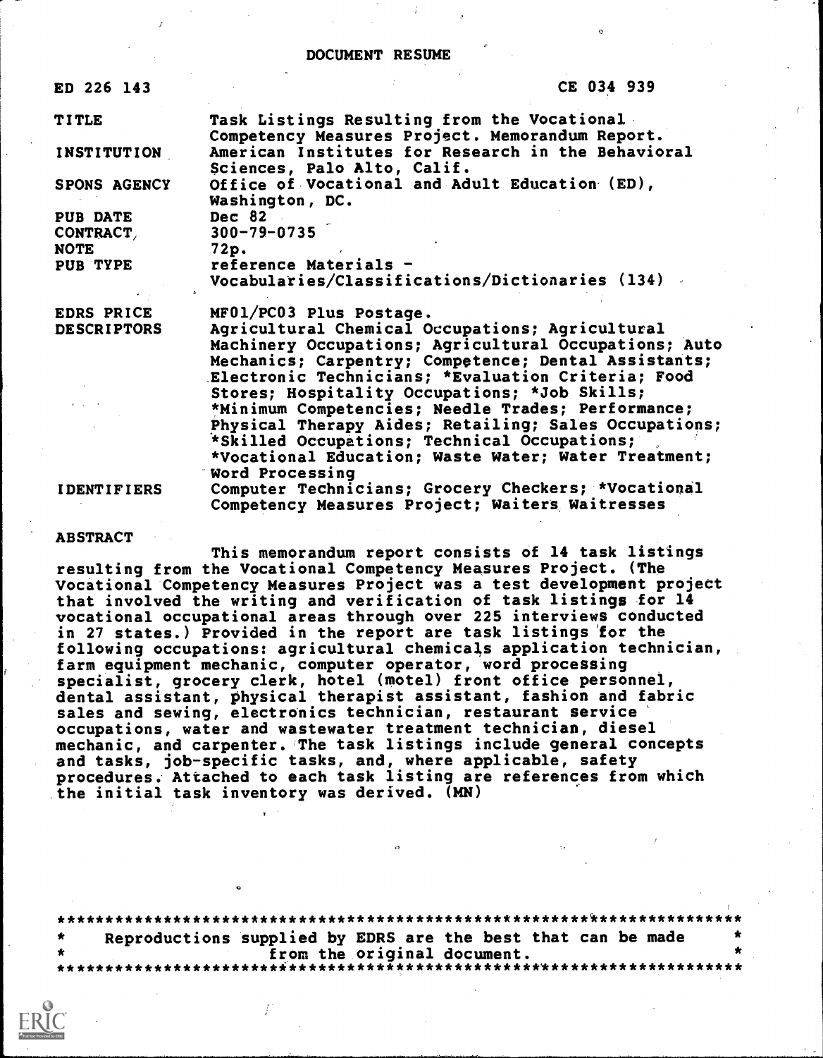# DOCUMENT RESUME

| | |
|---|---|
| ED 226 143 | CE 034 939 |
| TITLE | Task Listings Resulting from the Vocational Competency Measures Project. Memorandum Report. |
| INSTITUTION | American Institutes for Research in the Behavioral Sciences, Palo Alto, Calif. |
| SPONS AGENCY | Office of Vocational and Adult Education (ED), Washington, DC. |
| PUB DATE | Dec 82 |
| CONTRACT | 300-79-0735 |
| NOTE | 72p. |
| PUB TYPE | reference Materials - Vocabularies/Classifications/Dictionaries (134) |
| EDRS PRICE | MF01/PC03 Plus Postage. |
| DESCRIPTORS | Agricultural Chemical Occupations; Agricultural Machinery Occupations; Agricultural Occupations; Auto Mechanics; Carpentry; Competence; Dental Assistants; Electronic Technicians; *Evaluation Criteria; Food Stores; Hospitality Occupations; *Job Skills; *Minimum Competencies; Needle Trades; Performance; Physical Therapy Aides; Retailing; Sales Occupations; *Skilled Occupations; Technical Occupations; *Vocational Education; Waste Water; Water Treatment; Word Processing |
| IDENTIFIERS | Computer Technicians; Grocery Checkers; *Vocational Competency Measures Project; Waiters Waitresses |

## ABSTRACT

This memorandum report consists of 14 task listings resulting from the Vocational Competency Measures Project. (The Vocational Competency Measures Project was a test development project that involved the writing and verification of task listings for 14 vocational occupational areas through over 225 interviews conducted in 27 states.) Provided in the report are task listings for the following occupations: agricultural chemicals application technician, farm equipment mechanic, computer operator, word processing specialist, grocery clerk, hotel (motel) front office personnel, dental assistant, physical therapist assistant, fashion and fabric sales and sewing, electronics technician, restaurant service occupations, water and wastewater treatment technician, diesel mechanic, and carpenter. The task listings include general concepts and tasks, job-specific tasks, and, where applicable, safety procedures. Attached to each task listing are references from which the initial task inventory was derived. (MN)

***********************************************************************
* Reproductions supplied by EDRS are the best that can be made *
* from the original document. *
***********************************************************************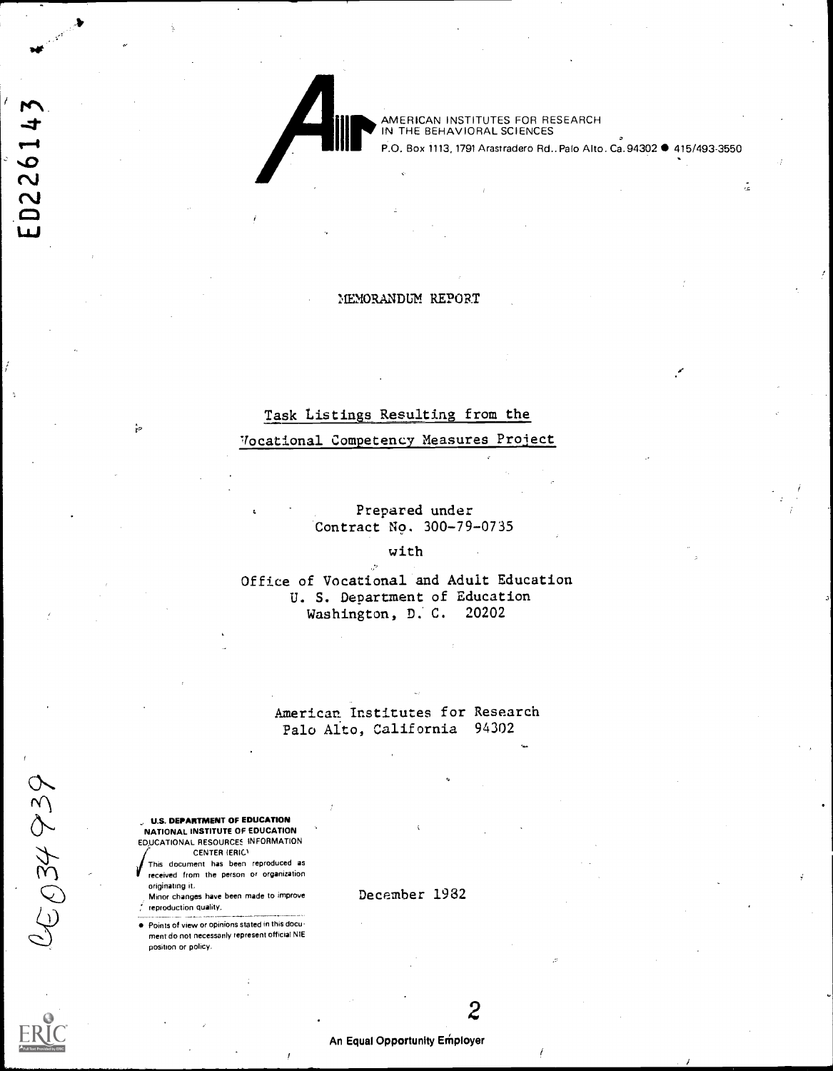AMERICAN INSTITUTES FOR RESEARCH
IN THE BEHAVIORAL SCIENCES
P.O. Box 1113, 1791 Arastradero Rd., Palo Alto, Ca. 94302 ● 415/493-3550

ED226143

MEMORANDUM REPORT

# Task Listings Resulting from the Vocational Competency Measures Project

Prepared under
Contract No. 300-79-0735

with

Office of Vocational and Adult Education
U. S. Department of Education
Washington, D. C. 20202

American Institutes for Research
Palo Alto, California 94302

December 1982

CE034939

U.S. DEPARTMENT OF EDUCATION
NATIONAL INSTITUTE OF EDUCATION
EDUCATIONAL RESOURCES INFORMATION CENTER (ERIC)

This document has been reproduced as received from the person or organization originating it.

Minor changes have been made to improve reproduction quality.

- Points of view or opinions stated in this document do not necessarily represent official NIE position or policy.

An Equal Opportunity Employer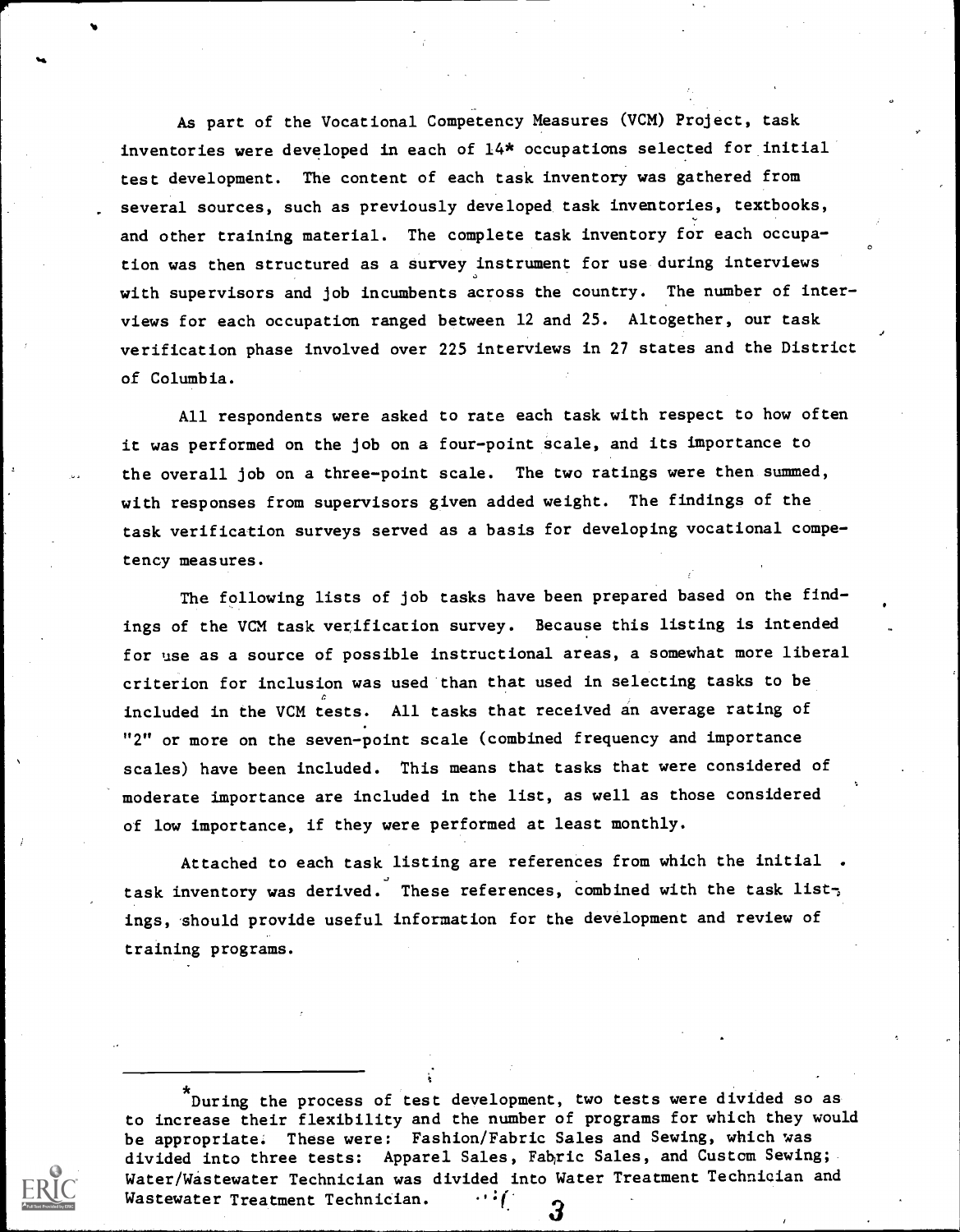As part of the Vocational Competency Measures (VCM) Project, task inventories were developed in each of 14* occupations selected for initial test development. The content of each task inventory was gathered from several sources, such as previously developed task inventories, textbooks, and other training material. The complete task inventory for each occupation was then structured as a survey instrument for use during interviews with supervisors and job incumbents across the country. The number of interviews for each occupation ranged between 12 and 25. Altogether, our task verification phase involved over 225 interviews in 27 states and the District of Columbia.

All respondents were asked to rate each task with respect to how often it was performed on the job on a four-point scale, and its importance to the overall job on a three-point scale. The two ratings were then summed, with responses from supervisors given added weight. The findings of the task verification surveys served as a basis for developing vocational competency measures.

The following lists of job tasks have been prepared based on the findings of the VCM task verification survey. Because this listing is intended for use as a source of possible instructional areas, a somewhat more liberal criterion for inclusion was used than that used in selecting tasks to be included in the VCM tests. All tasks that received an average rating of "2" or more on the seven-point scale (combined frequency and importance scales) have been included. This means that tasks that were considered of moderate importance are included in the list, as well as those considered of low importance, if they were performed at least monthly.

Attached to each task listing are references from which the initial task inventory was derived. These references, combined with the task listings, should provide useful information for the development and review of training programs.

---

*During the process of test development, two tests were divided so as to increase their flexibility and the number of programs for which they would be appropriate. These were: Fashion/Fabric Sales and Sewing, which was divided into three tests: Apparel Sales, Fabric Sales, and Custom Sewing; Water/Wastewater Technician was divided into Water Treatment Technician and Wastewater Treatment Technician.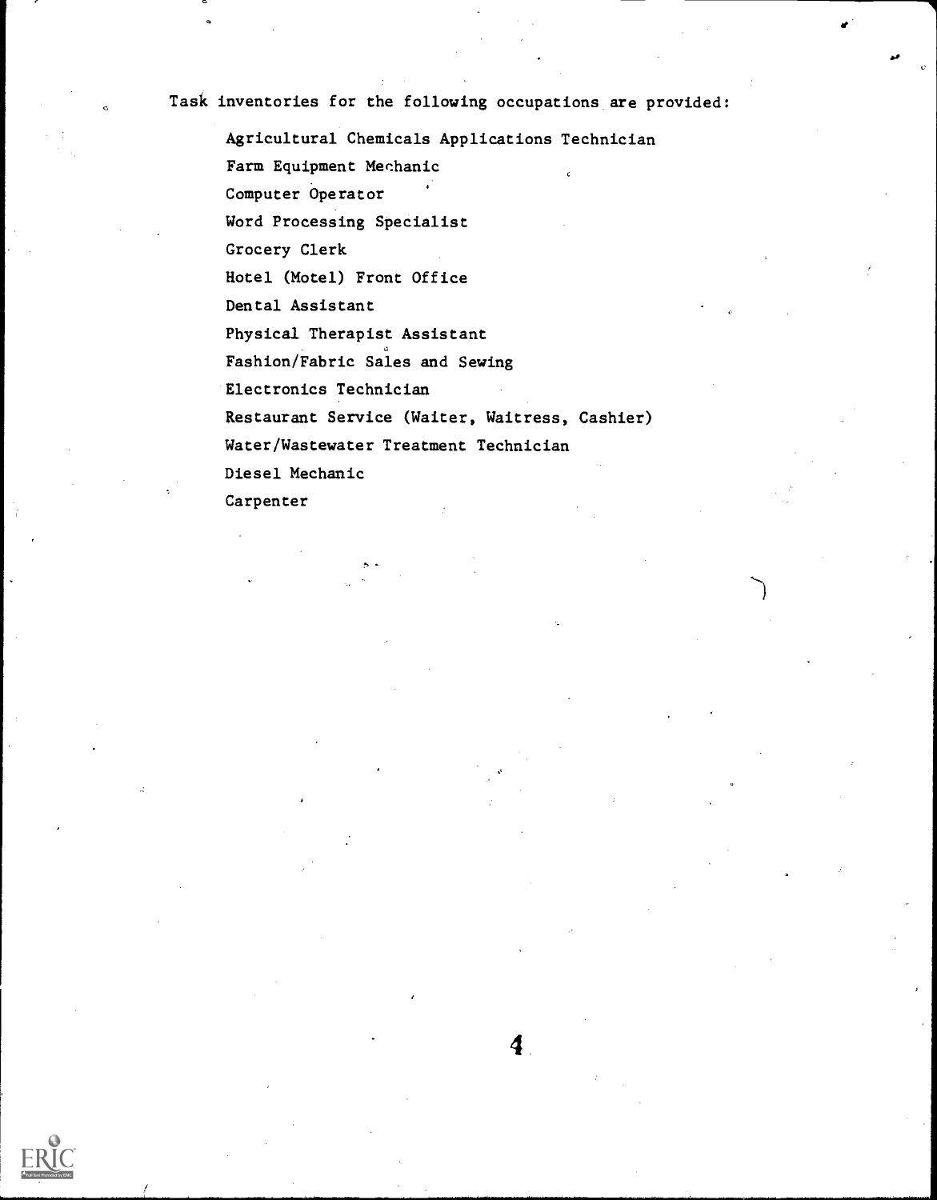Task inventories for the following occupations are provided:

- Agricultural Chemicals Applications Technician
- Farm Equipment Mechanic
- Computer Operator
- Word Processing Specialist
- Grocery Clerk
- Hotel (Motel) Front Office
- Dental Assistant
- Physical Therapist Assistant
- Fashion/Fabric Sales and Sewing
- Electronics Technician
- Restaurant Service (Waiter, Waitress, Cashier)
- Water/Wastewater Treatment Technician
- Diesel Mechanic
- Carpenter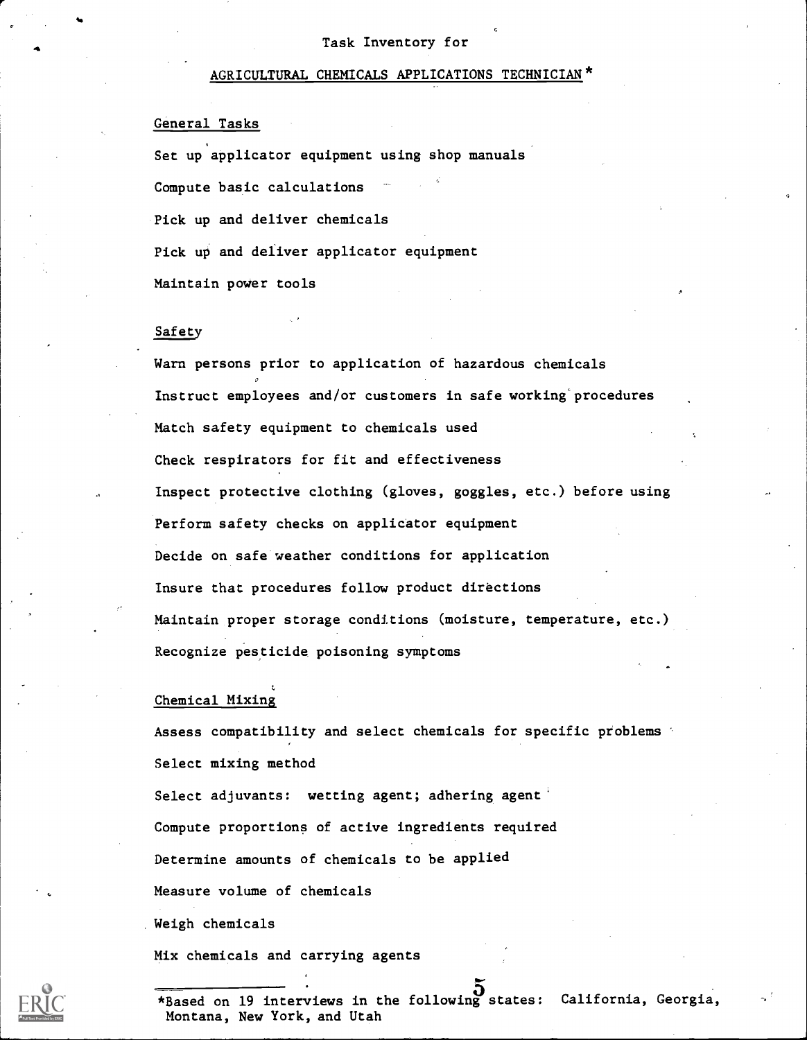Task Inventory for

# AGRICULTURAL CHEMICALS APPLICATIONS TECHNICIAN*

## General Tasks

Set up applicator equipment using shop manuals

Compute basic calculations

Pick up and deliver chemicals

Pick up and deliver applicator equipment

Maintain power tools

## Safety

Warn persons prior to application of hazardous chemicals

Instruct employees and/or customers in safe working procedures

Match safety equipment to chemicals used

Check respirators for fit and effectiveness

Inspect protective clothing (gloves, goggles, etc.) before using

Perform safety checks on applicator equipment

Decide on safe weather conditions for application

Insure that procedures follow product directions

Maintain proper storage conditions (moisture, temperature, etc.)

Recognize pesticide poisoning symptoms

## Chemical Mixing

Assess compatibility and select chemicals for specific problems

Select mixing method

Select adjuvants: wetting agent; adhering agent

Compute proportions of active ingredients required

Determine amounts of chemicals to be applied

Measure volume of chemicals

Weigh chemicals

Mix chemicals and carrying agents

---

*Based on 19 interviews in the following states: California, Georgia, Montana, New York, and Utah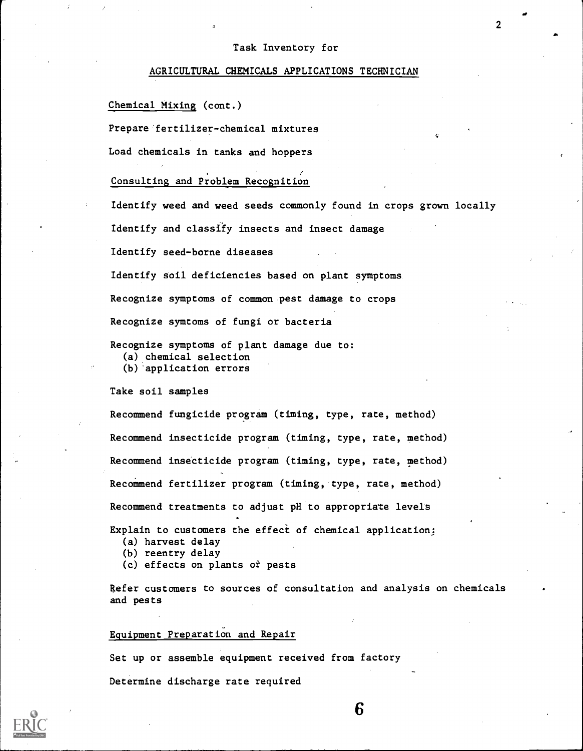Task Inventory for

## AGRICULTURAL CHEMICALS APPLICATIONS TECHNICIAN

### Chemical Mixing (cont.)

Prepare fertilizer-chemical mixtures

Load chemicals in tanks and hoppers

### Consulting and Problem Recognition

Identify weed and weed seeds commonly found in crops grown locally

Identify and classify insects and insect damage

Identify seed-borne diseases

Identify soil deficiencies based on plant symptoms

Recognize symptoms of common pest damage to crops

Recognize symtoms of fungi or bacteria

Recognize symptoms of plant damage due to:
- (a) chemical selection
- (b) application errors

Take soil samples

Recommend fungicide program (timing, type, rate, method)

Recommend insecticide program (timing, type, rate, method)

Recommend insecticide program (timing, type, rate, method)

Recommend fertilizer program (timing, type, rate, method)

Recommend treatments to adjust pH to appropriate levels

Explain to customers the effect of chemical application:
- (a) harvest delay
- (b) reentry delay
- (c) effects on plants or pests

Refer customers to sources of consultation and analysis on chemicals and pests

### Equipment Preparation and Repair

Set up or assemble equipment received from factory

Determine discharge rate required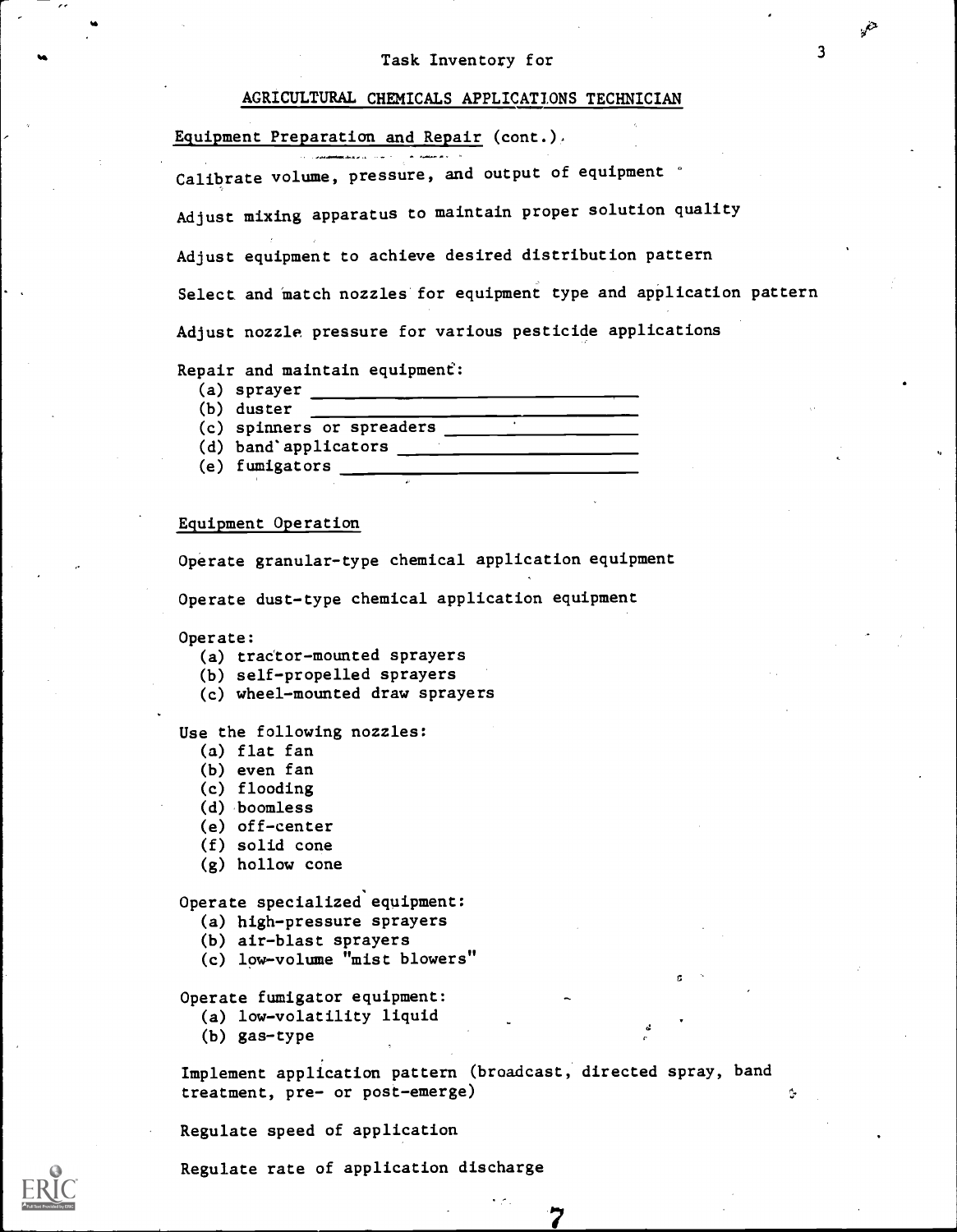Task Inventory for

AGRICULTURAL CHEMICALS APPLICATIONS TECHNICIAN

Equipment Preparation and Repair (cont.)

Calibrate volume, pressure, and output of equipment

Adjust mixing apparatus to maintain proper solution quality

Adjust equipment to achieve desired distribution pattern

Select and match nozzles for equipment type and application pattern

Adjust nozzle pressure for various pesticide applications

Repair and maintain equipment:
- (a) sprayer ______________________________
- (b) duster ______________________________
- (c) spinners or spreaders ________________
- (d) band applicators ____________________
- (e) fumigators __________________________

Equipment Operation

Operate granular-type chemical application equipment

Operate dust-type chemical application equipment

Operate:
- (a) tractor-mounted sprayers
- (b) self-propelled sprayers
- (c) wheel-mounted draw sprayers

Use the following nozzles:
- (a) flat fan
- (b) even fan
- (c) flooding
- (d) boomless
- (e) off-center
- (f) solid cone
- (g) hollow cone

Operate specialized equipment:
- (a) high-pressure sprayers
- (b) air-blast sprayers
- (c) low-volume "mist blowers"

Operate fumigator equipment:
- (a) low-volatility liquid
- (b) gas-type

Implement application pattern (broadcast, directed spray, band treatment, pre- or post-emerge)

Regulate speed of application

Regulate rate of application discharge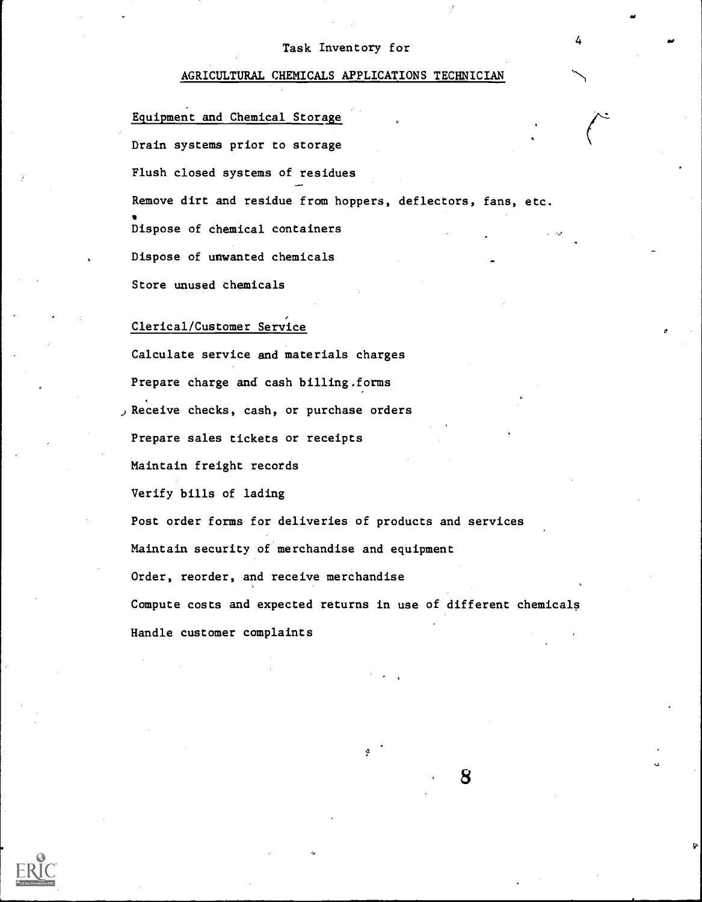Task Inventory for

## AGRICULTURAL CHEMICALS APPLICATIONS TECHNICIAN

### Equipment and Chemical Storage

Drain systems prior to storage

Flush closed systems of residues

Remove dirt and residue from hoppers, deflectors, fans, etc.

Dispose of chemical containers

Dispose of unwanted chemicals

Store unused chemicals

### Clerical/Customer Service

Calculate service and materials charges

Prepare charge and cash billing forms

Receive checks, cash, or purchase orders

Prepare sales tickets or receipts

Maintain freight records

Verify bills of lading

Post order forms for deliveries of products and services

Maintain security of merchandise and equipment

Order, reorder, and receive merchandise

Compute costs and expected returns in use of different chemicals

Handle customer complaints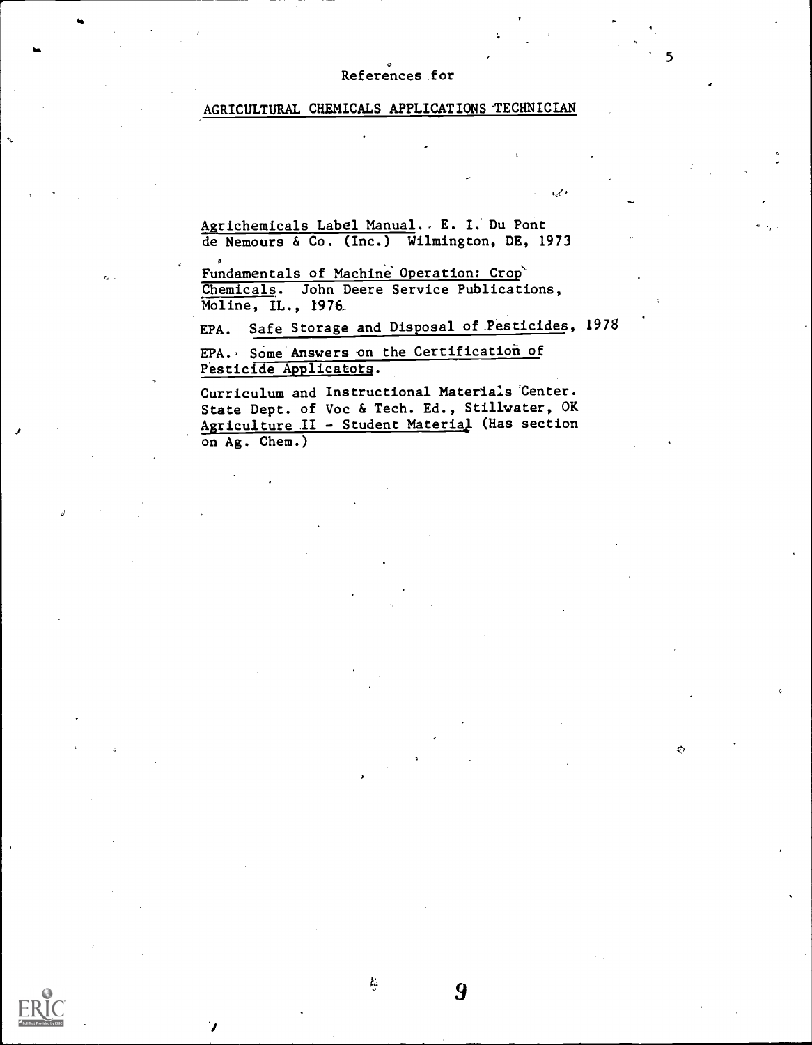# References for

## AGRICULTURAL CHEMICALS APPLICATIONS TECHNICIAN

Agrichemicals Label Manual. E. I. Du Pont de Nemours & Co. (Inc.) Wilmington, DE, 1973

Fundamentals of Machine Operation: Crop Chemicals. John Deere Service Publications, Moline, IL., 1976

EPA. Safe Storage and Disposal of Pesticides, 1978

EPA. Some Answers on the Certification of Pesticide Applicators.

Curriculum and Instructional Materials Center. State Dept. of Voc & Tech. Ed., Stillwater, OK Agriculture II - Student Material (Has section on Ag. Chem.)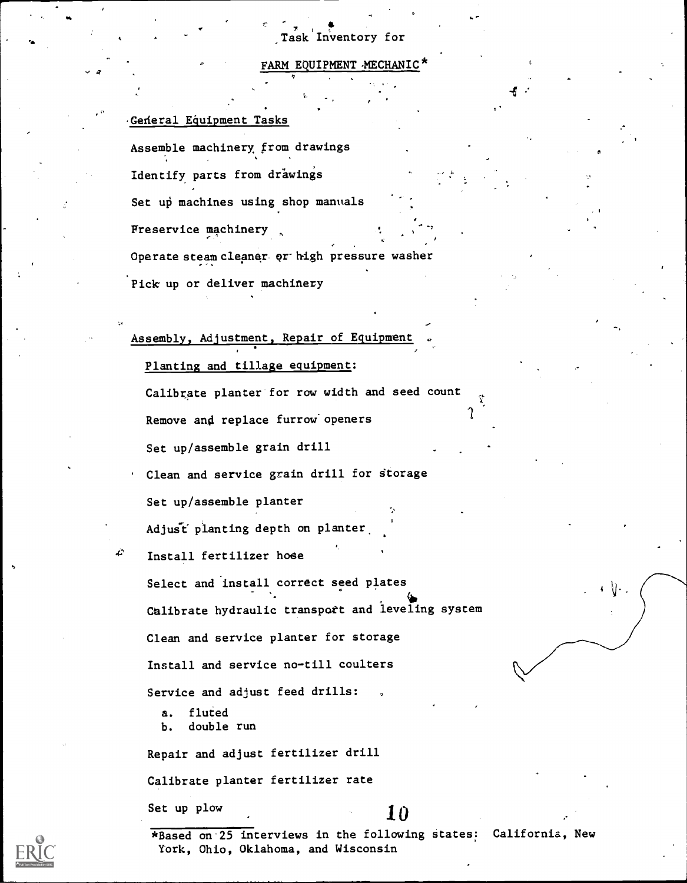# Task Inventory for

## FARM EQUIPMENT MECHANIC*

### General Equipment Tasks

Assemble machinery from drawings

Identify parts from drawings

Set up machines using shop manuals

Preservice machinery

Operate steam cleaner or high pressure washer

Pick up or deliver machinery

### Assembly, Adjustment, Repair of Equipment

#### Planting and tillage equipment:

Calibrate planter for row width and seed count

Remove and replace furrow openers

Set up/assemble grain drill

Clean and service grain drill for storage

Set up/assemble planter

Adjust planting depth on planter

Install fertilizer hose

Select and install correct seed plates

Calibrate hydraulic transport and leveling system

Clean and service planter for storage

Install and service no-till coulters

Service and adjust feed drills:

a. fluted
b. double run

Repair and adjust fertilizer drill

Calibrate planter fertilizer rate

Set up plow

*Based on 25 interviews in the following states: California, New York, Ohio, Oklahoma, and Wisconsin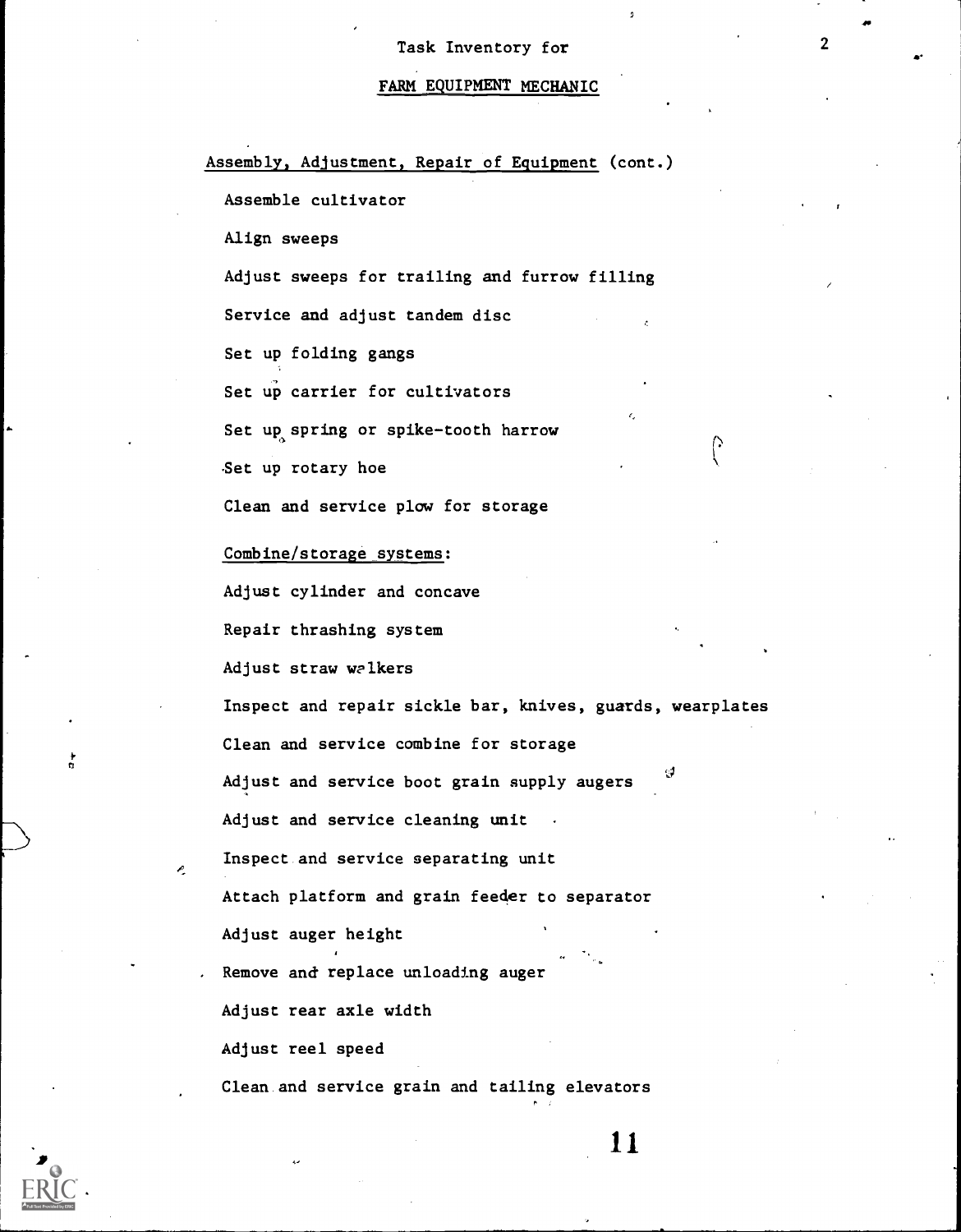Task Inventory for

FARM EQUIPMENT MECHANIC

Assembly, Adjustment, Repair of Equipment (cont.)

Assemble cultivator

Align sweeps

Adjust sweeps for trailing and furrow filling

Service and adjust tandem disc

Set up folding gangs

Set up carrier for cultivators

Set up spring or spike-tooth harrow

Set up rotary hoe

Clean and service plow for storage

Combine/storage systems:

Adjust cylinder and concave

Repair thrashing system

Adjust straw walkers

Inspect and repair sickle bar, knives, guards, wearplates

Clean and service combine for storage

Adjust and service boot grain supply augers

Adjust and service cleaning unit

Inspect and service separating unit

Attach platform and grain feeder to separator

Adjust auger height

Remove and replace unloading auger

Adjust rear axle width

Adjust reel speed

Clean and service grain and tailing elevators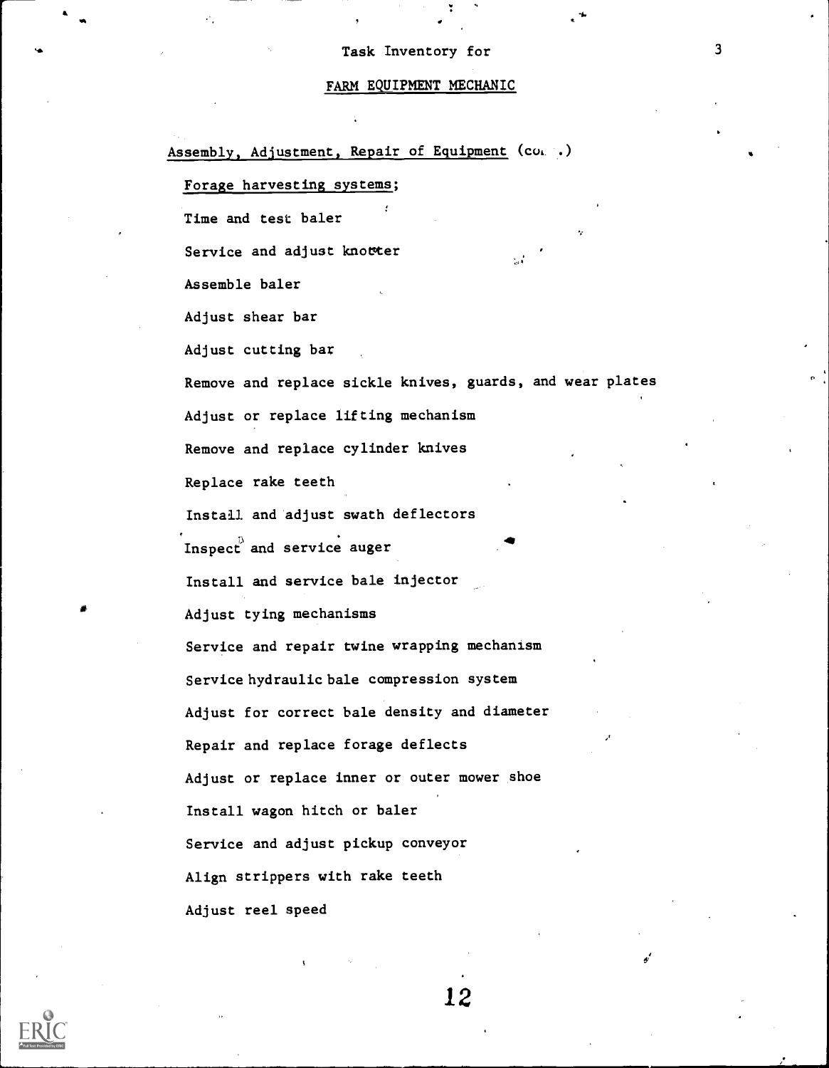Task Inventory for

FARM EQUIPMENT MECHANIC

Assembly, Adjustment, Repair of Equipment (con.)

Forage harvesting systems;

Time and test baler

Service and adjust knotter

Assemble baler

Adjust shear bar

Adjust cutting bar

Remove and replace sickle knives, guards, and wear plates

Adjust or replace lifting mechanism

Remove and replace cylinder knives

Replace rake teeth

Install and adjust swath deflectors

Inspect and service auger

Install and service bale injector

Adjust tying mechanisms

Service and repair twine wrapping mechanism

Service hydraulic bale compression system

Adjust for correct bale density and diameter

Repair and replace forage deflects

Adjust or replace inner or outer mower shoe

Install wagon hitch or baler

Service and adjust pickup conveyor

Align strippers with rake teeth

Adjust reel speed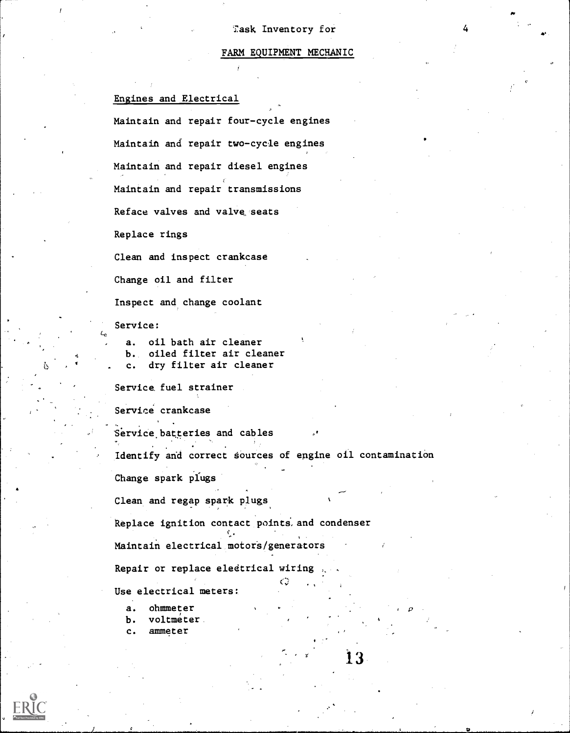Task Inventory for

FARM EQUIPMENT MECHANIC

Engines and Electrical

Maintain and repair four-cycle engines

Maintain and repair two-cycle engines

Maintain and repair diesel engines

Maintain and repair transmissions

Reface valves and valve seats

Replace rings

Clean and inspect crankcase

Change oil and filter

Inspect and change coolant

Service:

a. oil bath air cleaner
b. oiled filter air cleaner
c. dry filter air cleaner

Service fuel strainer

Service crankcase

Service batteries and cables

Identify and correct sources of engine oil contamination

Change spark plugs

Clean and regap spark plugs

Replace ignition contact points and condenser

Maintain electrical motors/generators

Repair or replace electrical wiring

Use electrical meters:

a. ohmmeter
b. voltmeter
c. ammeter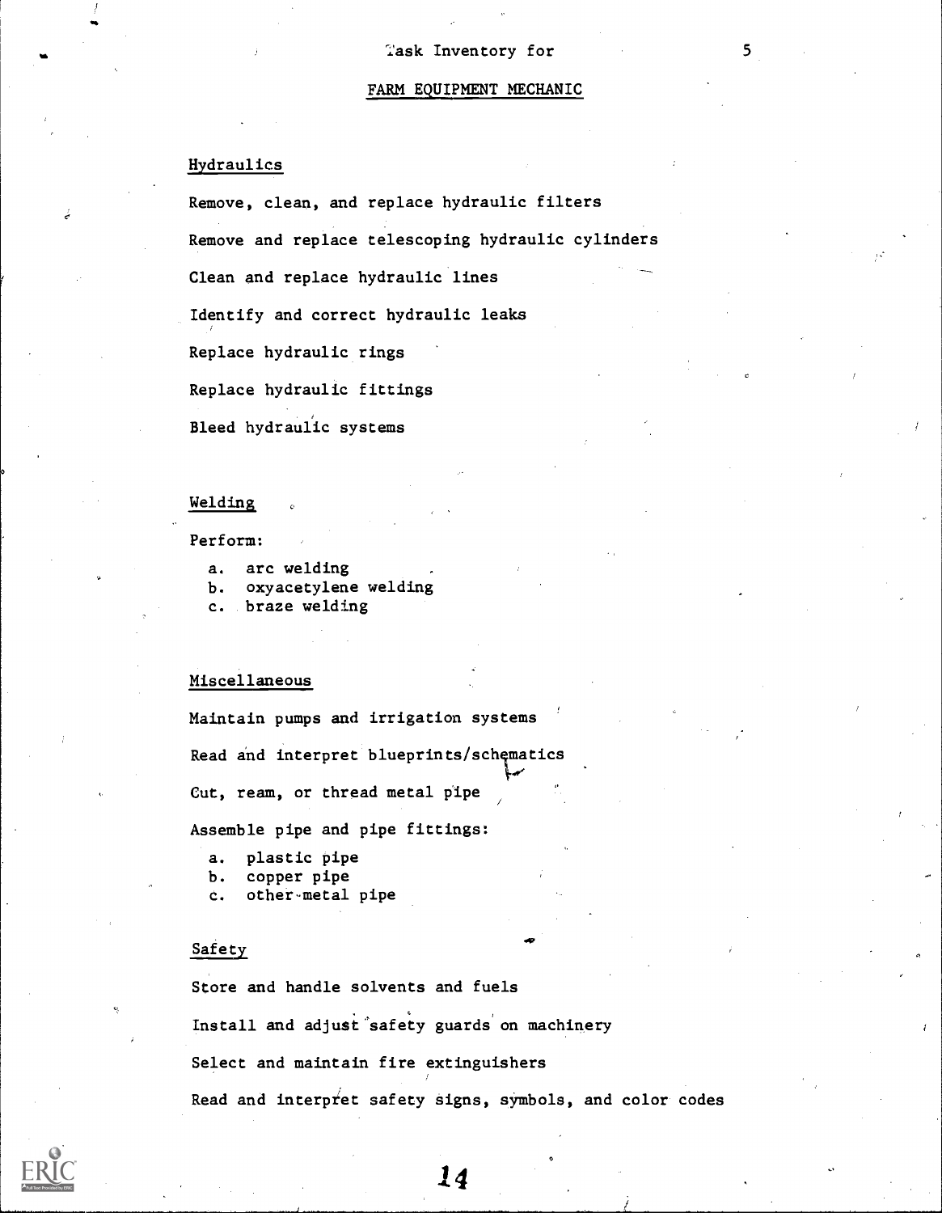## Hydraulics

Remove, clean, and replace hydraulic filters

Remove and replace telescoping hydraulic cylinders

Clean and replace hydraulic lines

Identify and correct hydraulic leaks

Replace hydraulic rings

Replace hydraulic fittings

Bleed hydraulic systems

## Welding

Perform:

a. arc welding
b. oxyacetylene welding
c. braze welding

## Miscellaneous

Maintain pumps and irrigation systems

Read and interpret blueprints/schematics

Cut, ream, or thread metal pipe

Assemble pipe and pipe fittings:

a. plastic pipe
b. copper pipe
c. other-metal pipe

## Safety

Store and handle solvents and fuels

Install and adjust safety guards on machinery

Select and maintain fire extinguishers

Read and interpret safety signs, symbols, and color codes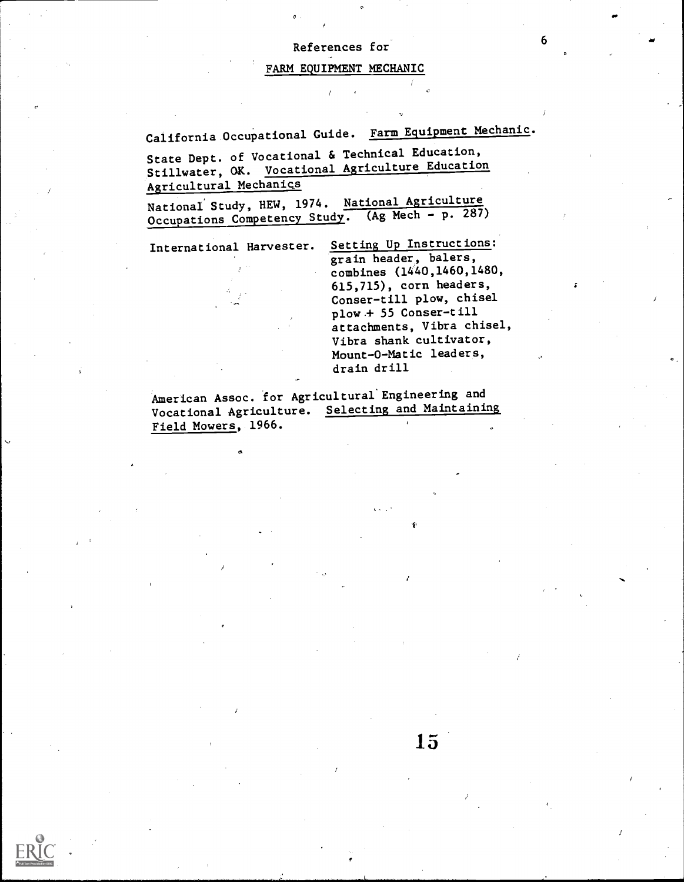## References for

## FARM EQUIPMENT MECHANIC

California Occupational Guide. Farm Equipment Mechanic.

State Dept. of Vocational & Technical Education, Stillwater, OK. Vocational Agriculture Education Agricultural Mechanics

National Study, HEW, 1974. National Agriculture Occupations Competency Study. (Ag Mech - p. 287)

International Harvester. Setting Up Instructions: grain header, balers, combines (1440,1460,1480, 615,715), corn headers, Conser-till plow, chisel plow + 55 Conser-till attachments, Vibra chisel, Vibra shank cultivator, Mount-O-Matic leaders, drain drill

American Assoc. for Agricultural Engineering and Vocational Agriculture. Selecting and Maintaining Field Mowers, 1966.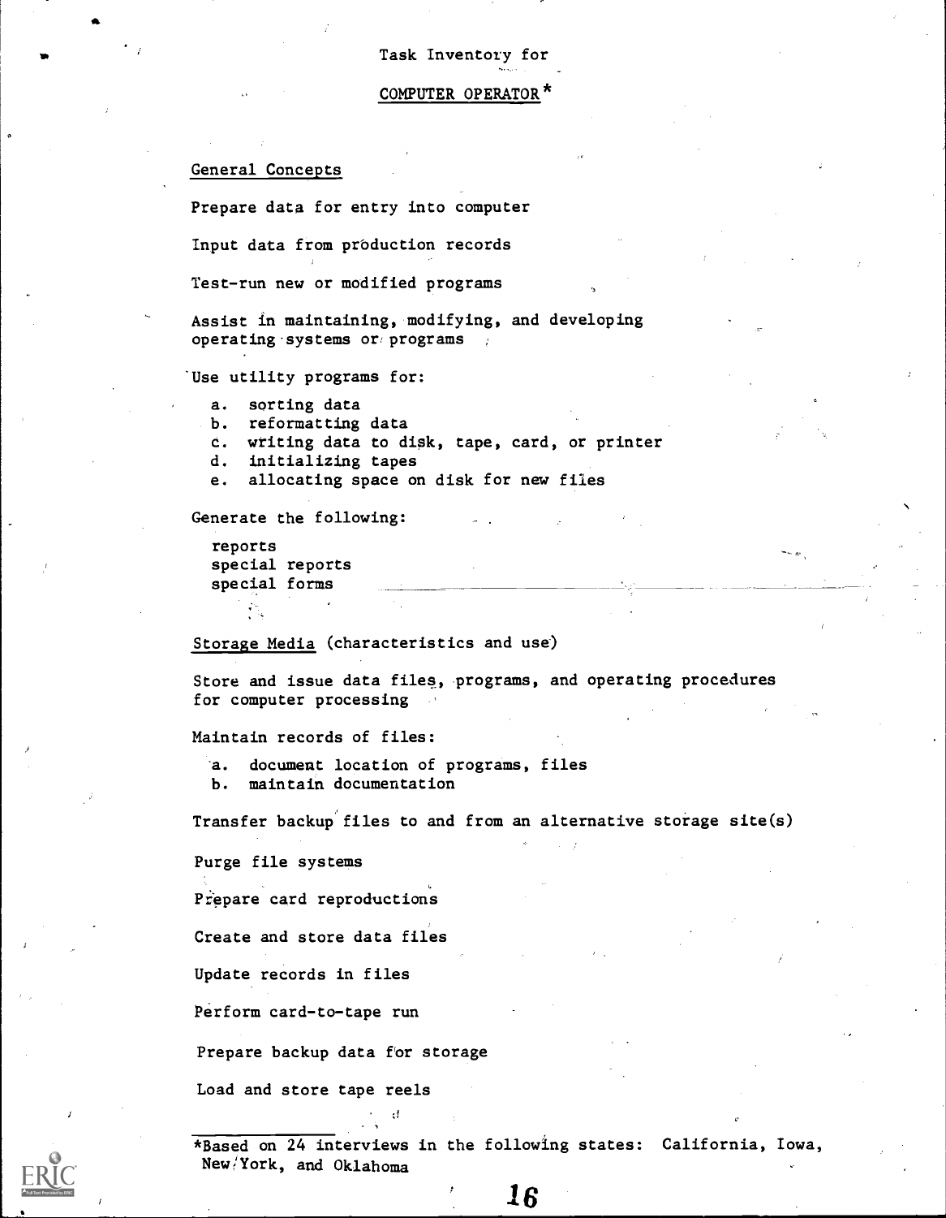# Task Inventory for

## COMPUTER OPERATOR*

### General Concepts

Prepare data for entry into computer

Input data from production records

Test-run new or modified programs

Assist in maintaining, modifying, and developing operating systems or programs

Use utility programs for:

a. sorting data
b. reformatting data
c. writing data to disk, tape, card, or printer
d. initializing tapes
e. allocating space on disk for new files

Generate the following:

reports
special reports
special forms

### Storage Media (characteristics and use)

Store and issue data files, programs, and operating procedures for computer processing

Maintain records of files:

a. document location of programs, files
b. maintain documentation

Transfer backup files to and from an alternative storage site(s)

Purge file systems

Prepare card reproductions

Create and store data files

Update records in files

Perform card-to-tape run

Prepare backup data for storage

Load and store tape reels

*Based on 24 interviews in the following states: California, Iowa, New York, and Oklahoma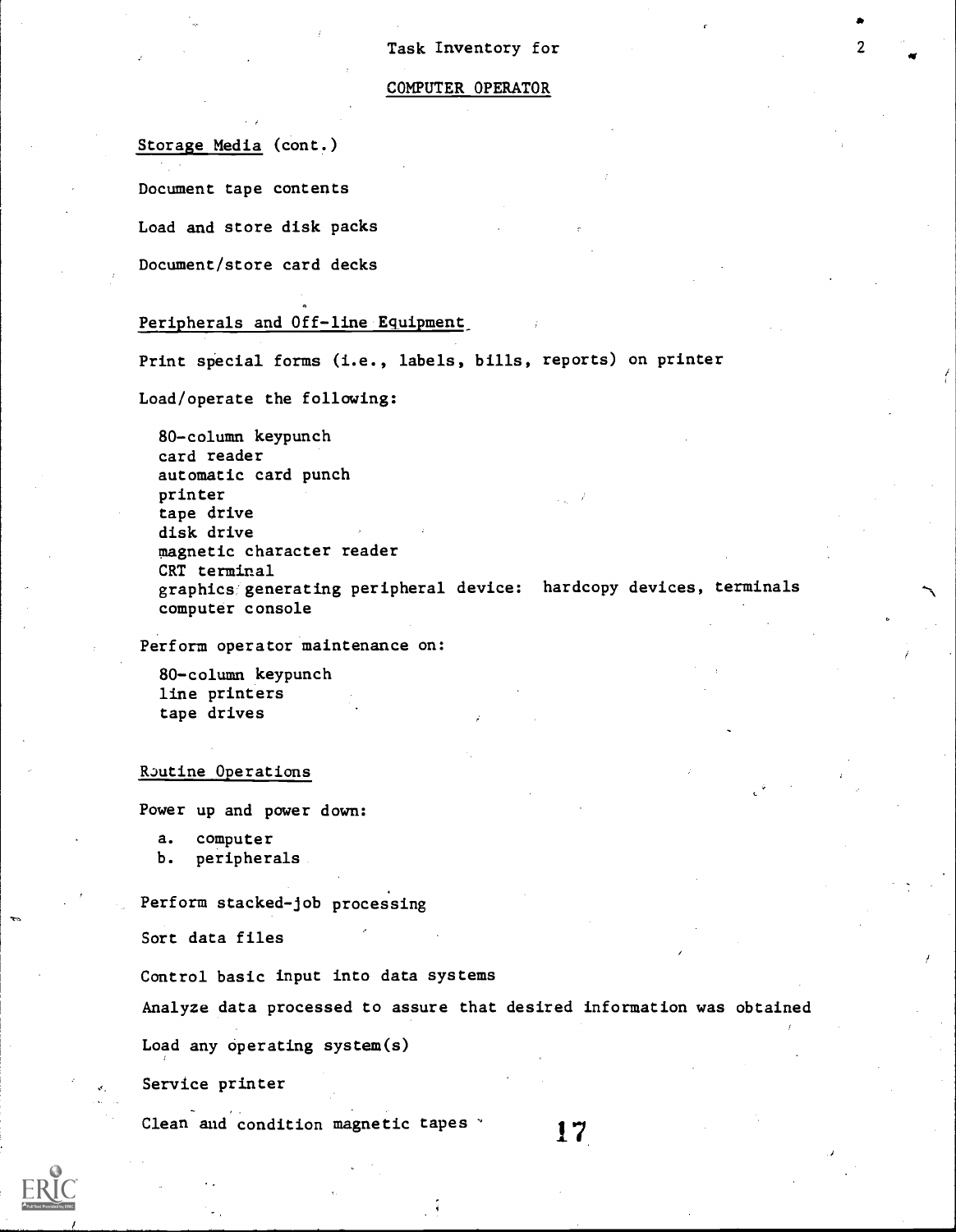## Task Inventory for

## COMPUTER OPERATOR

### Storage Media (cont.)

Document tape contents

Load and store disk packs

Document/store card decks

### Peripherals and Off-line Equipment

Print special forms (i.e., labels, bills, reports) on printer

Load/operate the following:

- 80-column keypunch
- card reader
- automatic card punch
- printer
- tape drive
- disk drive
- magnetic character reader
- CRT terminal
- graphics generating peripheral device: hardcopy devices, terminals
- computer console

Perform operator maintenance on:

- 80-column keypunch
- line printers
- tape drives

### Routine Operations

Power up and power down:

a. computer
b. peripherals

Perform stacked-job processing

Sort data files

Control basic input into data systems

Analyze data processed to assure that desired information was obtained

Load any operating system(s)

Service printer

Clean and condition magnetic tapes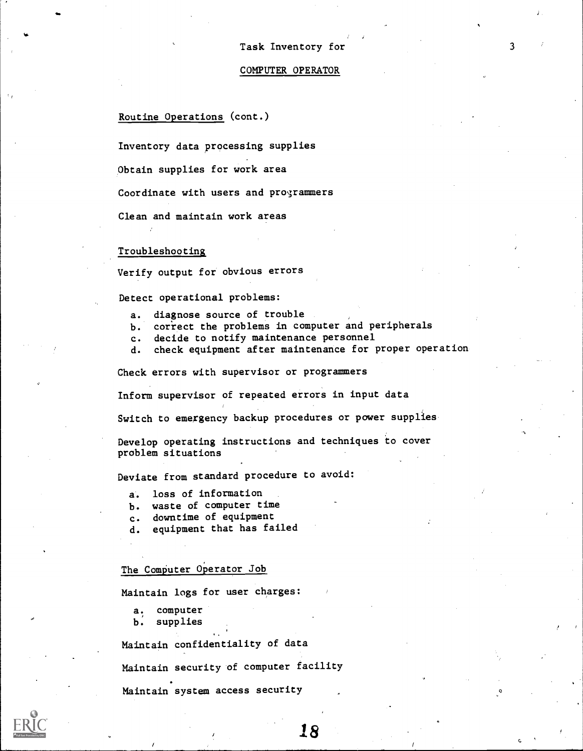Task Inventory for

COMPUTER OPERATOR

Routine Operations (cont.)

Inventory data processing supplies

Obtain supplies for work area

Coordinate with users and programmers

Clean and maintain work areas

Troubleshooting

Verify output for obvious errors

Detect operational problems:

a. diagnose source of trouble
b. correct the problems in computer and peripherals
c. decide to notify maintenance personnel
d. check equipment after maintenance for proper operation

Check errors with supervisor or programmers

Inform supervisor of repeated errors in input data

Switch to emergency backup procedures or power supplies

Develop operating instructions and techniques to cover problem situations

Deviate from standard procedure to avoid:

a. loss of information
b. waste of computer time
c. downtime of equipment
d. equipment that has failed

The Computer Operator Job

Maintain logs for user charges:

a. computer
b. supplies

Maintain confidentiality of data

Maintain security of computer facility

Maintain system access security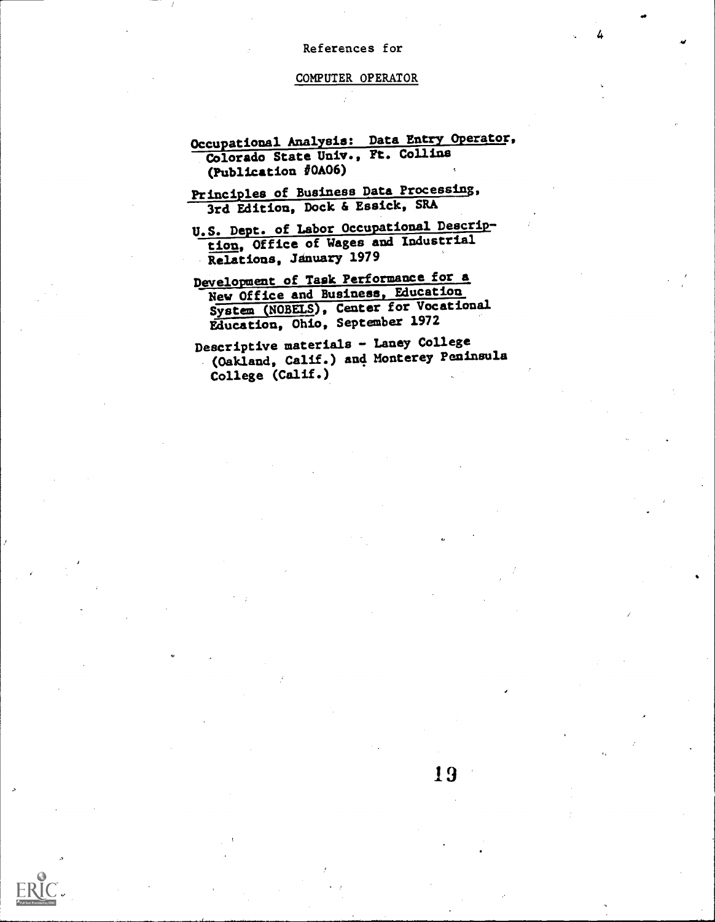References for

COMPUTER OPERATOR

Occupational Analysis: Data Entry Operator, Colorado State Univ., Ft. Collins (Publication #OA06)

Principles of Business Data Processing, 3rd Edition, Dock & Essick, SRA

U.S. Dept. of Labor Occupational Description, Office of Wages and Industrial Relations, January 1979

Development of Task Performance for a New Office and Business, Education System (NOBELS), Center for Vocational Education, Ohio, September 1972

Descriptive materials - Laney College (Oakland, Calif.) and Monterey Peninsula College (Calif.)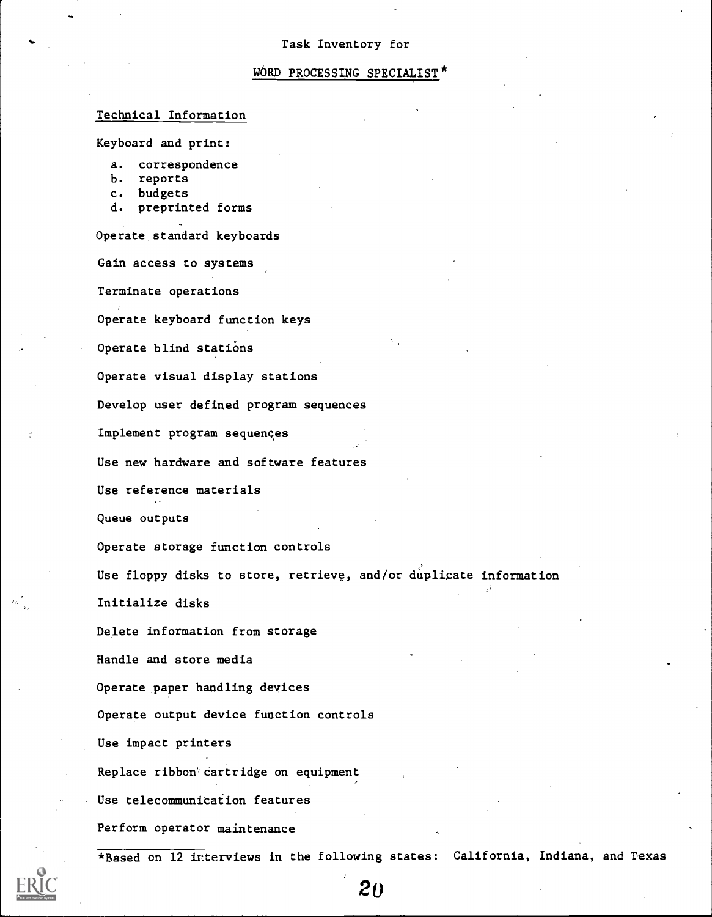Task Inventory for

## WORD PROCESSING SPECIALIST*

### Technical Information

Keyboard and print:

a. correspondence
b. reports
c. budgets
d. preprinted forms

Operate standard keyboards

Gain access to systems

Terminate operations

Operate keyboard function keys

Operate blind stations

Operate visual display stations

Develop user defined program sequences

Implement program sequences

Use new hardware and software features

Use reference materials

Queue outputs

Operate storage function controls

Use floppy disks to store, retrieve, and/or duplicate information

Initialize disks

Delete information from storage

Handle and store media

Operate paper handling devices

Operate output device function controls

Use impact printers

Replace ribbon cartridge on equipment

Use telecommunication features

Perform operator maintenance

*Based on 12 interviews in the following states: California, Indiana, and Texas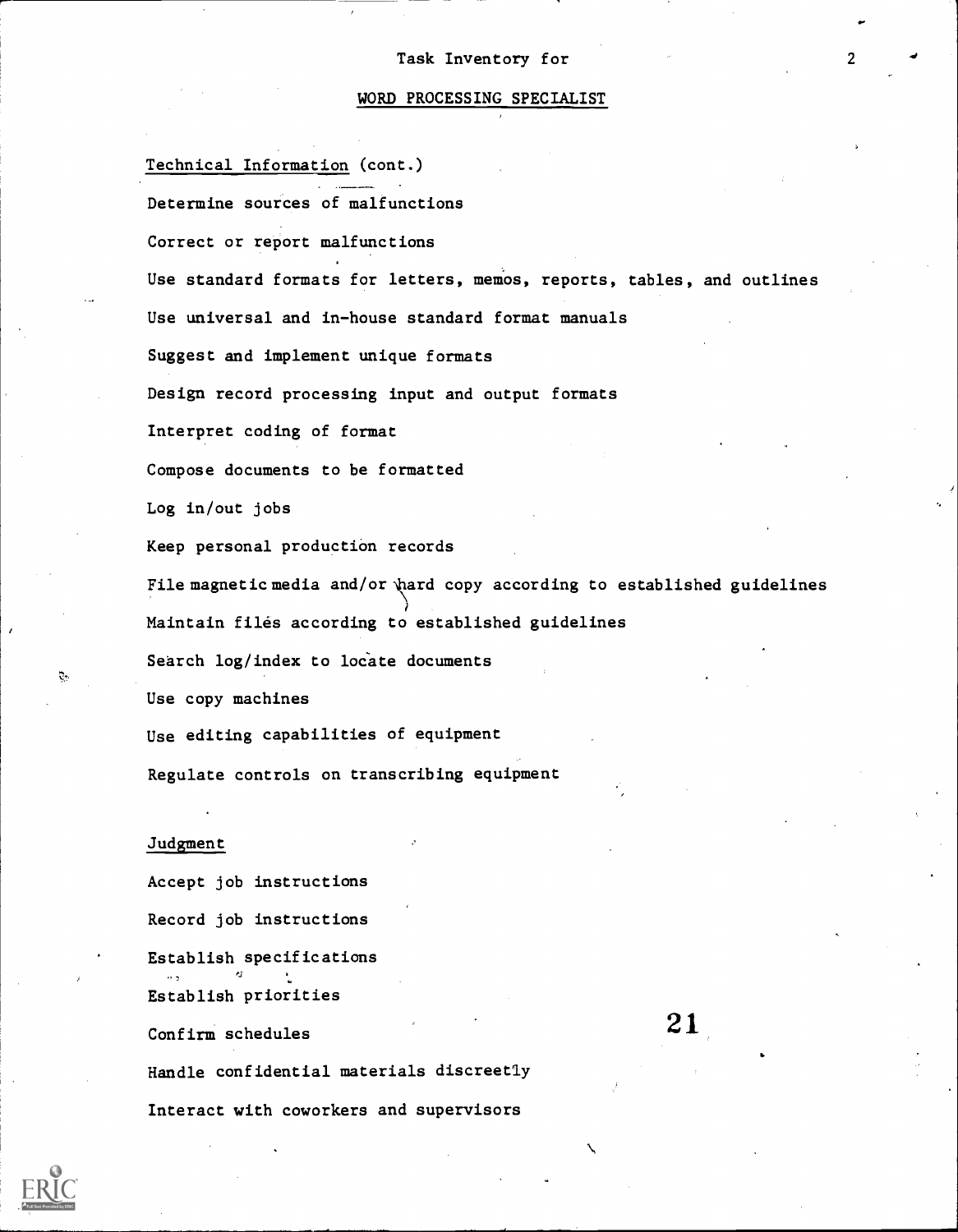## Task Inventory for

## WORD PROCESSING SPECIALIST

Technical Information (cont.)

Determine sources of malfunctions

Correct or report malfunctions

Use standard formats for letters, memos, reports, tables, and outlines

Use universal and in-house standard format manuals

Suggest and implement unique formats

Design record processing input and output formats

Interpret coding of format

Compose documents to be formatted

Log in/out jobs

Keep personal production records

File magnetic media and/or hard copy according to established guidelines

Maintain files according to established guidelines

Search log/index to locate documents

Use copy machines

Use editing capabilities of equipment

Regulate controls on transcribing equipment

Judgment

Accept job instructions

Record job instructions

Establish specifications

Establish priorities

Confirm schedules

Handle confidential materials discreetly

Interact with coworkers and supervisors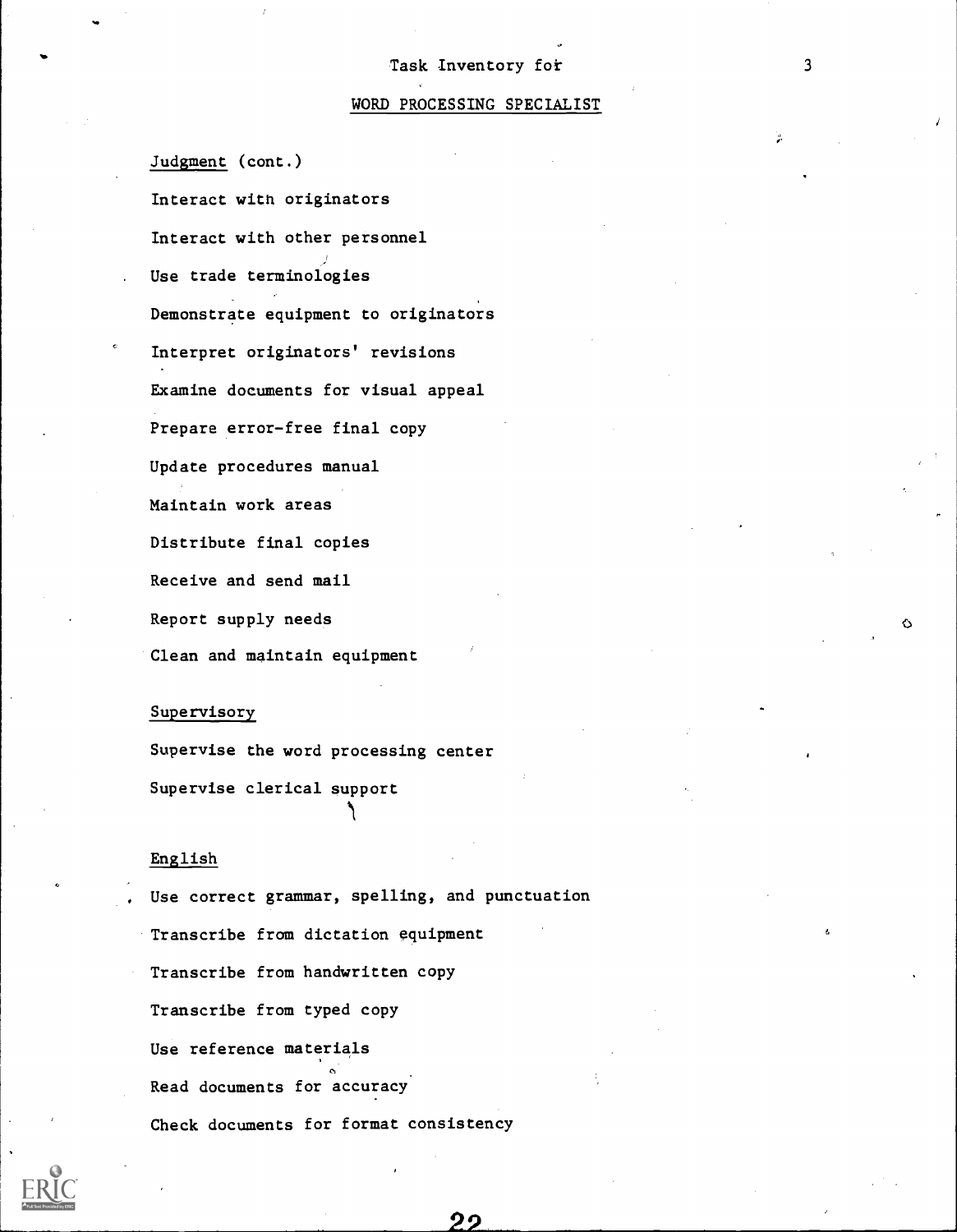Task Inventory for

WORD PROCESSING SPECIALIST

Judgment (cont.)

Interact with originators

Interact with other personnel

Use trade terminologies

Demonstrate equipment to originators

Interpret originators' revisions

Examine documents for visual appeal

Prepare error-free final copy

Update procedures manual

Maintain work areas

Distribute final copies

Receive and send mail

Report supply needs

Clean and maintain equipment

Supervisory

Supervise the word processing center

Supervise clerical support

English

Use correct grammar, spelling, and punctuation

Transcribe from dictation equipment

Transcribe from handwritten copy

Transcribe from typed copy

Use reference materials

Read documents for accuracy

Check documents for format consistency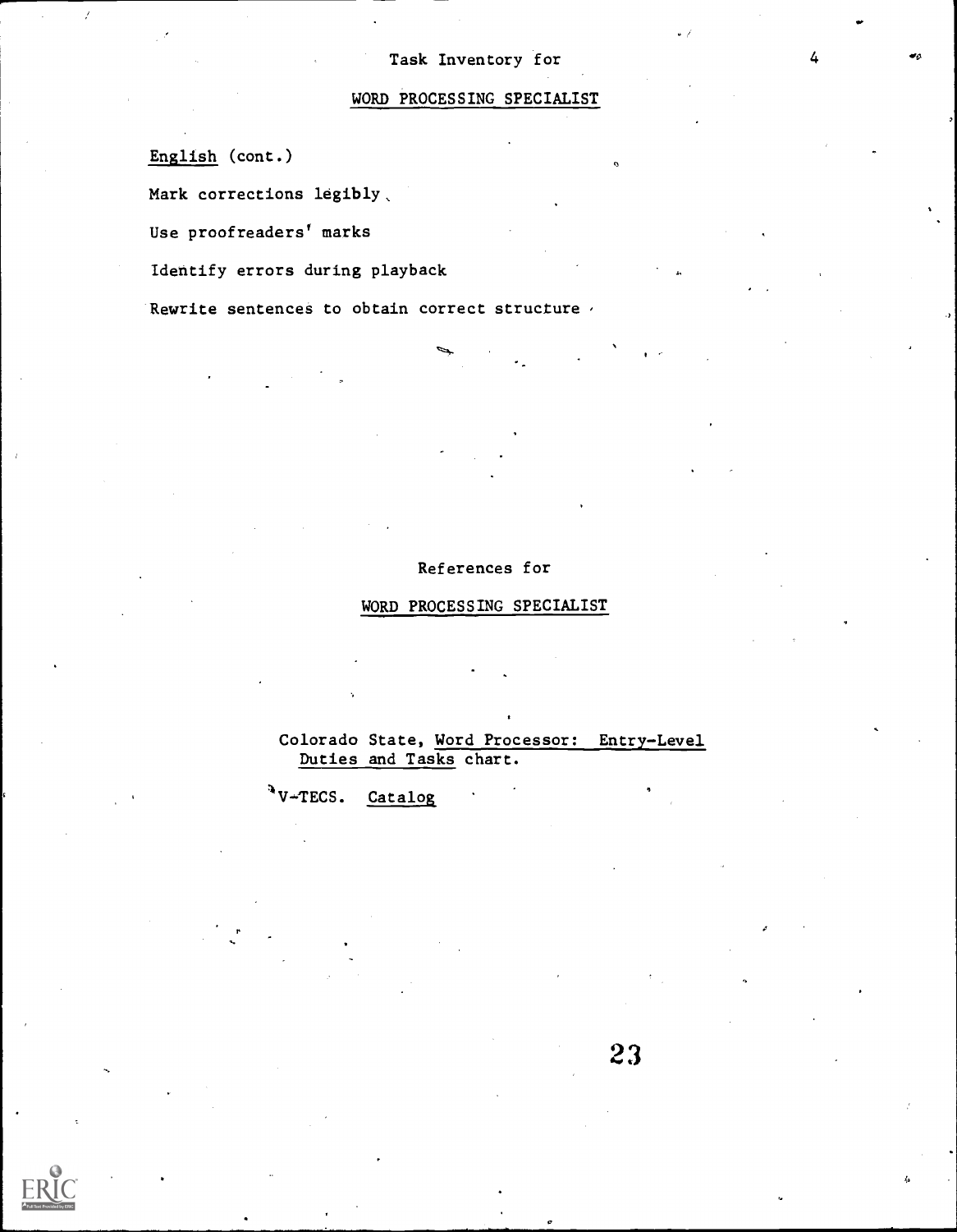Task Inventory for

WORD PROCESSING SPECIALIST

English (cont.)

Mark corrections legibly

Use proofreaders' marks

Identify errors during playback

Rewrite sentences to obtain correct structure

## References for

## WORD PROCESSING SPECIALIST

Colorado State, Word Processor: Entry-Level Duties and Tasks chart.

V-TECS. Catalog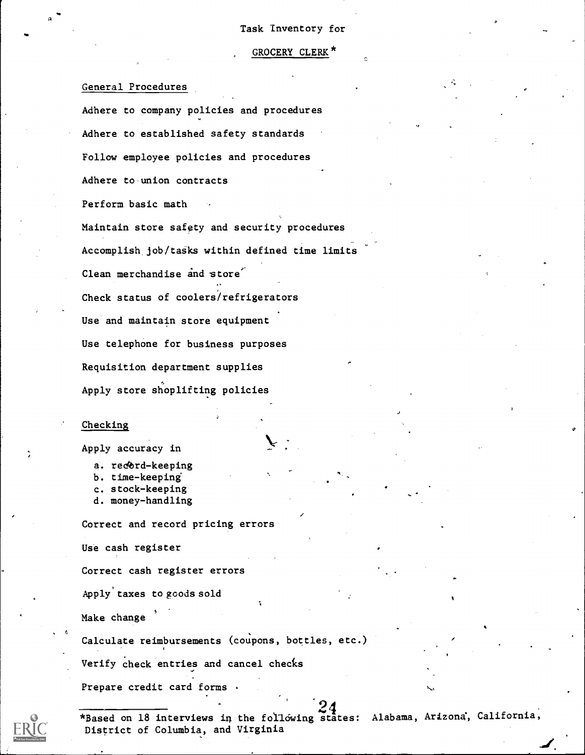Task Inventory for

GROCERY CLERK*

## General Procedures

Adhere to company policies and procedures

Adhere to established safety standards

Follow employee policies and procedures

Adhere to union contracts

Perform basic math

Maintain store safety and security procedures

Accomplish job/tasks within defined time limits

Clean merchandise and store

Check status of coolers/refrigerators

Use and maintain store equipment

Use telephone for business purposes

Requisition department supplies

Apply store shoplifting policies

## Checking

Apply accuracy in

a. record-keeping
b. time-keeping
c. stock-keeping
d. money-handling

Correct and record pricing errors

Use cash register

Correct cash register errors

Apply taxes to goods sold

Make change

Calculate reimbursements (coupons, bottles, etc.)

Verify check entries and cancel checks

Prepare credit card forms

*Based on 18 interviews in the following states: Alabama, Arizona, California, District of Columbia, and Virginia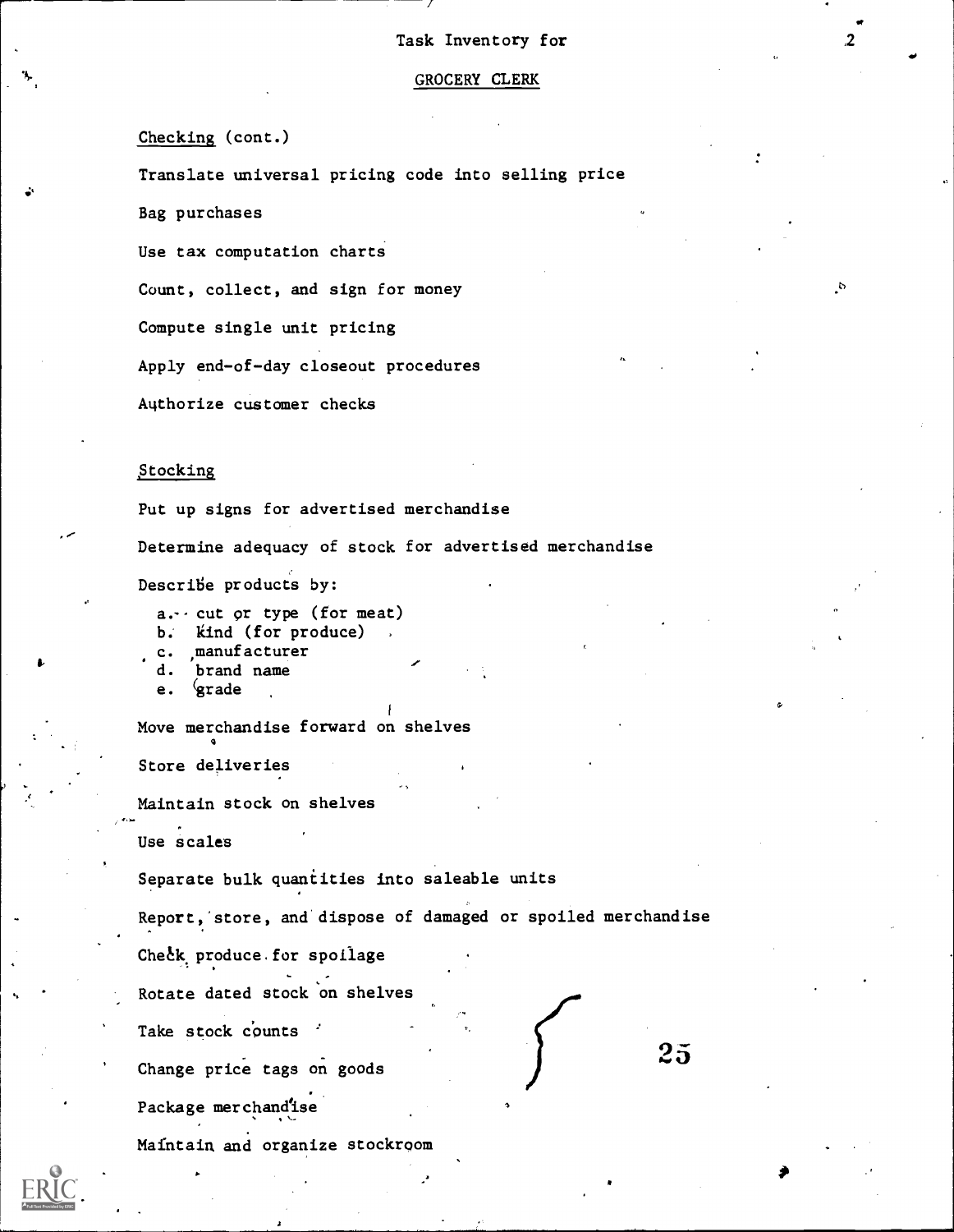Task Inventory for

GROCERY CLERK

Checking (cont.)

Translate universal pricing code into selling price

Bag purchases

Use tax computation charts

Count, collect, and sign for money

Compute single unit pricing

Apply end-of-day closeout procedures

Authorize customer checks

Stocking

Put up signs for advertised merchandise

Determine adequacy of stock for advertised merchandise

Describe products by:

a. cut or type (for meat)
b. kind (for produce)
c. manufacturer
d. brand name
e. grade

Move merchandise forward on shelves

Store deliveries

Maintain stock on shelves

Use scales

Separate bulk quantities into saleable units

Report, store, and dispose of damaged or spoiled merchandise

Check produce for spoilage

Rotate dated stock on shelves

Take stock counts

Change price tags on goods

Package merchandise

Maintain and organize stockroom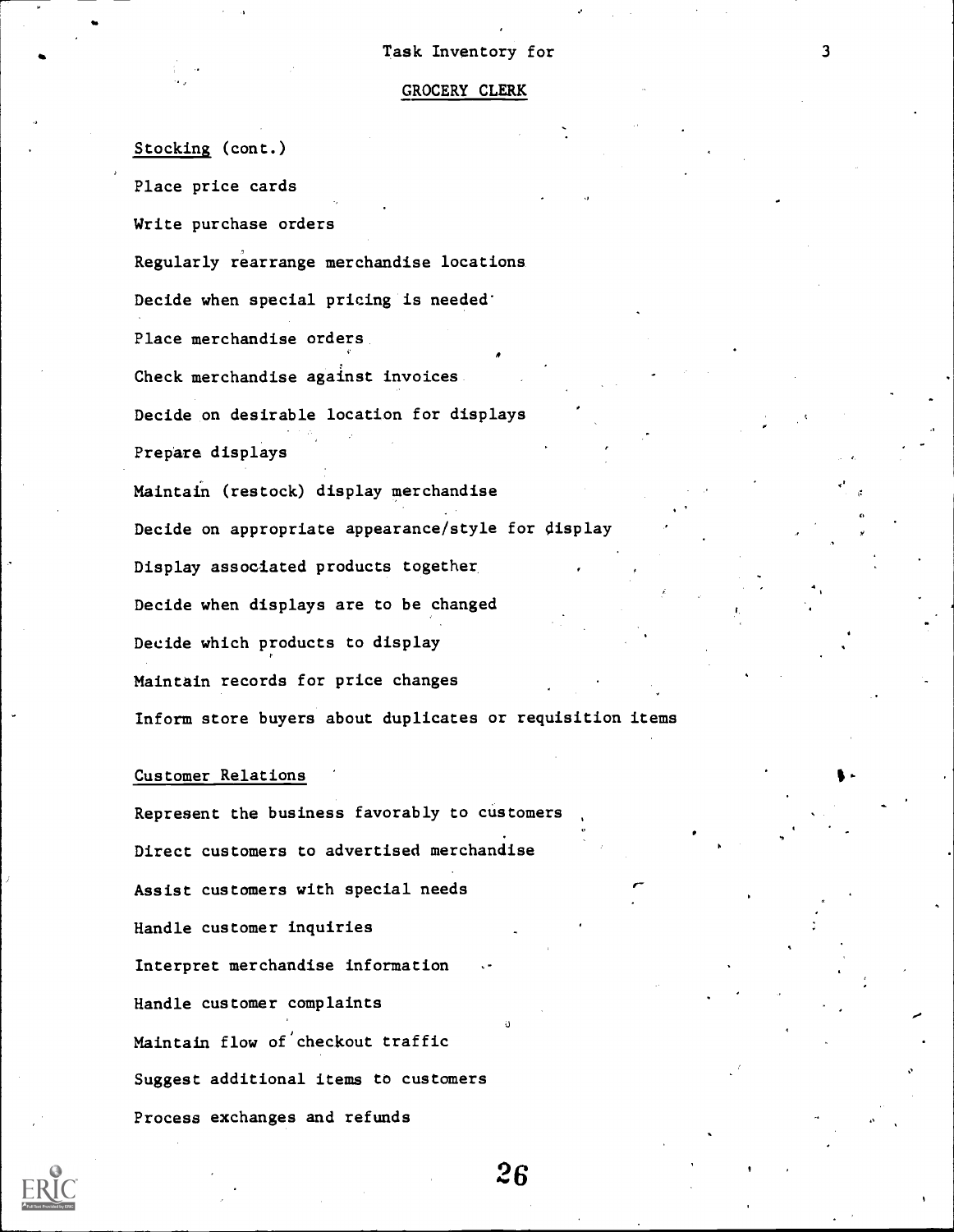Task Inventory for

GROCERY CLERK

Stocking (cont.)

Place price cards

Write purchase orders

Regularly rearrange merchandise locations

Decide when special pricing is needed

Place merchandise orders

Check merchandise against invoices

Decide on desirable location for displays

Prepare displays

Maintain (restock) display merchandise

Decide on appropriate appearance/style for display

Display associated products together

Decide when displays are to be changed

Decide which products to display

Maintain records for price changes

Inform store buyers about duplicates or requisition items

Customer Relations

Represent the business favorably to customers

Direct customers to advertised merchandise

Assist customers with special needs

Handle customer inquiries

Interpret merchandise information

Handle customer complaints

Maintain flow of checkout traffic

Suggest additional items to customers

Process exchanges and refunds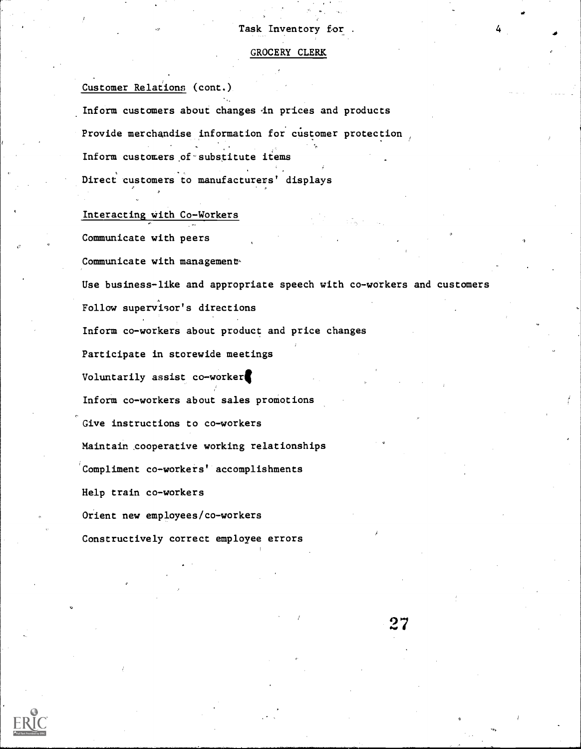Task Inventory for

## GROCERY CLERK

### Customer Relations (cont.)

Inform customers about changes in prices and products

Provide merchandise information for customer protection

Inform customers of substitute items

Direct customers to manufacturers' displays

### Interacting with Co-Workers

Communicate with peers

Communicate with management

Use business-like and appropriate speech with co-workers and customers

Follow supervisor's directions

Inform co-workers about product and price changes

Participate in storewide meetings

Voluntarily assist co-workers

Inform co-workers about sales promotions

Give instructions to co-workers

Maintain cooperative working relationships

Compliment co-workers' accomplishments

Help train co-workers

Orient new employees/co-workers

Constructively correct employee errors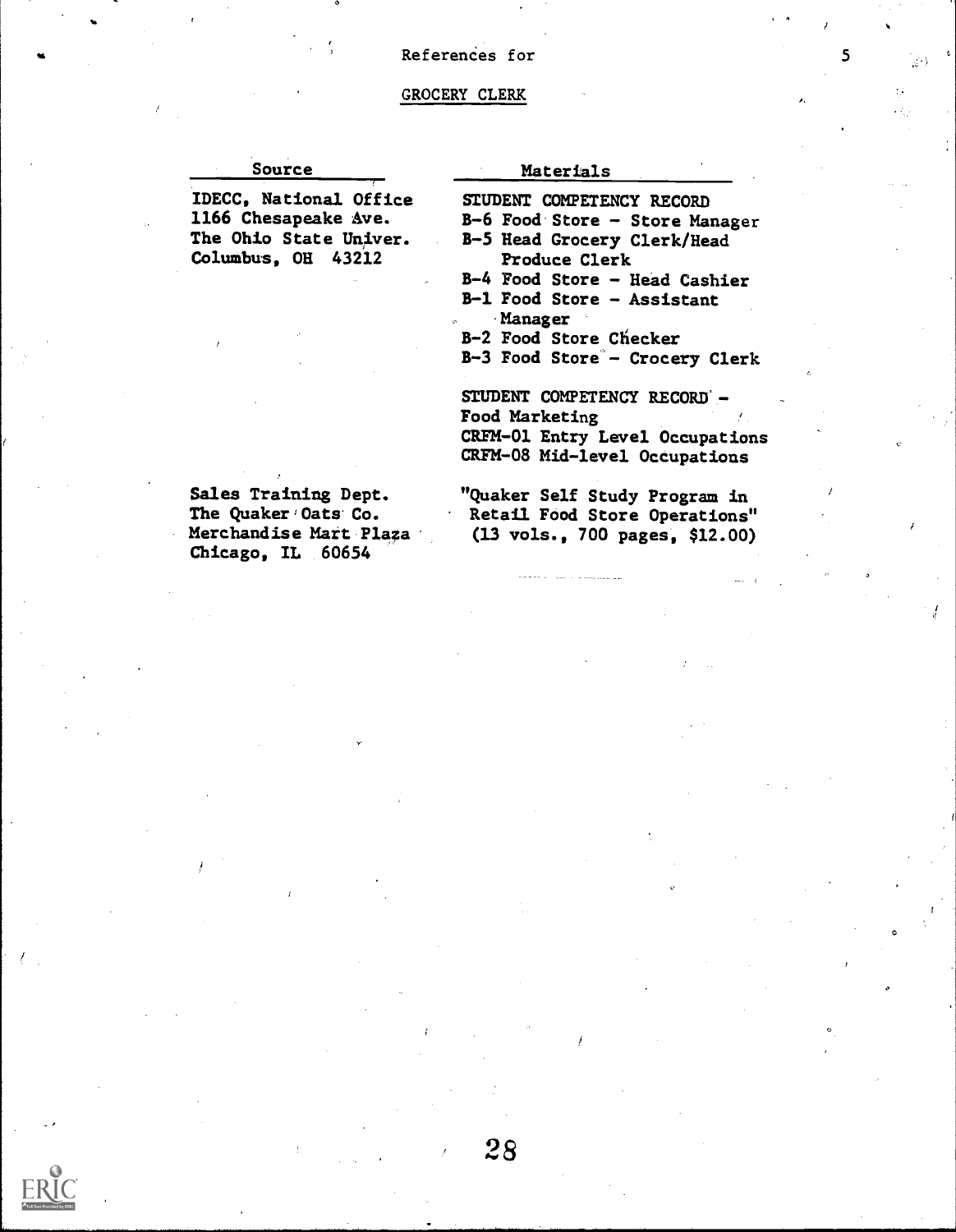References for

GROCERY CLERK

| Source | Materials |
|---|---|
| IDECC, National Office<br>1166 Chesapeake Ave.<br>The Ohio State Univer.<br>Columbus, OH 43212 | STUDENT COMPETENCY RECORD<br>B-6 Food Store - Store Manager<br>B-5 Head Grocery Clerk/Head Produce Clerk<br>B-4 Food Store - Head Cashier<br>B-1 Food Store - Assistant Manager<br>B-2 Food Store Checker<br>B-3 Food Store - Crocery Clerk<br><br>STUDENT COMPETENCY RECORD - Food Marketing<br>CRFM-01 Entry Level Occupations<br>CRFM-08 Mid-level Occupations |
| Sales Training Dept.<br>The Quaker Oats Co.<br>Merchandise Mart Plaza<br>Chicago, IL 60654 | "Quaker Self Study Program in Retail Food Store Operations" (13 vols., 700 pages, $12.00) |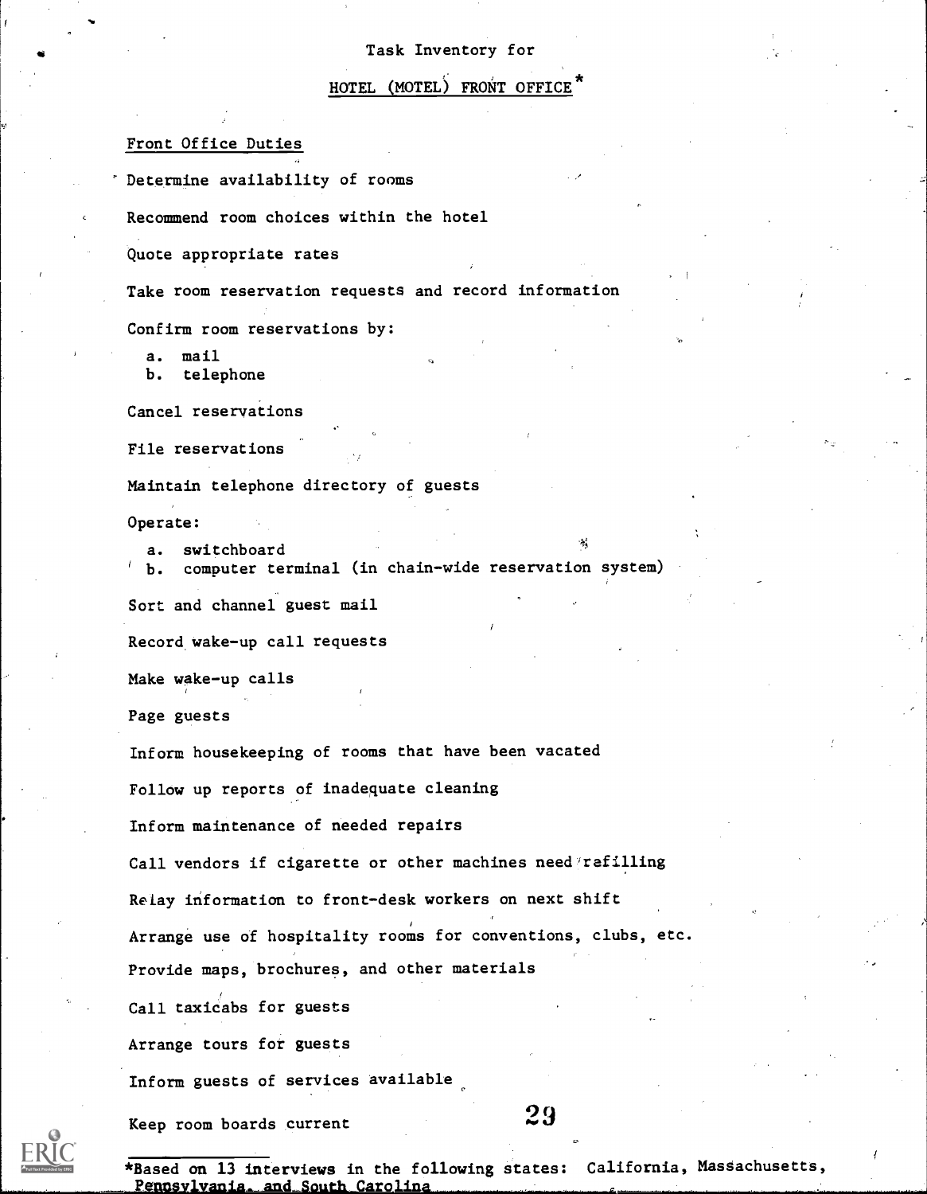Task Inventory for

# HOTEL (MOTEL) FRONT OFFICE*

## Front Office Duties

Determine availability of rooms

Recommend room choices within the hotel

Quote appropriate rates

Take room reservation requests and record information

Confirm room reservations by:

a. mail
b. telephone

Cancel reservations

File reservations

Maintain telephone directory of guests

Operate:

a. switchboard
b. computer terminal (in chain-wide reservation system)

Sort and channel guest mail

Record wake-up call requests

Make wake-up calls

Page guests

Inform housekeeping of rooms that have been vacated

Follow up reports of inadequate cleaning

Inform maintenance of needed repairs

Call vendors if cigarette or other machines need refilling

Relay information to front-desk workers on next shift

Arrange use of hospitality rooms for conventions, clubs, etc.

Provide maps, brochures, and other materials

Call taxicabs for guests

Arrange tours for guests

Inform guests of services available

Keep room boards current

*Based on 13 interviews in the following states: California, Massachusetts, Pennsylvania, and South Carolina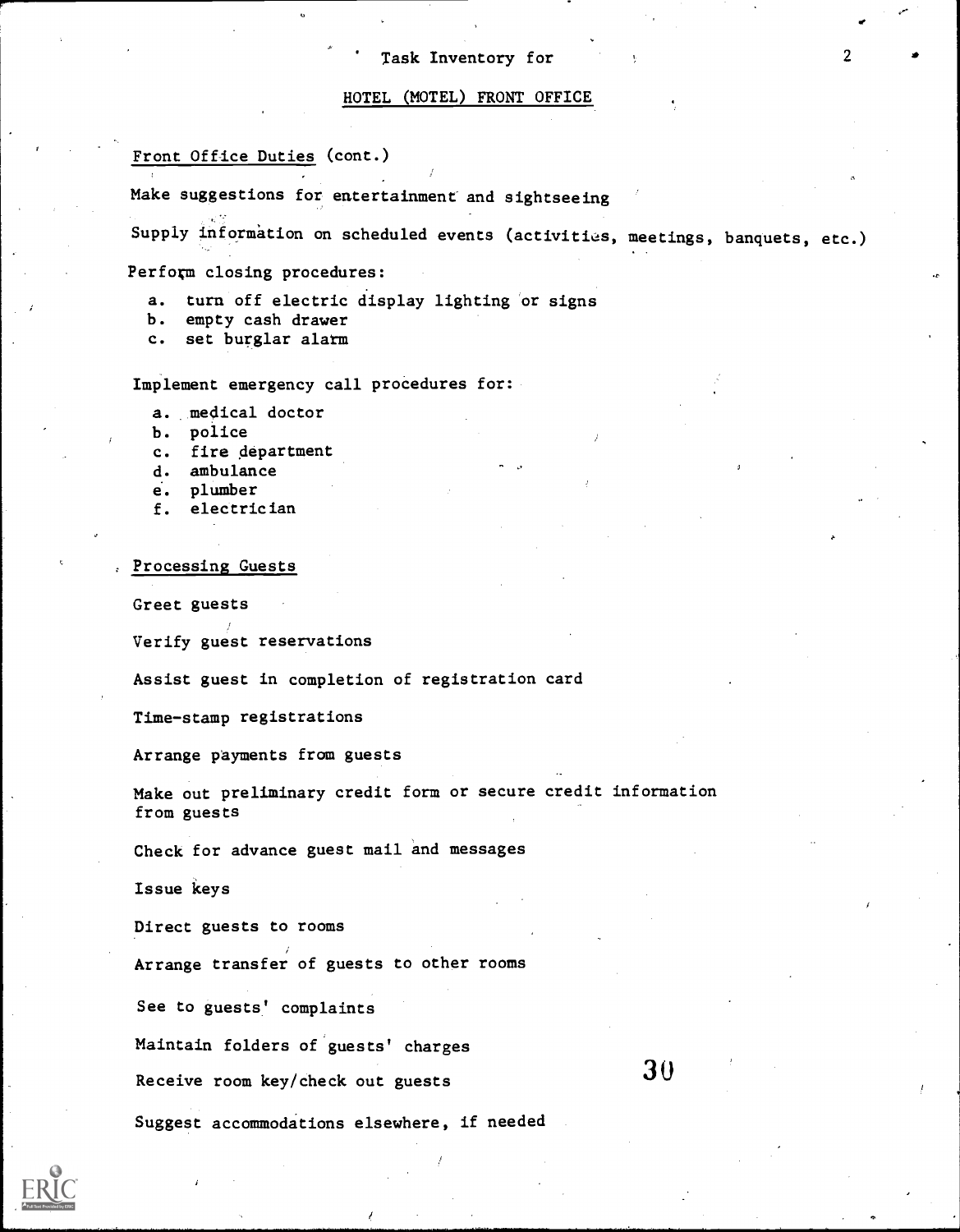Task Inventory for

## HOTEL (MOTEL) FRONT OFFICE

### Front Office Duties (cont.)

Make suggestions for entertainment and sightseeing

Supply information on scheduled events (activities, meetings, banquets, etc.)

Perform closing procedures:

a. turn off electric display lighting or signs
b. empty cash drawer
c. set burglar alarm

Implement emergency call procedures for:

a. medical doctor
b. police
c. fire department
d. ambulance
e. plumber
f. electrician

### Processing Guests

Greet guests

Verify guest reservations

Assist guest in completion of registration card

Time-stamp registrations

Arrange payments from guests

Make out preliminary credit form or secure credit information from guests

Check for advance guest mail and messages

Issue keys

Direct guests to rooms

Arrange transfer of guests to other rooms

See to guests' complaints

Maintain folders of guests' charges

Receive room key/check out guests

Suggest accommodations elsewhere, if needed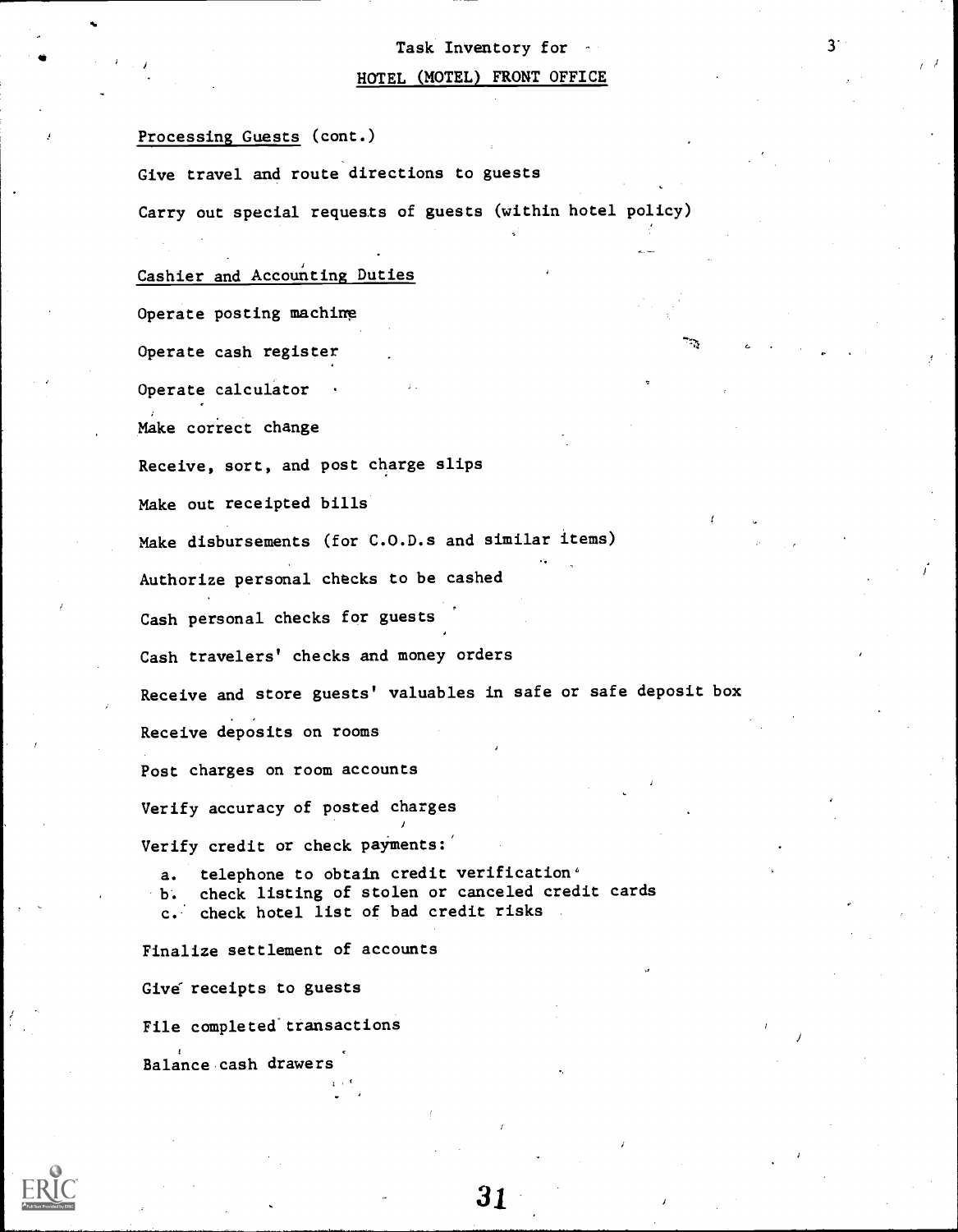## Task Inventory for HOTEL (MOTEL) FRONT OFFICE

### Processing Guests (cont.)

Give travel and route directions to guests

Carry out special requests of guests (within hotel policy)

### Cashier and Accounting Duties

Operate posting machine

Operate cash register

Operate calculator

Make correct change

Receive, sort, and post charge slips

Make out receipted bills

Make disbursements (for C.O.D.s and similar items)

Authorize personal checks to be cashed

Cash personal checks for guests

Cash travelers' checks and money orders

Receive and store guests' valuables in safe or safe deposit box

Receive deposits on rooms

Post charges on room accounts

Verify accuracy of posted charges

Verify credit or check payments:

a. telephone to obtain credit verification
b. check listing of stolen or canceled credit cards
c. check hotel list of bad credit risks

Finalize settlement of accounts

Give receipts to guests

File completed transactions

Balance cash drawers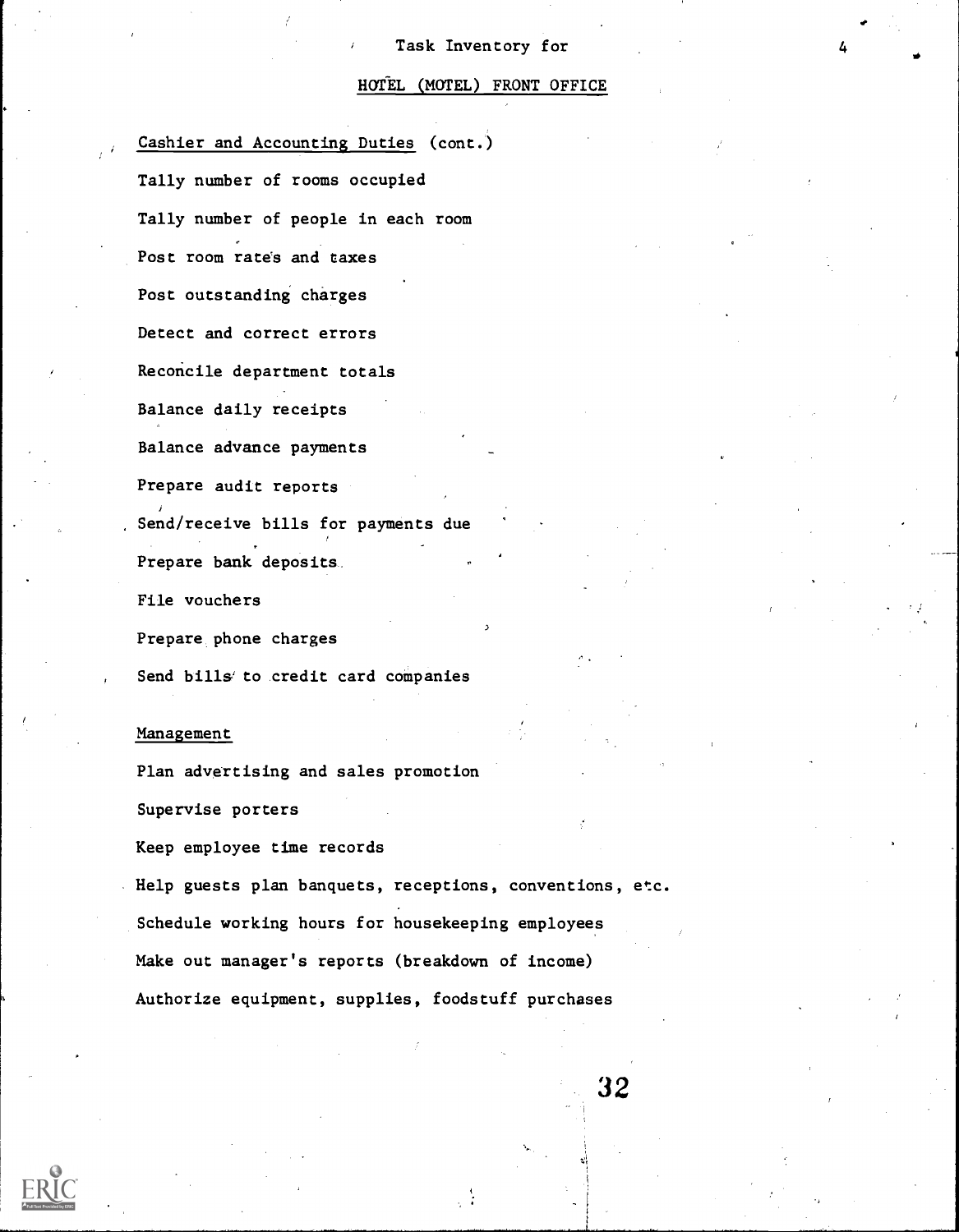## Task Inventory for

## HOTEL (MOTEL) FRONT OFFICE

Cashier and Accounting Duties (cont.)

Tally number of rooms occupied

Tally number of people in each room

Post room rates and taxes

Post outstanding charges

Detect and correct errors

Reconcile department totals

Balance daily receipts

Balance advance payments

Prepare audit reports

Send/receive bills for payments due

Prepare bank deposits

File vouchers

Prepare phone charges

Send bills to credit card companies

Management

Plan advertising and sales promotion

Supervise porters

Keep employee time records

Help guests plan banquets, receptions, conventions, etc.

Schedule working hours for housekeeping employees

Make out manager's reports (breakdown of income)

Authorize equipment, supplies, foodstuff purchases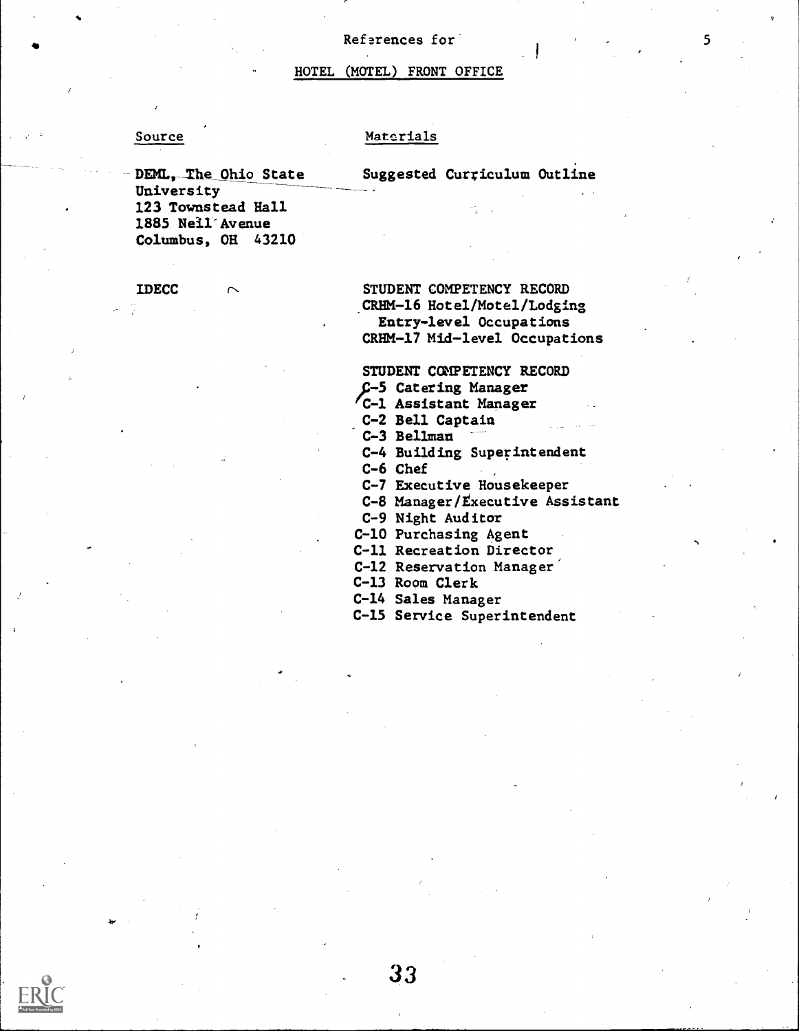References for

## HOTEL (MOTEL) FRONT OFFICE

| Source | Materials |
|---|---|
| DEML, The Ohio State University<br>123 Townstead Hall<br>1885 Neil Avenue<br>Columbus, OH 43210 | Suggested Curriculum Outline |
| IDECC | STUDENT COMPETENCY RECORD<br>CRHM-16 Hotel/Motel/Lodging Entry-level Occupations<br>CRHM-17 Mid-level Occupations |
| | STUDENT COMPETENCY RECORD<br>C-5 Catering Manager<br>C-1 Assistant Manager<br>C-2 Bell Captain<br>C-3 Bellman<br>C-4 Building Superintendent<br>C-6 Chef<br>C-7 Executive Housekeeper<br>C-8 Manager/Executive Assistant<br>C-9 Night Auditor<br>C-10 Purchasing Agent<br>C-11 Recreation Director<br>C-12 Reservation Manager<br>C-13 Room Clerk<br>C-14 Sales Manager<br>C-15 Service Superintendent |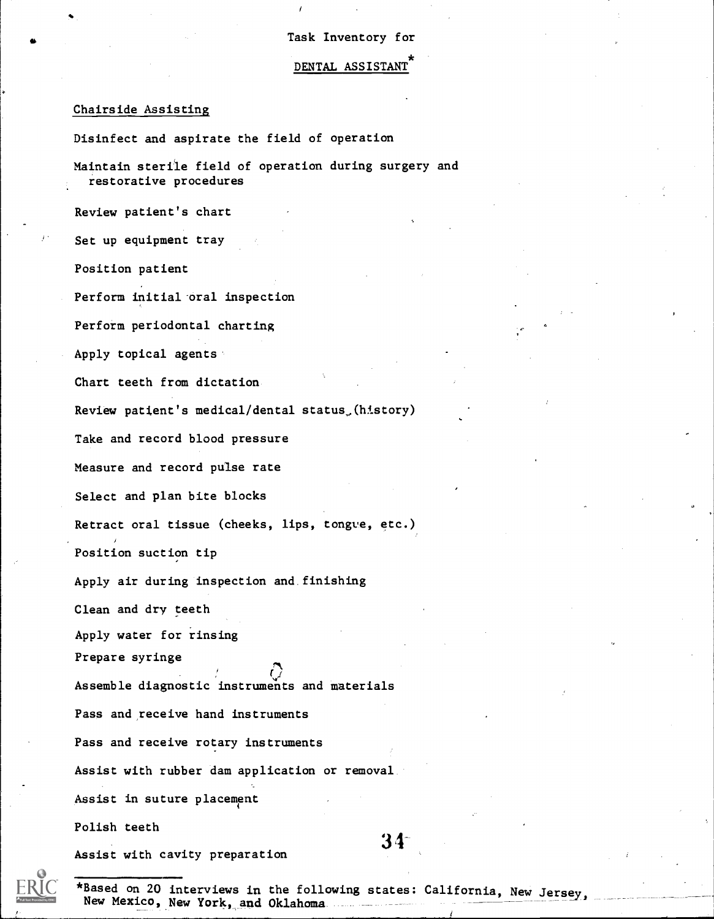Task Inventory for

## DENTAL ASSISTANT*

### Chairside Assisting

Disinfect and aspirate the field of operation

Maintain sterile field of operation during surgery and restorative procedures

Review patient's chart

Set up equipment tray

Position patient

Perform initial oral inspection

Perform periodontal charting

Apply topical agents

Chart teeth from dictation

Review patient's medical/dental status (history)

Take and record blood pressure

Measure and record pulse rate

Select and plan bite blocks

Retract oral tissue (cheeks, lips, tongue, etc.)

Position suction tip

Apply air during inspection and finishing

Clean and dry teeth

Apply water for rinsing

Prepare syringe

Assemble diagnostic instruments and materials

Pass and receive hand instruments

Pass and receive rotary instruments

Assist with rubber dam application or removal

Assist in suture placement

Polish teeth

Assist with cavity preparation

*Based on 20 interviews in the following states: California, New Jersey, New Mexico, New York, and Oklahoma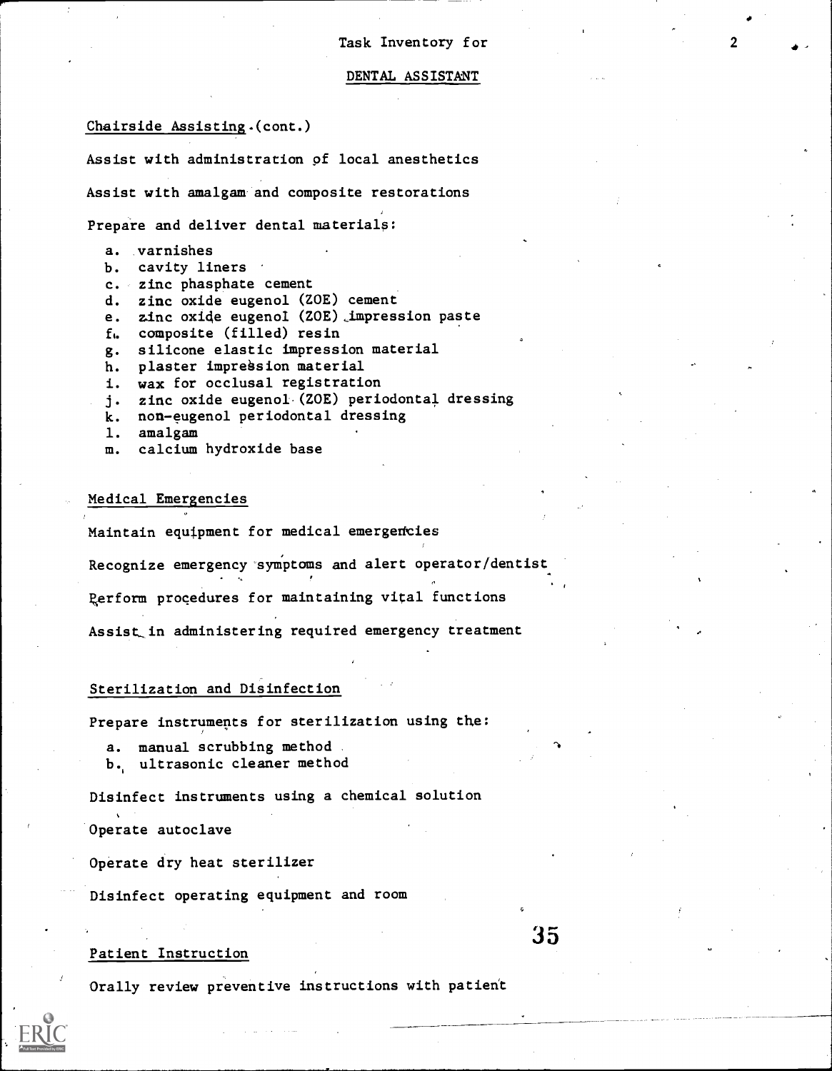Task Inventory for

DENTAL ASSISTANT

Chairside Assisting (cont.)

Assist with administration of local anesthetics

Assist with amalgam and composite restorations

Prepare and deliver dental materials:

a. varnishes
b. cavity liners
c. zinc phasphate cement
d. zinc oxide eugenol (ZOE) cement
e. zinc oxide eugenol (ZOE) impression paste
f. composite (filled) resin
g. silicone elastic impression material
h. plaster impression material
i. wax for occlusal registration
j. zinc oxide eugenol (ZOE) periodontal dressing
k. non-eugenol periodontal dressing
l. amalgam
m. calcium hydroxide base

Medical Emergencies

Maintain equipment for medical emergencies

Recognize emergency symptoms and alert operator/dentist

Perform procedures for maintaining vital functions

Assist in administering required emergency treatment

Sterilization and Disinfection

Prepare instruments for sterilization using the:

a. manual scrubbing method
b. ultrasonic cleaner method

Disinfect instruments using a chemical solution

Operate autoclave

Operate dry heat sterilizer

Disinfect operating equipment and room

Patient Instruction

Orally review preventive instructions with patient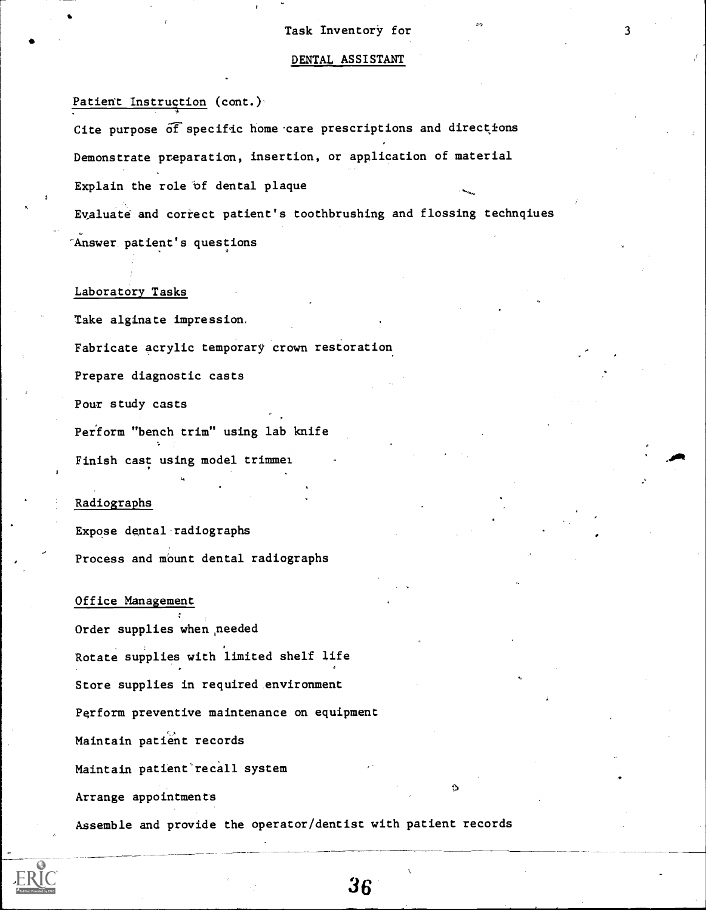Task Inventory for

DENTAL ASSISTANT

Patient Instruction (cont.)

Cite purpose of specific home care prescriptions and directions

Demonstrate preparation, insertion, or application of material

Explain the role of dental plaque

Evaluate and correct patient's toothbrushing and flossing technqiues

Answer patient's questions

Laboratory Tasks

Take alginate impression.

Fabricate acrylic temporary crown restoration

Prepare diagnostic casts

Pour study casts

Perform "bench trim" using lab knife

Finish cast using model trimmer

Radiographs

Expose dental radiographs

Process and mount dental radiographs

Office Management

Order supplies when needed

Rotate supplies with limited shelf life

Store supplies in required environment

Perform preventive maintenance on equipment

Maintain patient records

Maintain patient recall system

Arrange appointments

Assemble and provide the operator/dentist with patient records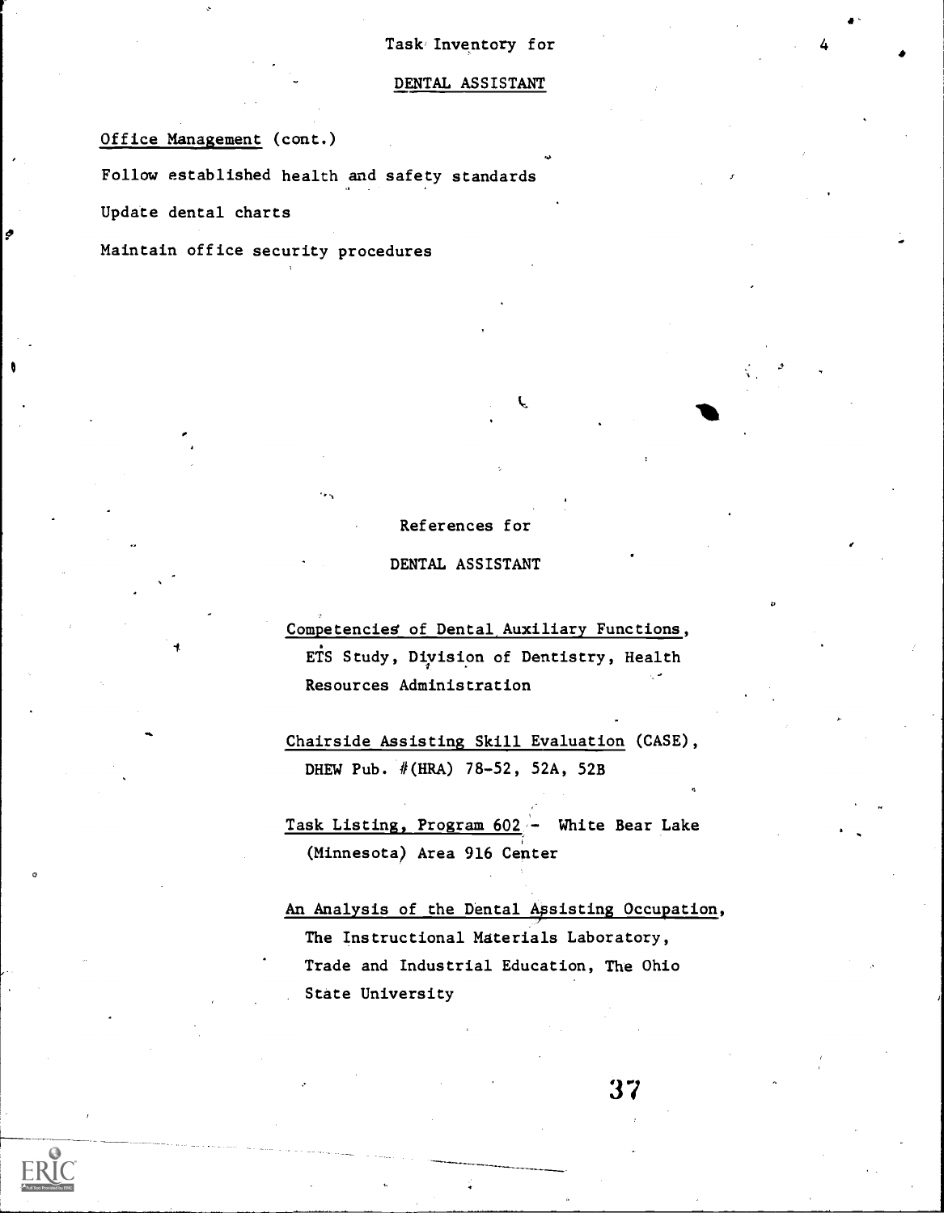Task Inventory for

DENTAL ASSISTANT

Office Management (cont.)

Follow established health and safety standards

Update dental charts

Maintain office security procedures

References for

DENTAL ASSISTANT

Competencies of Dental Auxiliary Functions, ETS Study, Division of Dentistry, Health Resources Administration

Chairside Assisting Skill Evaluation (CASE), DHEW Pub. #(HRA) 78-52, 52A, 52B

Task Listing, Program 602 - White Bear Lake (Minnesota) Area 916 Center

An Analysis of the Dental Assisting Occupation, The Instructional Materials Laboratory, Trade and Industrial Education, The Ohio State University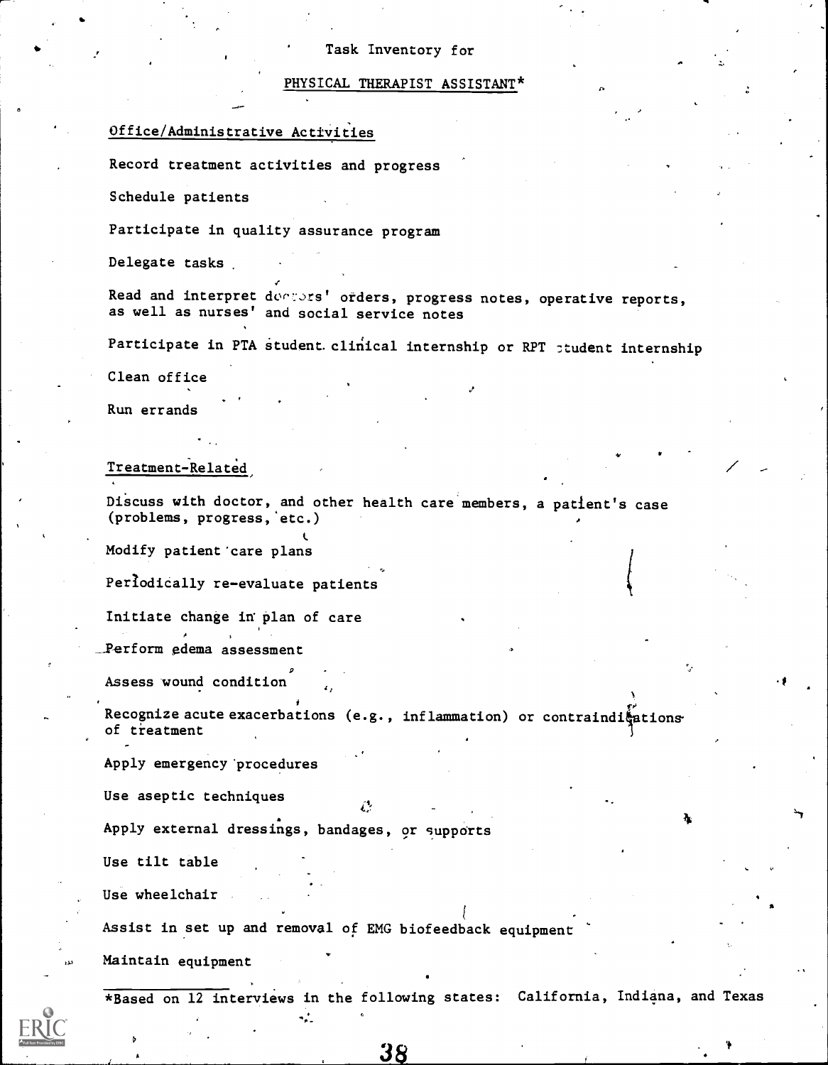Task Inventory for

# PHYSICAL THERAPIST ASSISTANT*

## Office/Administrative Activities

Record treatment activities and progress

Schedule patients

Participate in quality assurance program

Delegate tasks

Read and interpret doctors' orders, progress notes, operative reports, as well as nurses' and social service notes

Participate in PTA student clinical internship or RPT student internship

Clean office

Run errands

## Treatment-Related

Discuss with doctor, and other health care members, a patient's case (problems, progress, etc.)

Modify patient care plans

Periodically re-evaluate patients

Initiate change in plan of care

Perform edema assessment

Assess wound condition

Recognize acute exacerbations (e.g., inflammation) or contraindications of treatment

Apply emergency procedures

Use aseptic techniques

Apply external dressings, bandages, or supports

Use tilt table

Use wheelchair

Assist in set up and removal of EMG biofeedback equipment

Maintain equipment

*Based on 12 interviews in the following states: California, Indiana, and Texas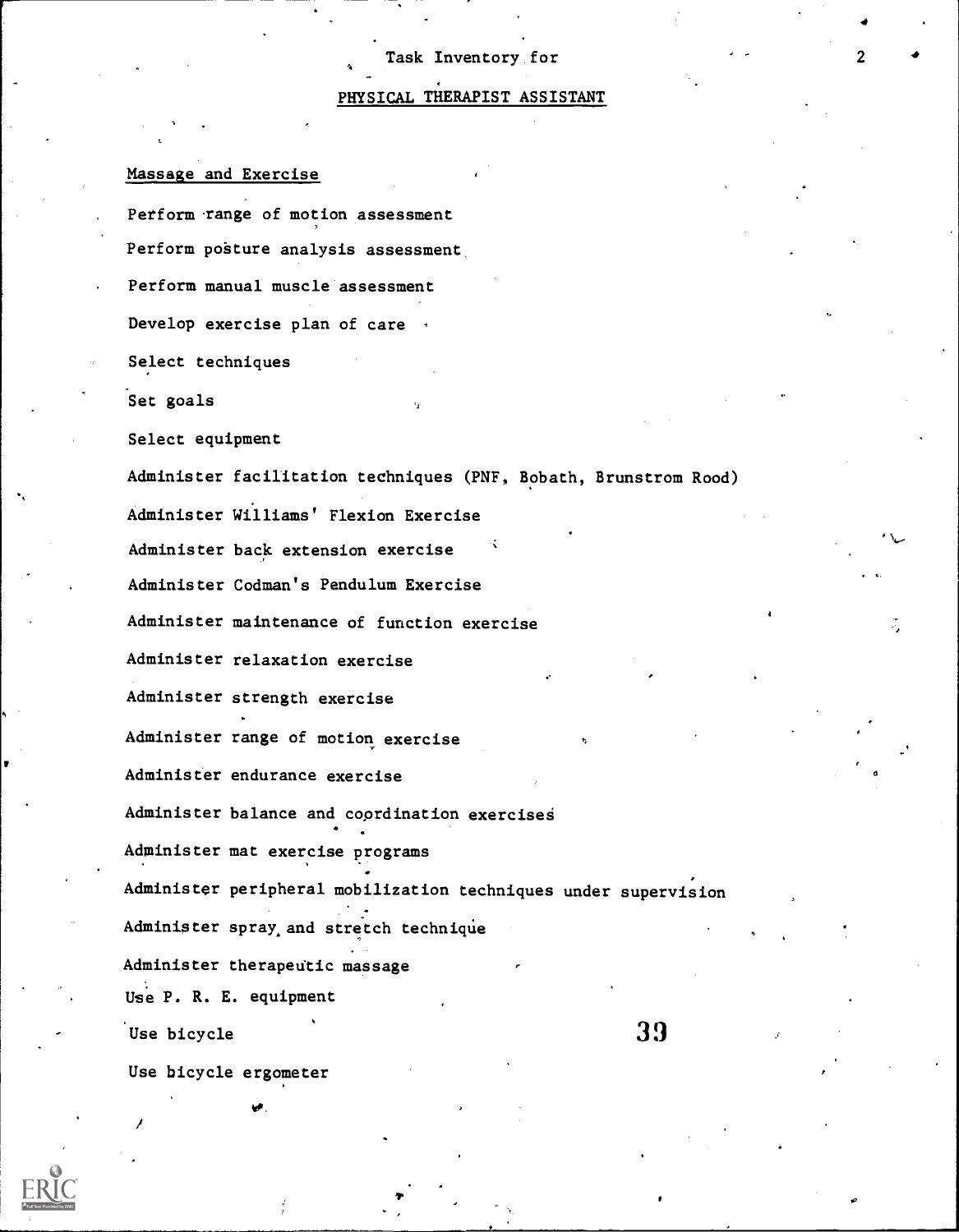Task Inventory for

## PHYSICAL THERAPIST ASSISTANT

### Massage and Exercise

Perform range of motion assessment

Perform posture analysis assessment

Perform manual muscle assessment

Develop exercise plan of care

Select techniques

Set goals

Select equipment

Administer facilitation techniques (PNF, Bobath, Brunstrom Rood)

Administer Williams' Flexion Exercise

Administer back extension exercise

Administer Codman's Pendulum Exercise

Administer maintenance of function exercise

Administer relaxation exercise

Administer strength exercise

Administer range of motion exercise

Administer endurance exercise

Administer balance and coordination exercises

Administer mat exercise programs

Administer peripheral mobilization techniques under supervision

Administer spray and stretch technique

Administer therapeutic massage

Use P. R. E. equipment

Use bicycle

Use bicycle ergometer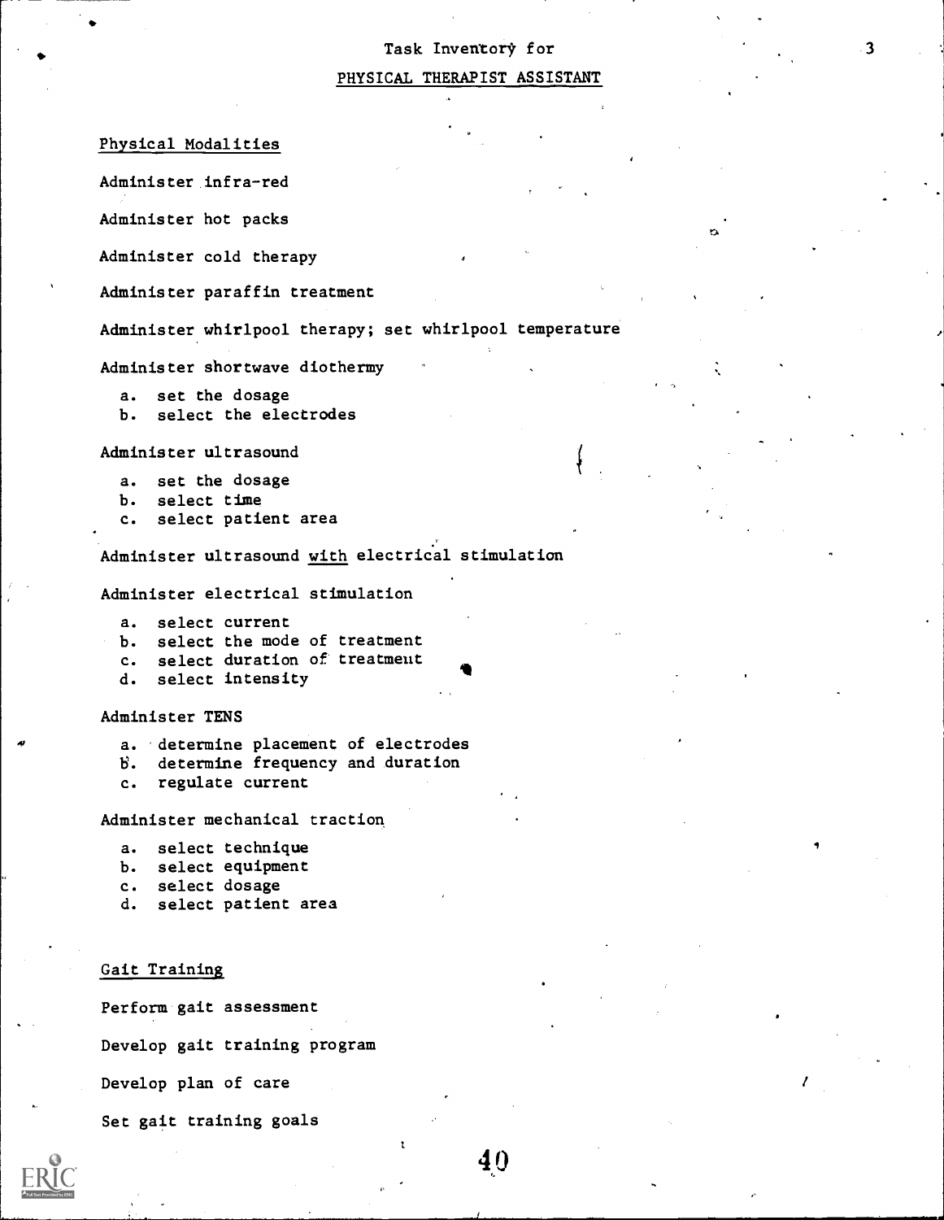Task Inventory for

PHYSICAL THERAPIST ASSISTANT

Physical Modalities

Administer infra-red

Administer hot packs

Administer cold therapy

Administer paraffin treatment

Administer whirlpool therapy; set whirlpool temperature

Administer shortwave diothermy

a. set the dosage
b. select the electrodes

Administer ultrasound

a. set the dosage
b. select time
c. select patient area

Administer ultrasound with electrical stimulation

Administer electrical stimulation

a. select current
b. select the mode of treatment
c. select duration of treatment
d. select intensity

Administer TENS

a. determine placement of electrodes
b. determine frequency and duration
c. regulate current

Administer mechanical traction

a. select technique
b. select equipment
c. select dosage
d. select patient area

Gait Training

Perform gait assessment

Develop gait training program

Develop plan of care

Set gait training goals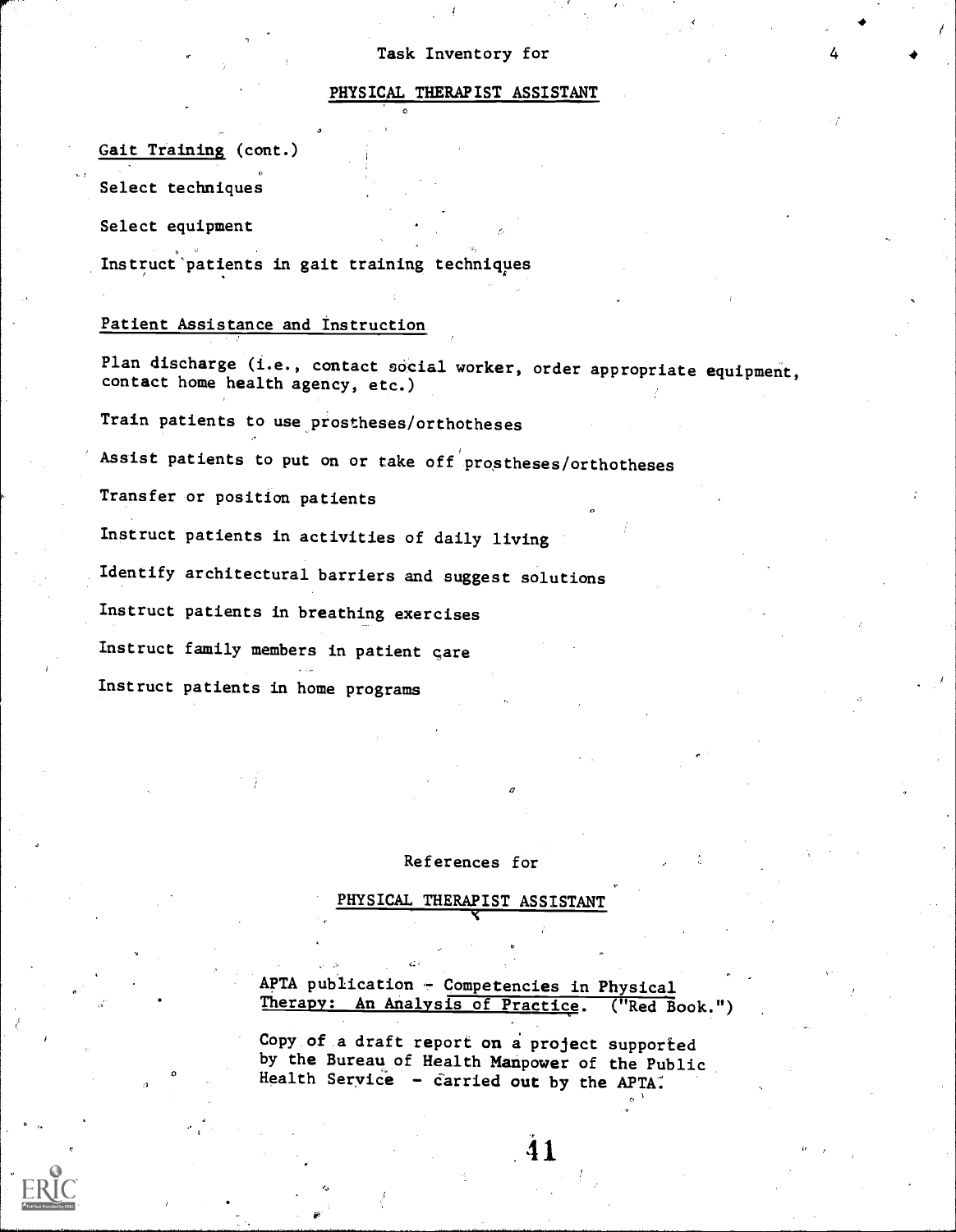Task Inventory for

PHYSICAL THERAPIST ASSISTANT

Gait Training (cont.)

Select techniques

Select equipment

Instruct patients in gait training techniques

Patient Assistance and Instruction

Plan discharge (i.e., contact social worker, order appropriate equipment, contact home health agency, etc.)

Train patients to use prostheses/orthotheses

Assist patients to put on or take off prostheses/orthotheses

Transfer or position patients

Instruct patients in activities of daily living

Identify architectural barriers and suggest solutions

Instruct patients in breathing exercises

Instruct family members in patient care

Instruct patients in home programs

References for

PHYSICAL THERAPIST ASSISTANT

APTA publication - Competencies in Physical Therapy: An Analysis of Practice. ("Red Book.")

Copy of a draft report on a project supported by the Bureau of Health Manpower of the Public Health Service - carried out by the APTA.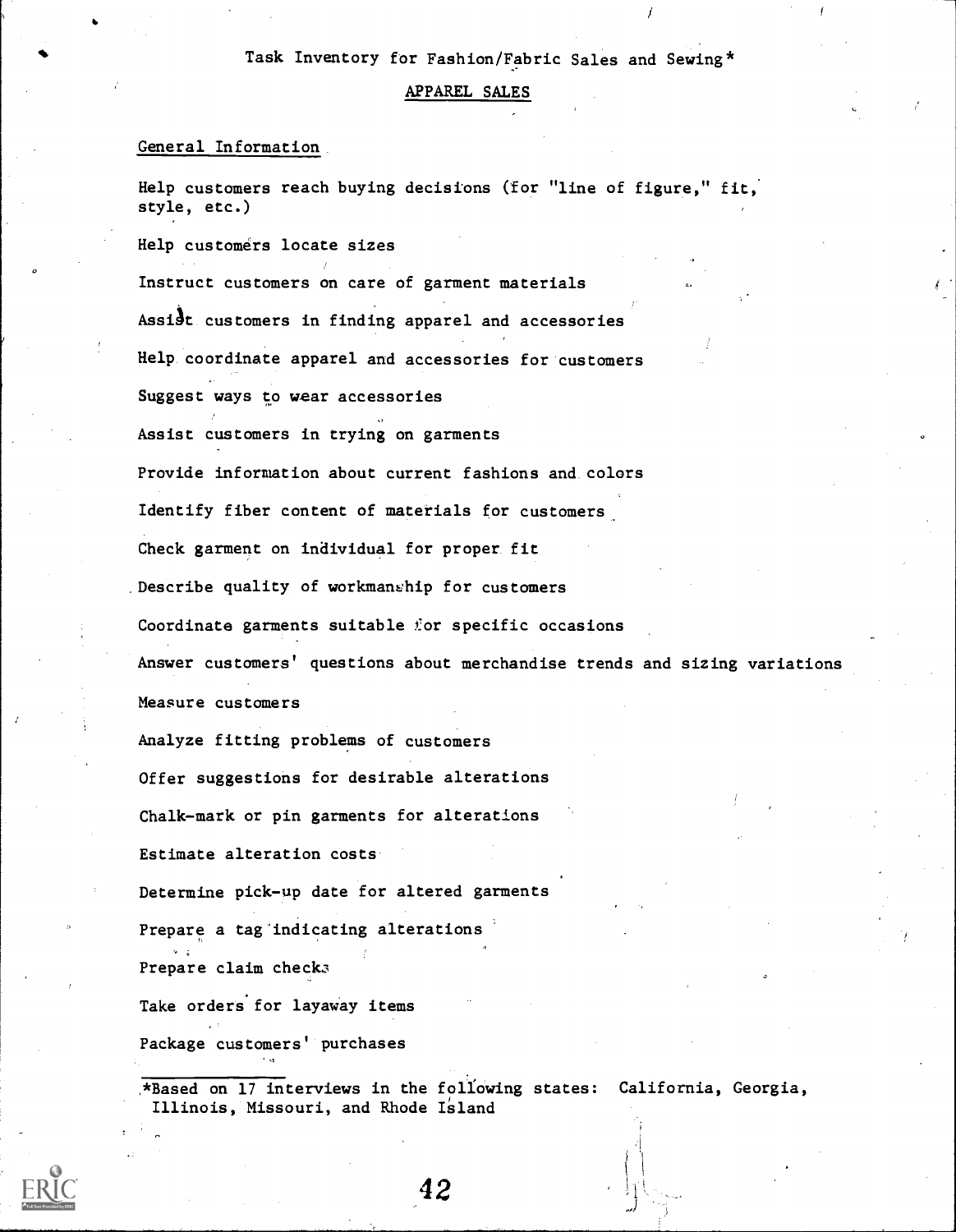Task Inventory for Fashion/Fabric Sales and Sewing*

APPAREL SALES

General Information

Help customers reach buying decisions (for "line of figure," fit, style, etc.)

Help customers locate sizes

Instruct customers on care of garment materials

Assist customers in finding apparel and accessories

Help coordinate apparel and accessories for customers

Suggest ways to wear accessories

Assist customers in trying on garments

Provide information about current fashions and colors

Identify fiber content of materials for customers

Check garment on individual for proper fit

Describe quality of workmanship for customers

Coordinate garments suitable for specific occasions

Answer customers' questions about merchandise trends and sizing variations

Measure customers

Analyze fitting problems of customers

Offer suggestions for desirable alterations

Chalk-mark or pin garments for alterations

Estimate alteration costs

Determine pick-up date for altered garments

Prepare a tag indicating alterations

Prepare claim checks

Take orders for layaway items

Package customers' purchases

*Based on 17 interviews in the following states: California, Georgia, Illinois, Missouri, and Rhode Island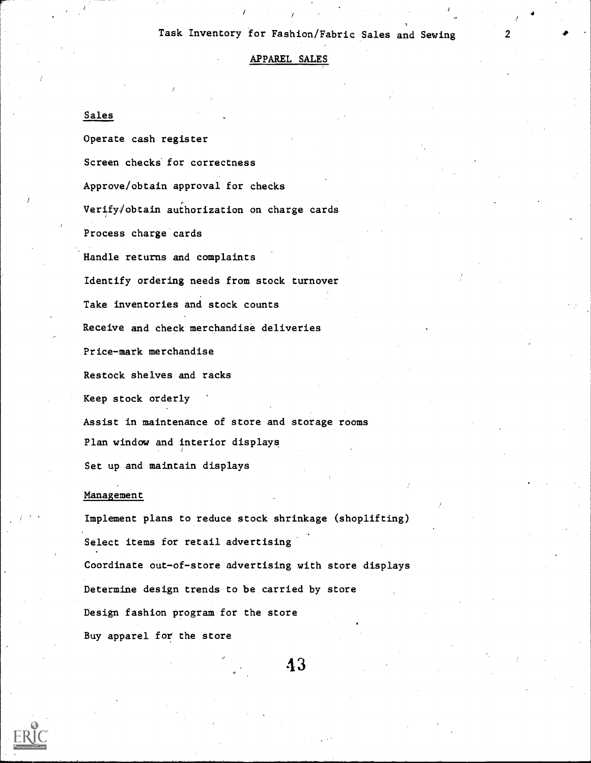Task Inventory for Fashion/Fabric Sales and Sewing

## APPAREL SALES

### Sales

Operate cash register

Screen checks for correctness

Approve/obtain approval for checks

Verify/obtain authorization on charge cards

Process charge cards

Handle returns and complaints

Identify ordering needs from stock turnover

Take inventories and stock counts

Receive and check merchandise deliveries

Price-mark merchandise

Restock shelves and racks

Keep stock orderly

Assist in maintenance of store and storage rooms

Plan window and interior displays

Set up and maintain displays

### Management

Implement plans to reduce stock shrinkage (shoplifting)

Select items for retail advertising

Coordinate out-of-store advertising with store displays

Determine design trends to be carried by store

Design fashion program for the store

Buy apparel for the store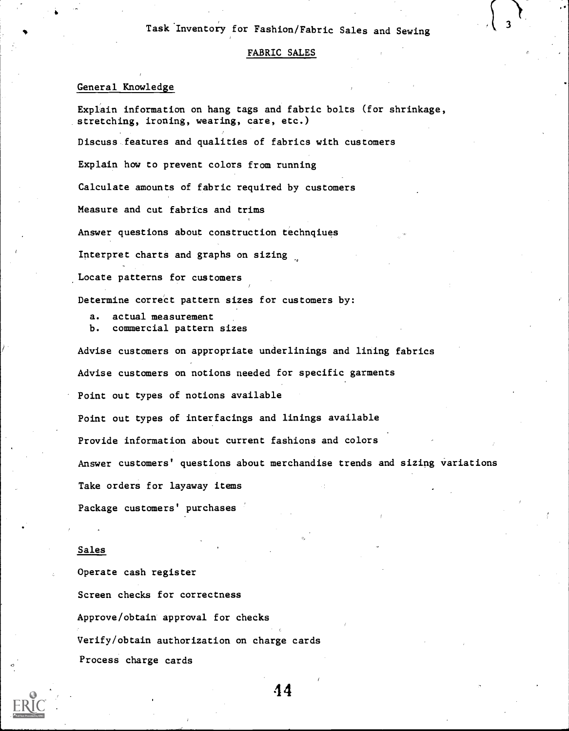Task Inventory for Fashion/Fabric Sales and Sewing

## FABRIC SALES

### General Knowledge

Explain information on hang tags and fabric bolts (for shrinkage, stretching, ironing, wearing, care, etc.)

Discuss features and qualities of fabrics with customers

Explain how to prevent colors from running

Calculate amounts of fabric required by customers

Measure and cut fabrics and trims

Answer questions about construction technqiues

Interpret charts and graphs on sizing

Locate patterns for customers

Determine correct pattern sizes for customers by:

a. actual measurement
b. commercial pattern sizes

Advise customers on appropriate underlinings and lining fabrics

Advise customers on notions needed for specific garments

Point out types of notions available

Point out types of interfacings and linings available

Provide information about current fashions and colors

Answer customers' questions about merchandise trends and sizing variations

Take orders for layaway items

Package customers' purchases

### Sales

Operate cash register

Screen checks for correctness

Approve/obtain approval for checks

Verify/obtain authorization on charge cards

Process charge cards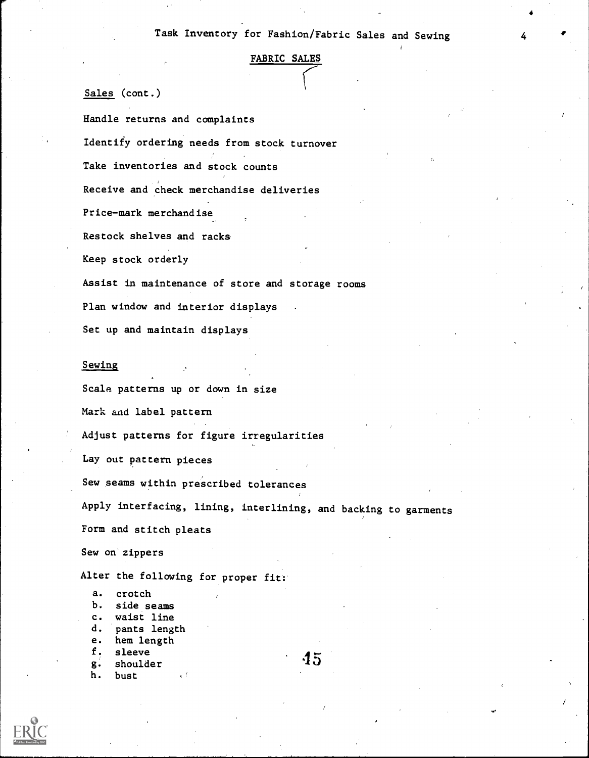## FABRIC SALES

Sales (cont.)

Handle returns and complaints

Identify ordering needs from stock turnover

Take inventories and stock counts

Receive and check merchandise deliveries

Price-mark merchandise

Restock shelves and racks

Keep stock orderly

Assist in maintenance of store and storage rooms

Plan window and interior displays

Set up and maintain displays

Sewing

Scale patterns up or down in size

Mark and label pattern

Adjust patterns for figure irregularities

Lay out pattern pieces

Sew seams within prescribed tolerances

Apply interfacing, lining, interlining, and backing to garments

Form and stitch pleats

Sew on zippers

Alter the following for proper fit:

a. crotch
b. side seams
c. waist line
d. pants length
e. hem length
f. sleeve
g. shoulder
h. bust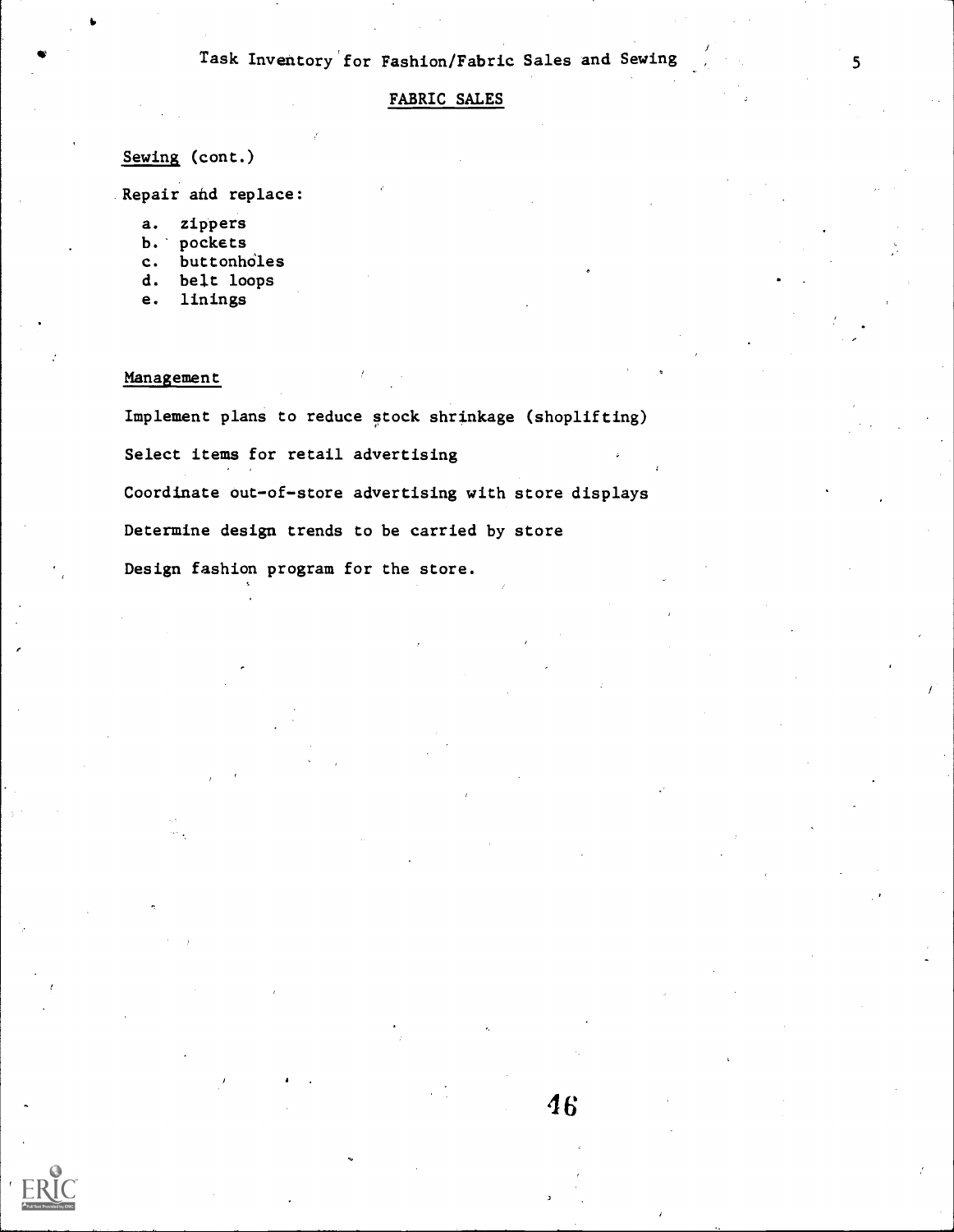## FABRIC SALES

Sewing (cont.)

Repair and replace:

a. zippers
b. pockets
c. buttonholes
d. belt loops
e. linings

### Management

Implement plans to reduce stock shrinkage (shoplifting)

Select items for retail advertising

Coordinate out-of-store advertising with store displays

Determine design trends to be carried by store

Design fashion program for the store.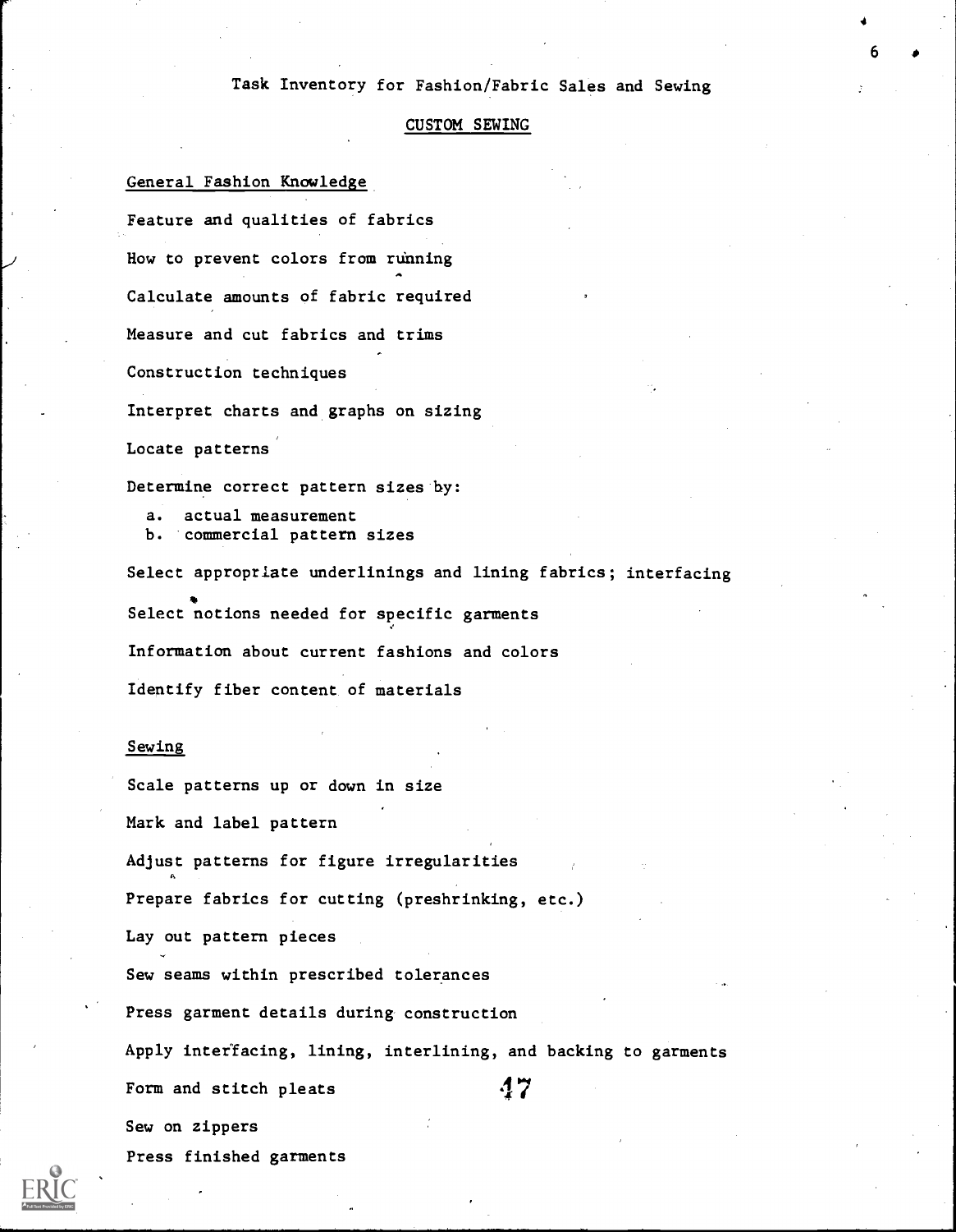# Task Inventory for Fashion/Fabric Sales and Sewing

## CUSTOM SEWING

### General Fashion Knowledge

Feature and qualities of fabrics

How to prevent colors from running

Calculate amounts of fabric required

Measure and cut fabrics and trims

Construction techniques

Interpret charts and graphs on sizing

Locate patterns

Determine correct pattern sizes by:

a. actual measurement
b. commercial pattern sizes

Select appropriate underlinings and lining fabrics; interfacing

Select notions needed for specific garments

Information about current fashions and colors

Identify fiber content of materials

### Sewing

Scale patterns up or down in size

Mark and label pattern

Adjust patterns for figure irregularities

Prepare fabrics for cutting (preshrinking, etc.)

Lay out pattern pieces

Sew seams within prescribed tolerances

Press garment details during construction

Apply interfacing, lining, interlining, and backing to garments

Form and stitch pleats

Sew on zippers

Press finished garments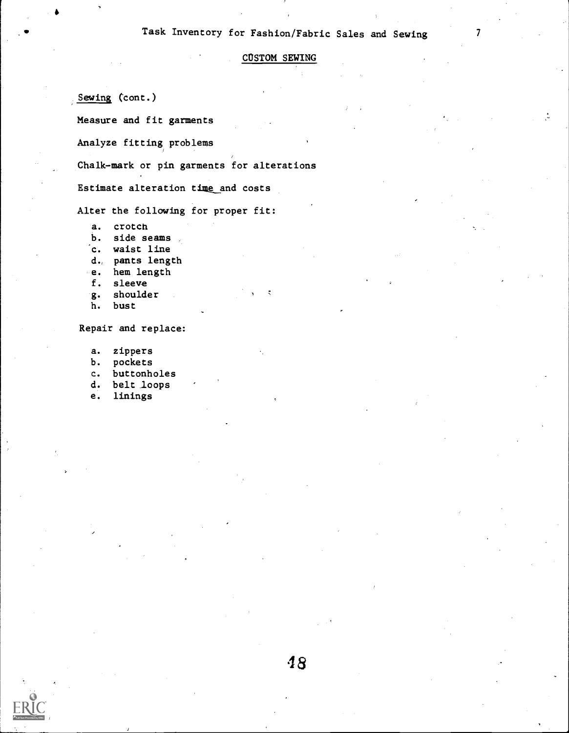## CUSTOM SEWING

Sewing (cont.)

Measure and fit garments

Analyze fitting problems

Chalk-mark or pin garments for alterations

Estimate alteration time and costs

Alter the following for proper fit:

a. crotch
b. side seams
c. waist line
d. pants length
e. hem length
f. sleeve
g. shoulder
h. bust

Repair and replace:

a. zippers
b. pockets
c. buttonholes
d. belt loops
e. linings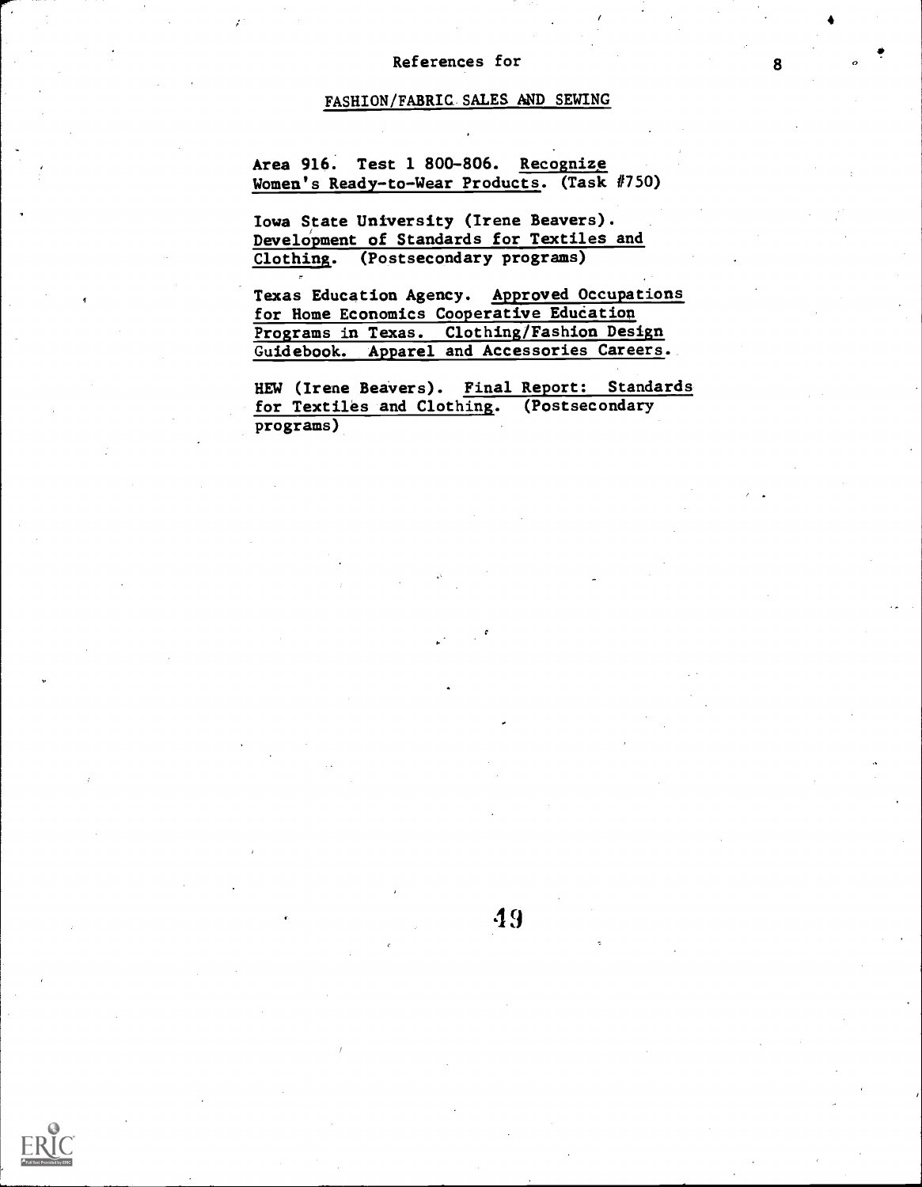## References for

## FASHION/FABRIC SALES AND SEWING

Area 916. Test 1 800-806. Recognize Women's Ready-to-Wear Products. (Task #750)

Iowa State University (Irene Beavers). Development of Standards for Textiles and Clothing. (Postsecondary programs)

Texas Education Agency. Approved Occupations for Home Economics Cooperative Education Programs in Texas. Clothing/Fashion Design Guidebook. Apparel and Accessories Careers.

HEW (Irene Beavers). Final Report: Standards for Textiles and Clothing. (Postsecondary programs)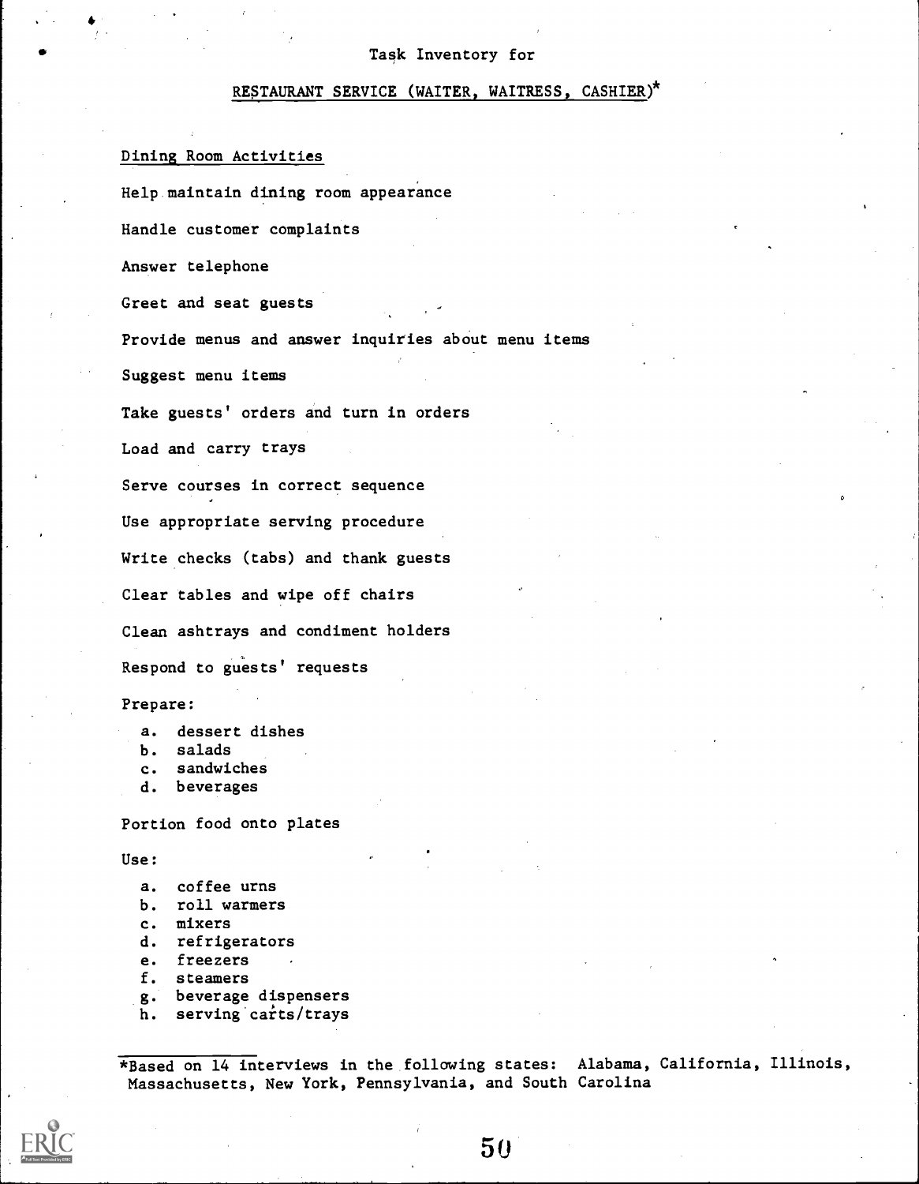Task Inventory for

## RESTAURANT SERVICE (WAITER, WAITRESS, CASHIER)*

### Dining Room Activities

Help maintain dining room appearance

Handle customer complaints

Answer telephone

Greet and seat guests

Provide menus and answer inquiries about menu items

Suggest menu items

Take guests' orders and turn in orders

Load and carry trays

Serve courses in correct sequence

Use appropriate serving procedure

Write checks (tabs) and thank guests

Clear tables and wipe off chairs

Clean ashtrays and condiment holders

Respond to guests' requests

Prepare:

a. dessert dishes
b. salads
c. sandwiches
d. beverages

Portion food onto plates

Use:

a. coffee urns
b. roll warmers
c. mixers
d. refrigerators
e. freezers
f. steamers
g. beverage dispensers
h. serving carts/trays

*Based on 14 interviews in the following states: Alabama, California, Illinois, Massachusetts, New York, Pennsylvania, and South Carolina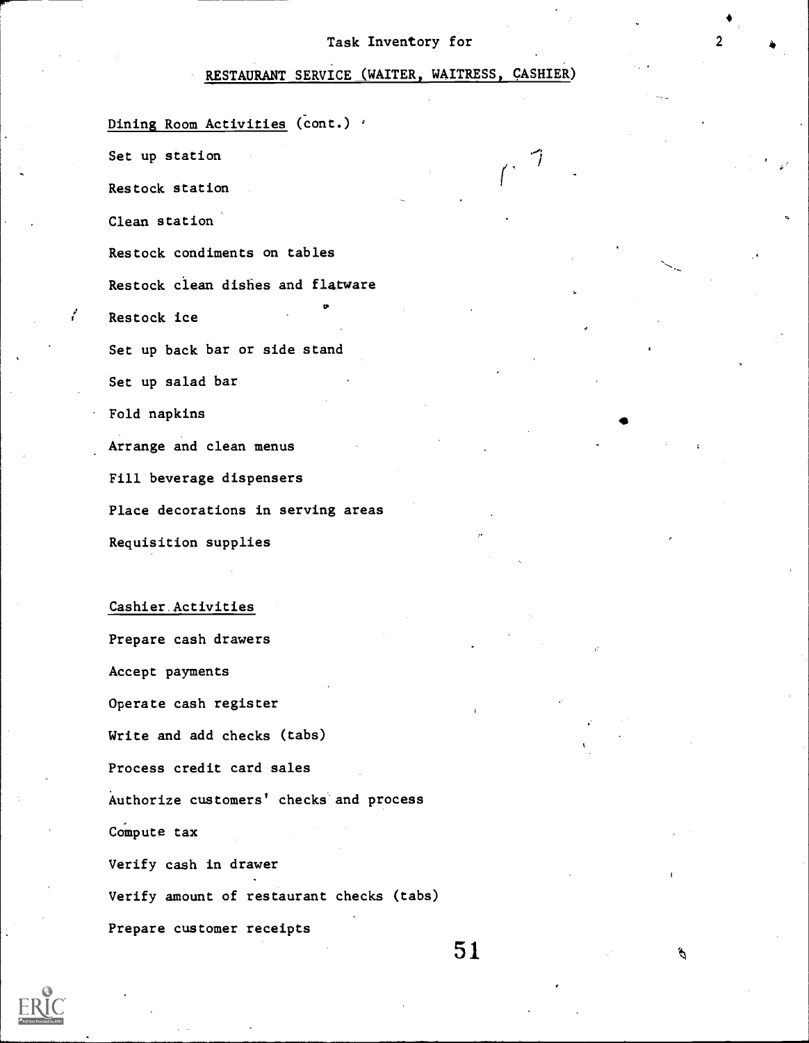## Task Inventory for

## RESTAURANT SERVICE (WAITER, WAITRESS, CASHIER)

### Dining Room Activities (cont.)

Set up station

Restock station

Clean station

Restock condiments on tables

Restock clean dishes and flatware

Restock ice

Set up back bar or side stand

Set up salad bar

Fold napkins

Arrange and clean menus

Fill beverage dispensers

Place decorations in serving areas

Requisition supplies

### Cashier Activities

Prepare cash drawers

Accept payments

Operate cash register

Write and add checks (tabs)

Process credit card sales

Authorize customers' checks and process

Compute tax

Verify cash in drawer

Verify amount of restaurant checks (tabs)

Prepare customer receipts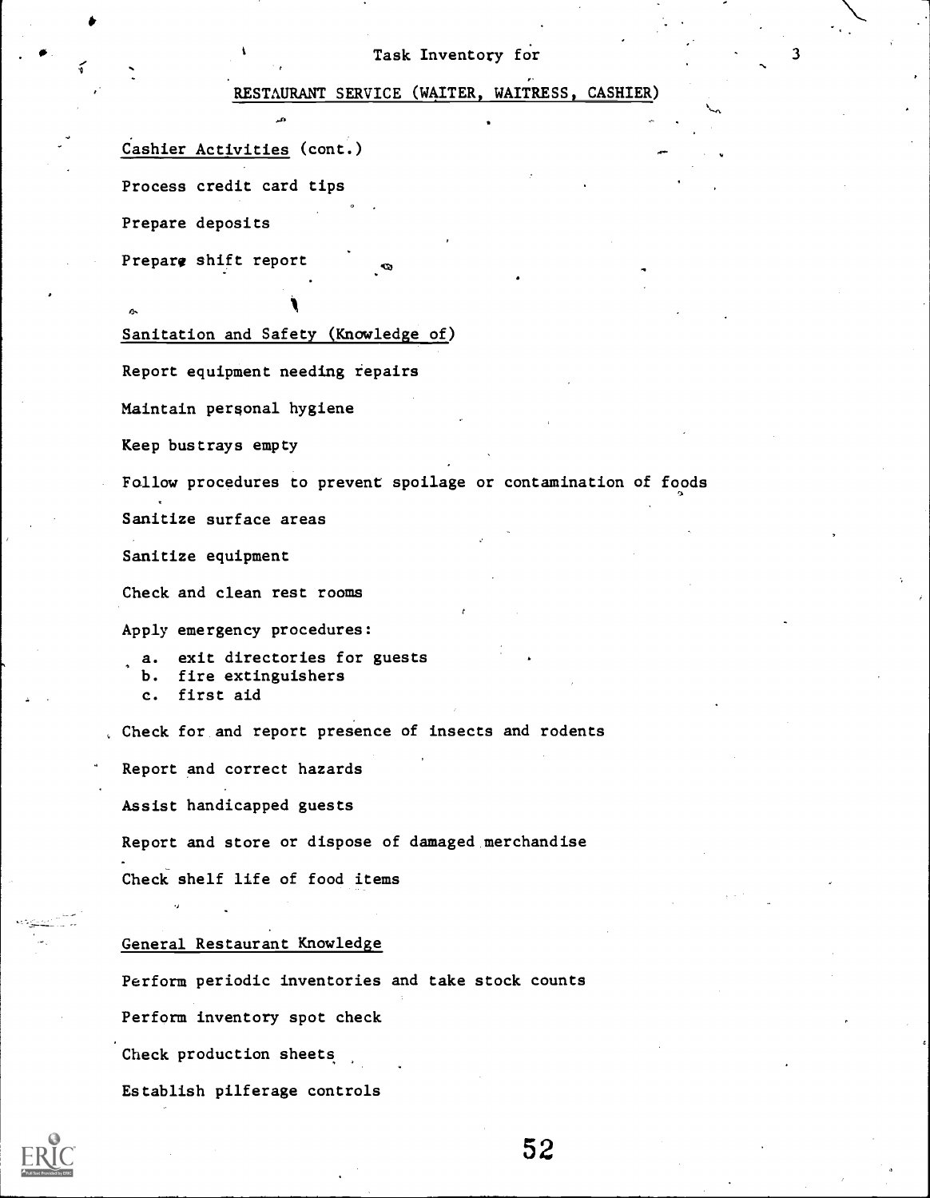Task Inventory for

RESTAURANT SERVICE (WAITER, WAITRESS, CASHIER)

Cashier Activities (cont.)

Process credit card tips

Prepare deposits

Prepare shift report

Sanitation and Safety (Knowledge of)

Report equipment needing repairs

Maintain personal hygiene

Keep bustrays empty

Follow procedures to prevent spoilage or contamination of foods

Sanitize surface areas

Sanitize equipment

Check and clean rest rooms

Apply emergency procedures:

a. exit directories for guests
b. fire extinguishers
c. first aid

Check for and report presence of insects and rodents

Report and correct hazards

Assist handicapped guests

Report and store or dispose of damaged merchandise

Check shelf life of food items

General Restaurant Knowledge

Perform periodic inventories and take stock counts

Perform inventory spot check

Check production sheets

Establish pilferage controls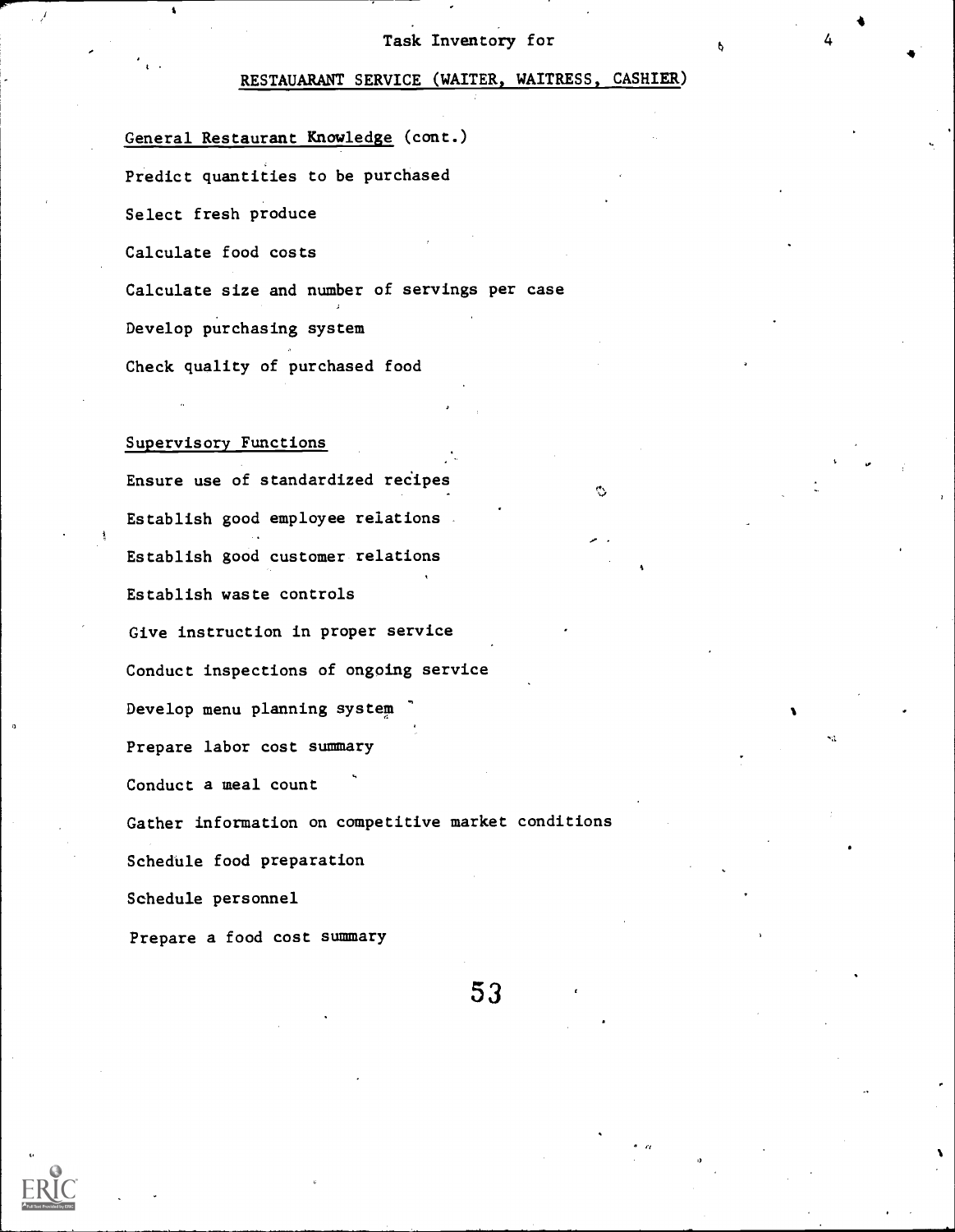Task Inventory for

RESTAUARANT SERVICE (WAITER, WAITRESS, CASHIER)

General Restaurant Knowledge (cont.)

Predict quantities to be purchased

Select fresh produce

Calculate food costs

Calculate size and number of servings per case

Develop purchasing system

Check quality of purchased food

Supervisory Functions

Ensure use of standardized recipes

Establish good employee relations

Establish good customer relations

Establish waste controls

Give instruction in proper service

Conduct inspections of ongoing service

Develop menu planning system

Prepare labor cost summary

Conduct a meal count

Gather information on competitive market conditions

Schedule food preparation

Schedule personnel

Prepare a food cost summary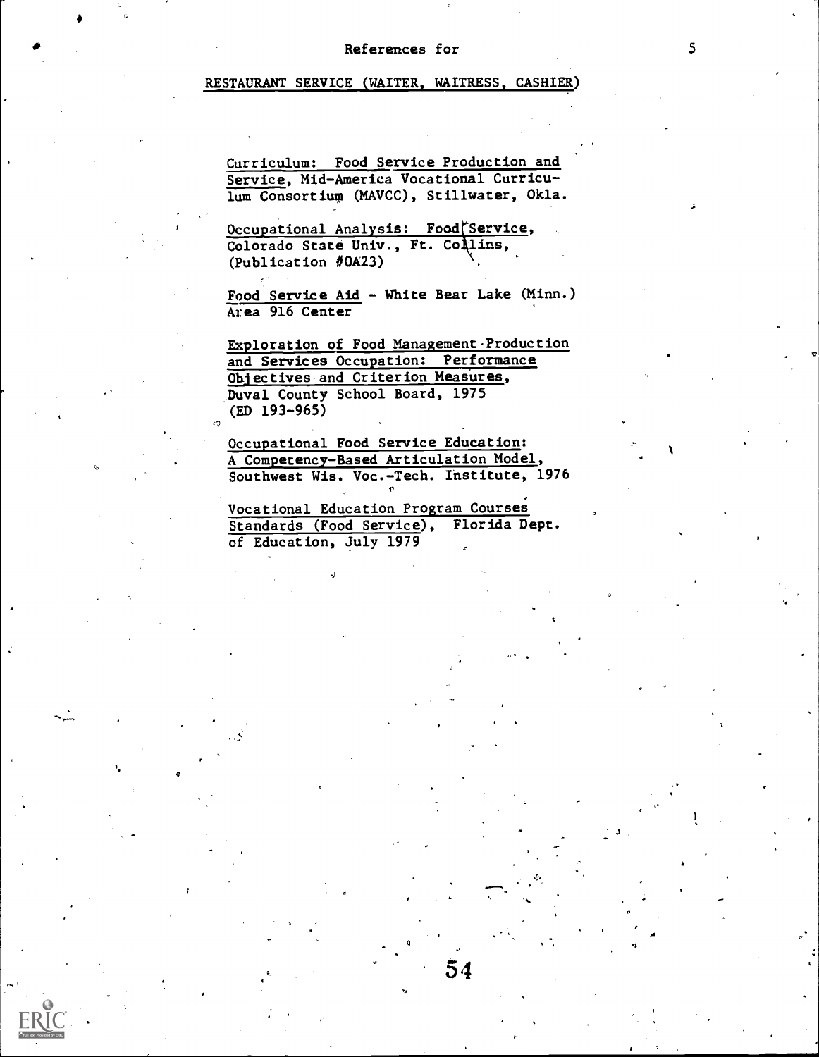References for

RESTAURANT SERVICE (WAITER, WAITRESS, CASHIER)

Curriculum: Food Service Production and Service, Mid-America Vocational Curriculum Consortium (MAVCC), Stillwater, Okla.

Occupational Analysis: Food Service, Colorado State Univ., Ft. Collins, (Publication #OA23)

Food Service Aid - White Bear Lake (Minn.) Area 916 Center

Exploration of Food Management Production and Services Occupation: Performance Objectives and Criterion Measures, Duval County School Board, 1975 (ED 193-965)

Occupational Food Service Education: A Competency-Based Articulation Model, Southwest Wis. Voc.-Tech. Institute, 1976

Vocational Education Program Courses Standards (Food Service), Florida Dept. of Education, July 1979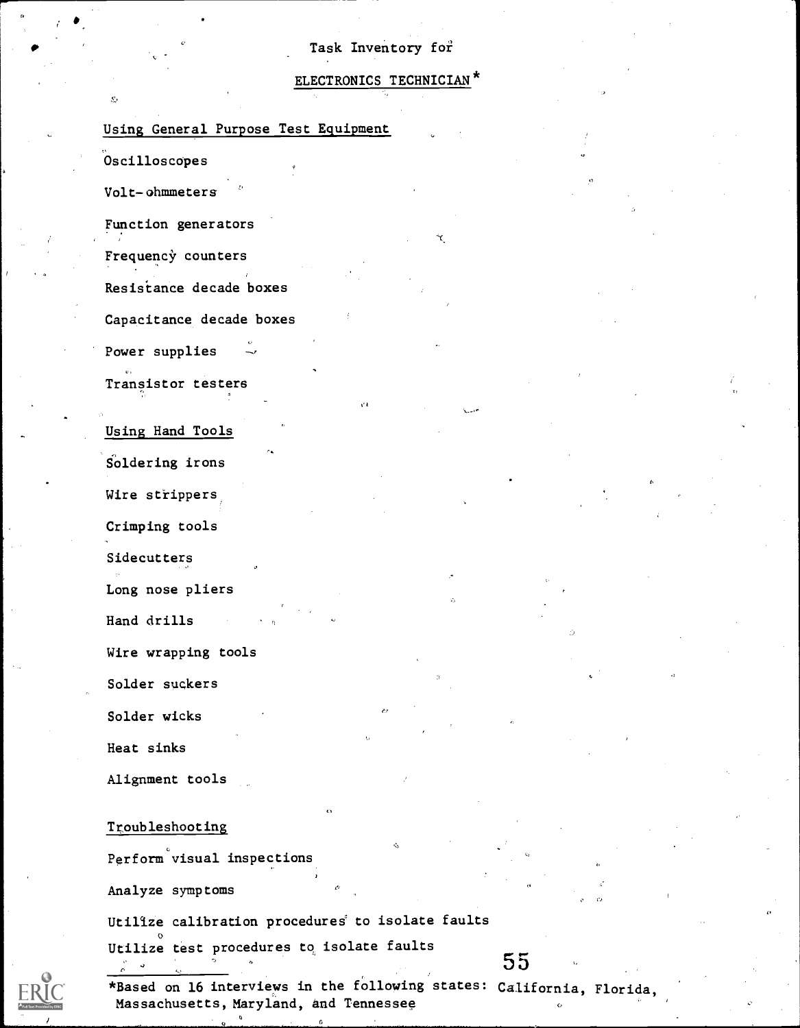# Task Inventory for

## ELECTRONICS TECHNICIAN*

### Using General Purpose Test Equipment

Oscilloscopes

Volt-ohmmeters

Function generators

Frequency counters

Resistance decade boxes

Capacitance decade boxes

Power supplies

Transistor testers

### Using Hand Tools

Soldering irons

Wire strippers

Crimping tools

Sidecutters

Long nose pliers

Hand drills

Wire wrapping tools

Solder suckers

Solder wicks

Heat sinks

Alignment tools

### Troubleshooting

Perform visual inspections

Analyze symptoms

Utilize calibration procedures to isolate faults

Utilize test procedures to isolate faults

---

*Based on 16 interviews in the following states: California, Florida, Massachusetts, Maryland, and Tennessee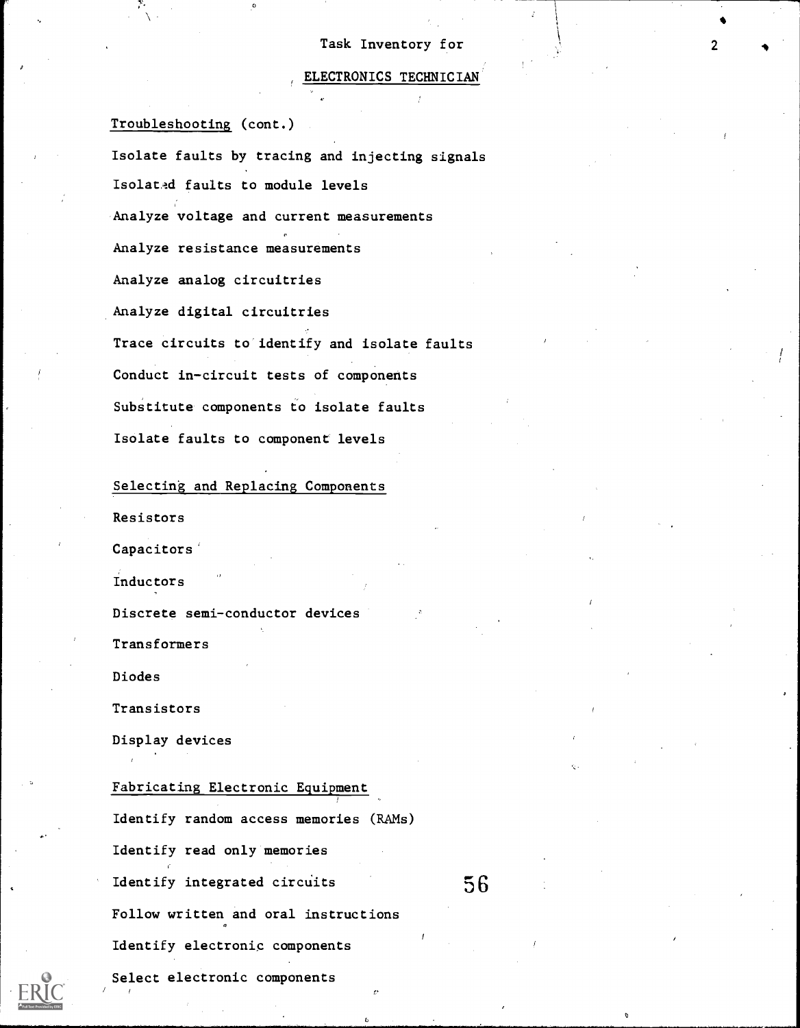Task Inventory for

ELECTRONICS TECHNICIAN

Troubleshooting (cont.)

Isolate faults by tracing and injecting signals

Isolated faults to module levels

Analyze voltage and current measurements

Analyze resistance measurements

Analyze analog circuitries

Analyze digital circuitries

Trace circuits to identify and isolate faults

Conduct in-circuit tests of components

Substitute components to isolate faults

Isolate faults to component levels

Selecting and Replacing Components

Resistors

Capacitors

Inductors

Discrete semi-conductor devices

Transformers

Diodes

Transistors

Display devices

Fabricating Electronic Equipment

Identify random access memories (RAMs)

Identify read only memories

Identify integrated circuits

Follow written and oral instructions

Identify electronic components

Select electronic components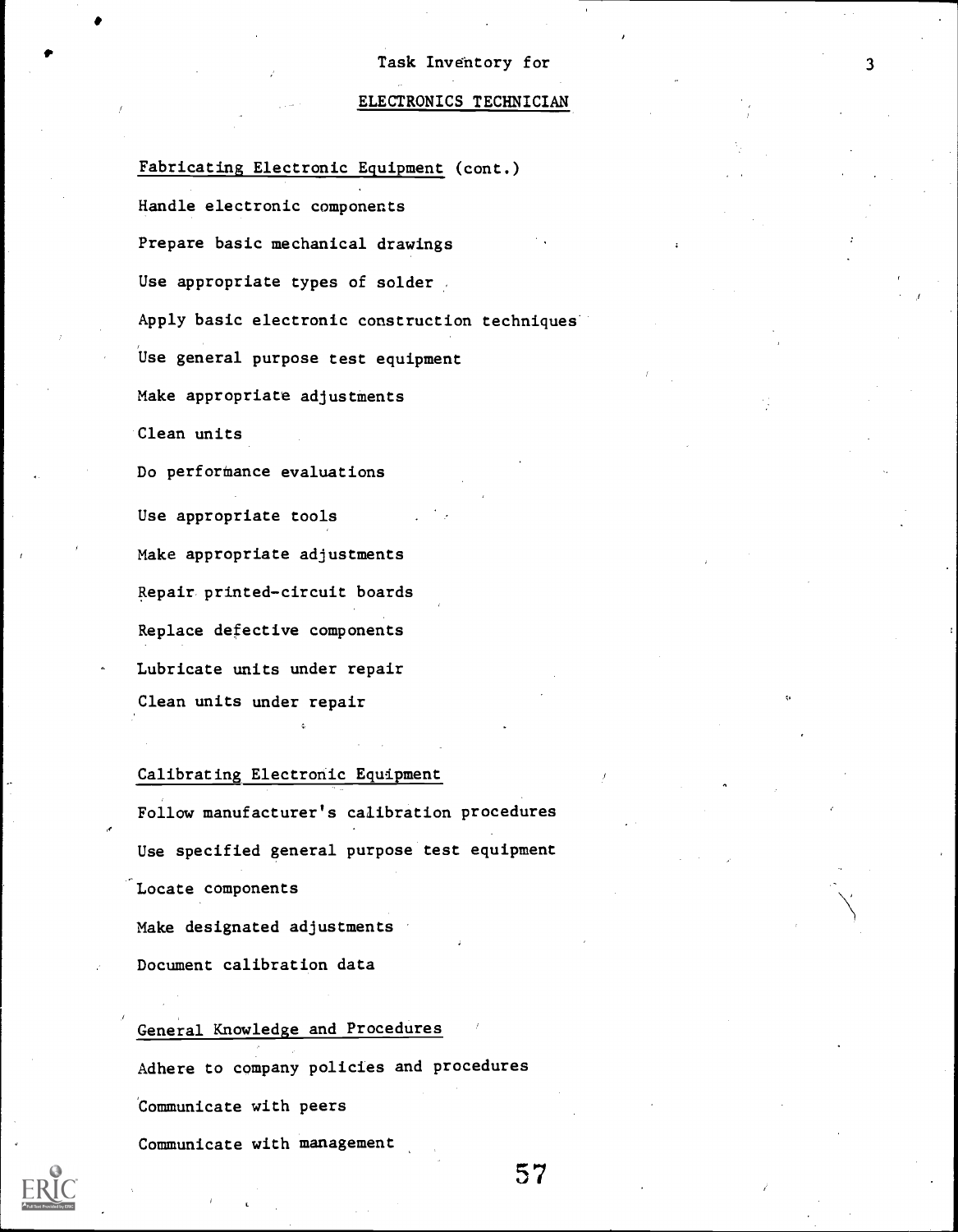Task Inventory for

## ELECTRONICS TECHNICIAN

### Fabricating Electronic Equipment (cont.)

Handle electronic components

Prepare basic mechanical drawings

Use appropriate types of solder

Apply basic electronic construction techniques

Use general purpose test equipment

Make appropriate adjustments

Clean units

Do performance evaluations

Use appropriate tools

Make appropriate adjustments

Repair printed-circuit boards

Replace defective components

Lubricate units under repair

Clean units under repair

### Calibrating Electronic Equipment

Follow manufacturer's calibration procedures

Use specified general purpose test equipment

Locate components

Make designated adjustments

Document calibration data

### General Knowledge and Procedures

Adhere to company policies and procedures

Communicate with peers

Communicate with management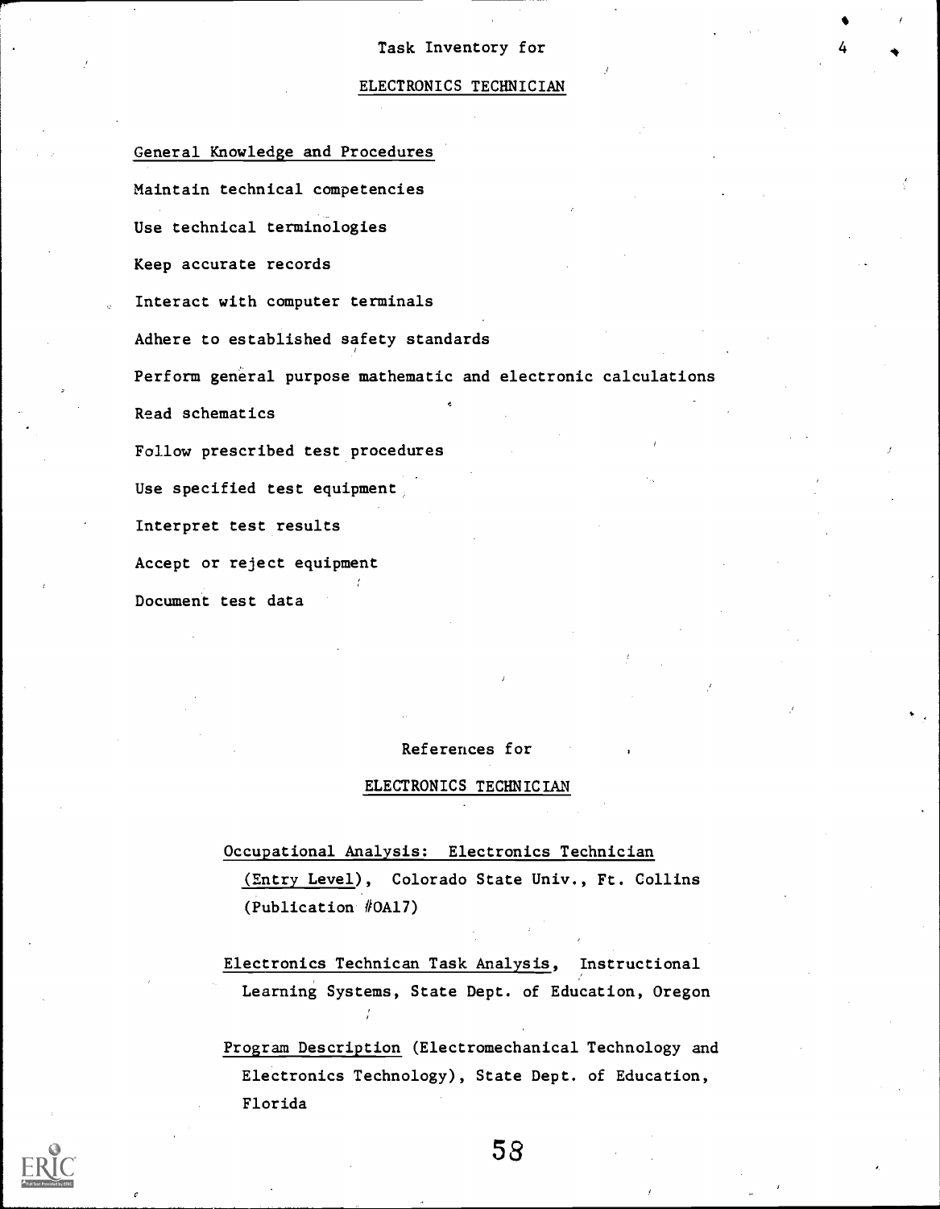Task Inventory for

ELECTRONICS TECHNICIAN

General Knowledge and Procedures

Maintain technical competencies

Use technical terminologies

Keep accurate records

Interact with computer terminals

Adhere to established safety standards

Perform general purpose mathematic and electronic calculations

Read schematics

Follow prescribed test procedures

Use specified test equipment

Interpret test results

Accept or reject equipment

Document test data

References for

ELECTRONICS TECHNICIAN

Occupational Analysis: Electronics Technician (Entry Level), Colorado State Univ., Ft. Collins (Publication #OA17)

Electronics Technican Task Analysis, Instructional Learning Systems, State Dept. of Education, Oregon

Program Description (Electromechanical Technology and Electronics Technology), State Dept. of Education, Florida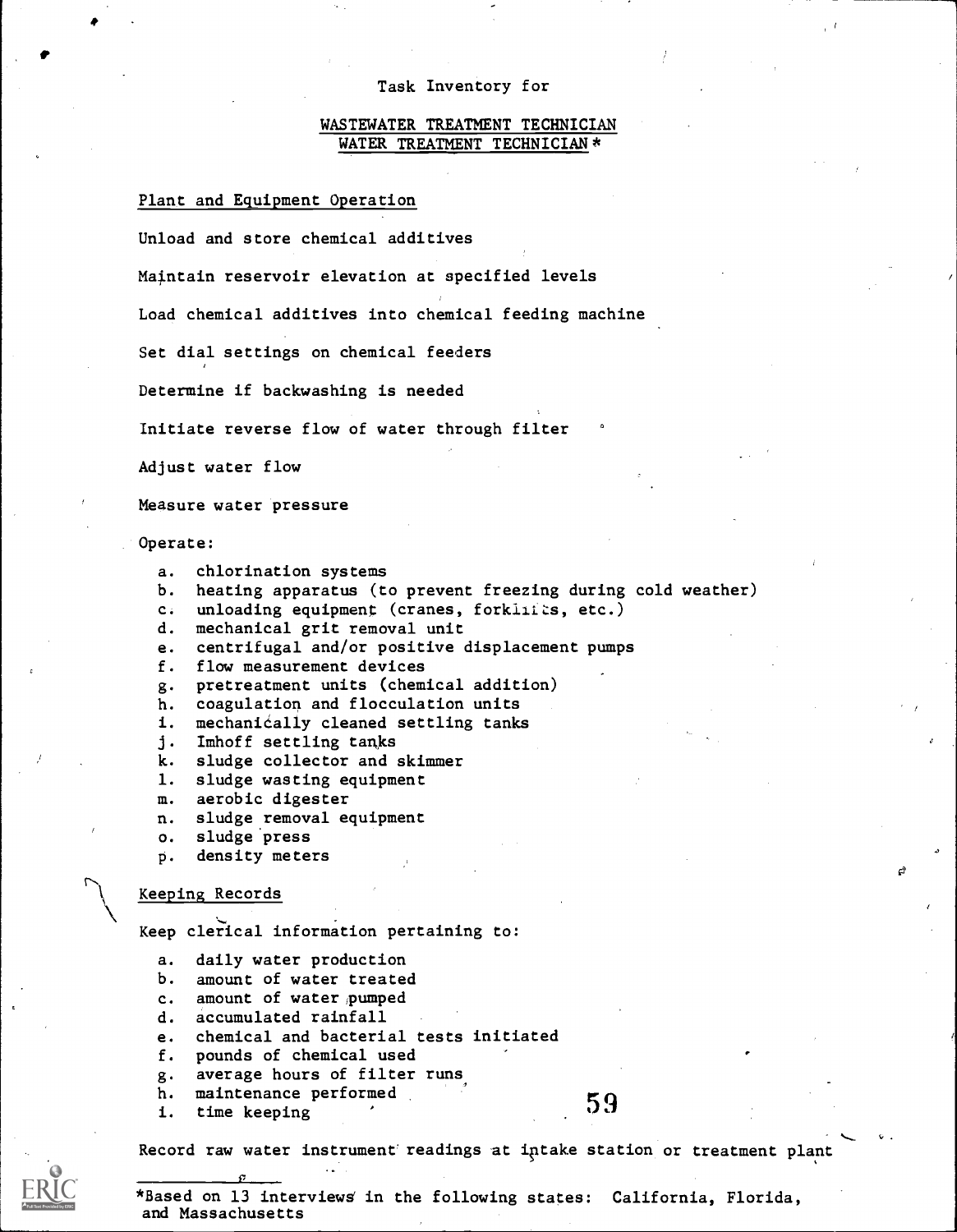Task Inventory for

WASTEWATER TREATMENT TECHNICIAN
WATER TREATMENT TECHNICIAN*

Plant and Equipment Operation

Unload and store chemical additives

Maintain reservoir elevation at specified levels

Load chemical additives into chemical feeding machine

Set dial settings on chemical feeders

Determine if backwashing is needed

Initiate reverse flow of water through filter

Adjust water flow

Measure water pressure

Operate:

a. chlorination systems
b. heating apparatus (to prevent freezing during cold weather)
c. unloading equipment (cranes, forklifts, etc.)
d. mechanical grit removal unit
e. centrifugal and/or positive displacement pumps
f. flow measurement devices
g. pretreatment units (chemical addition)
h. coagulation and flocculation units
i. mechanically cleaned settling tanks
j. Imhoff settling tanks
k. sludge collector and skimmer
l. sludge wasting equipment
m. aerobic digester
n. sludge removal equipment
o. sludge press
p. density meters

Keeping Records

Keep clerical information pertaining to:

a. daily water production
b. amount of water treated
c. amount of water pumped
d. accumulated rainfall
e. chemical and bacterial tests initiated
f. pounds of chemical used
g. average hours of filter runs
h. maintenance performed
i. time keeping

Record raw water instrument readings at intake station or treatment plant

*Based on 13 interviews in the following states: California, Florida, and Massachusetts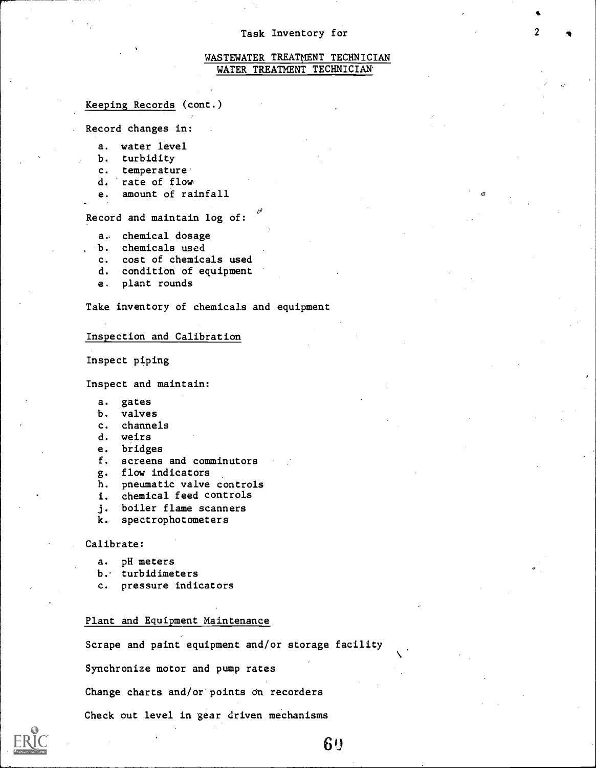Task Inventory for

WASTEWATER TREATMENT TECHNICIAN
WATER TREATMENT TECHNICIAN

Keeping Records (cont.)

Record changes in:

- a. water level
- b. turbidity
- c. temperature
- d. rate of flow
- e. amount of rainfall

Record and maintain log of:

- a. chemical dosage
- b. chemicals used
- c. cost of chemicals used
- d. condition of equipment
- e. plant rounds

Take inventory of chemicals and equipment

Inspection and Calibration

Inspect piping

Inspect and maintain:

- a. gates
- b. valves
- c. channels
- d. weirs
- e. bridges
- f. screens and comminutors
- g. flow indicators
- h. pneumatic valve controls
- i. chemical feed controls
- j. boiler flame scanners
- k. spectrophotometers

Calibrate:

- a. pH meters
- b. turbidimeters
- c. pressure indicators

Plant and Equipment Maintenance

Scrape and paint equipment and/or storage facility

Synchronize motor and pump rates

Change charts and/or points on recorders

Check out level in gear driven mechanisms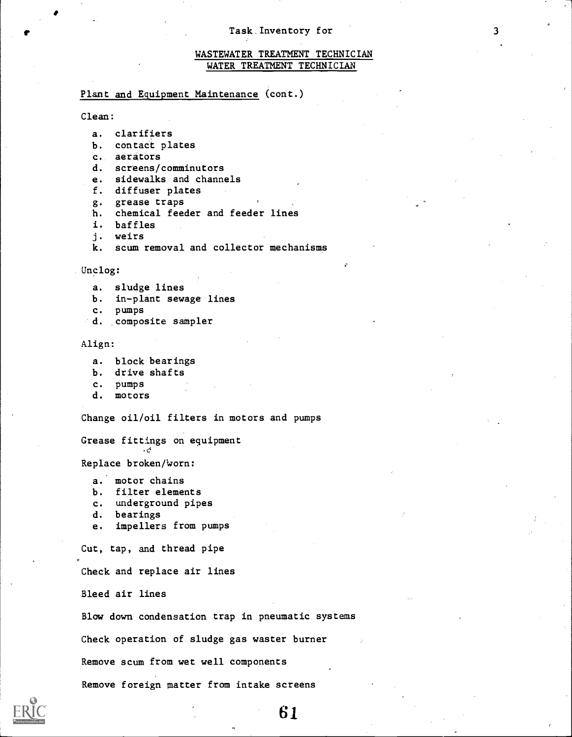Task Inventory for

WASTEWATER TREATMENT TECHNICIAN
WATER TREATMENT TECHNICIAN

Plant and Equipment Maintenance (cont.)

Clean:

a. clarifiers
b. contact plates
c. aerators
d. screens/comminutors
e. sidewalks and channels
f. diffuser plates
g. grease traps
h. chemical feeder and feeder lines
i. baffles
j. weirs
k. scum removal and collector mechanisms

Unclog:

a. sludge lines
b. in-plant sewage lines
c. pumps
d. composite sampler

Align:

a. block bearings
b. drive shafts
c. pumps
d. motors

Change oil/oil filters in motors and pumps

Grease fittings on equipment

Replace broken/worn:

a. motor chains
b. filter elements
c. underground pipes
d. bearings
e. impellers from pumps

Cut, tap, and thread pipe

Check and replace air lines

Bleed air lines

Blow down condensation trap in pneumatic systems

Check operation of sludge gas waster burner

Remove scum from wet well components

Remove foreign matter from intake screens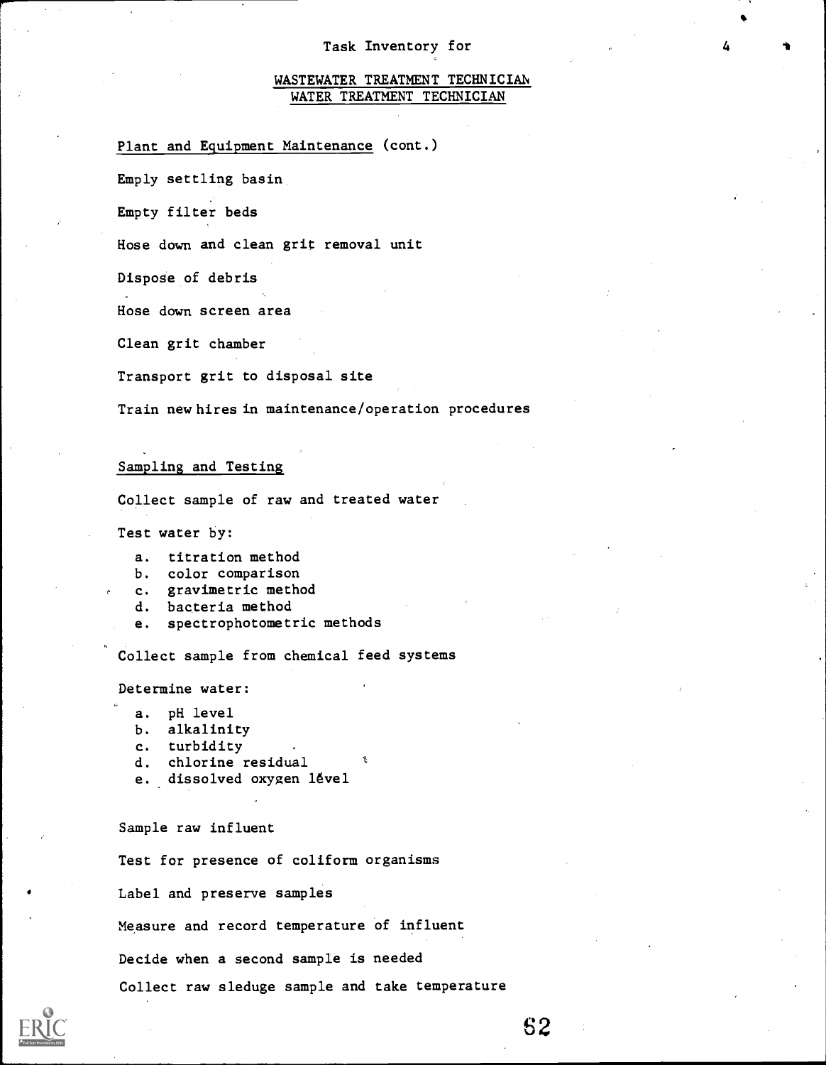Task Inventory for

WASTEWATER TREATMENT TECHNICIAN
WATER TREATMENT TECHNICIAN

Plant and Equipment Maintenance (cont.)

Emply settling basin

Empty filter beds

Hose down and clean grit removal unit

Dispose of debris

Hose down screen area

Clean grit chamber

Transport grit to disposal site

Train new hires in maintenance/operation procedures

Sampling and Testing

Collect sample of raw and treated water

Test water by:

a. titration method
b. color comparison
c. gravimetric method
d. bacteria method
e. spectrophotometric methods

Collect sample from chemical feed systems

Determine water:

a. pH level
b. alkalinity
c. turbidity
d. chlorine residual
e. dissolved oxygen lèvel

Sample raw influent

Test for presence of coliform organisms

Label and preserve samples

Measure and record temperature of influent

Decide when a second sample is needed

Collect raw sleduge sample and take temperature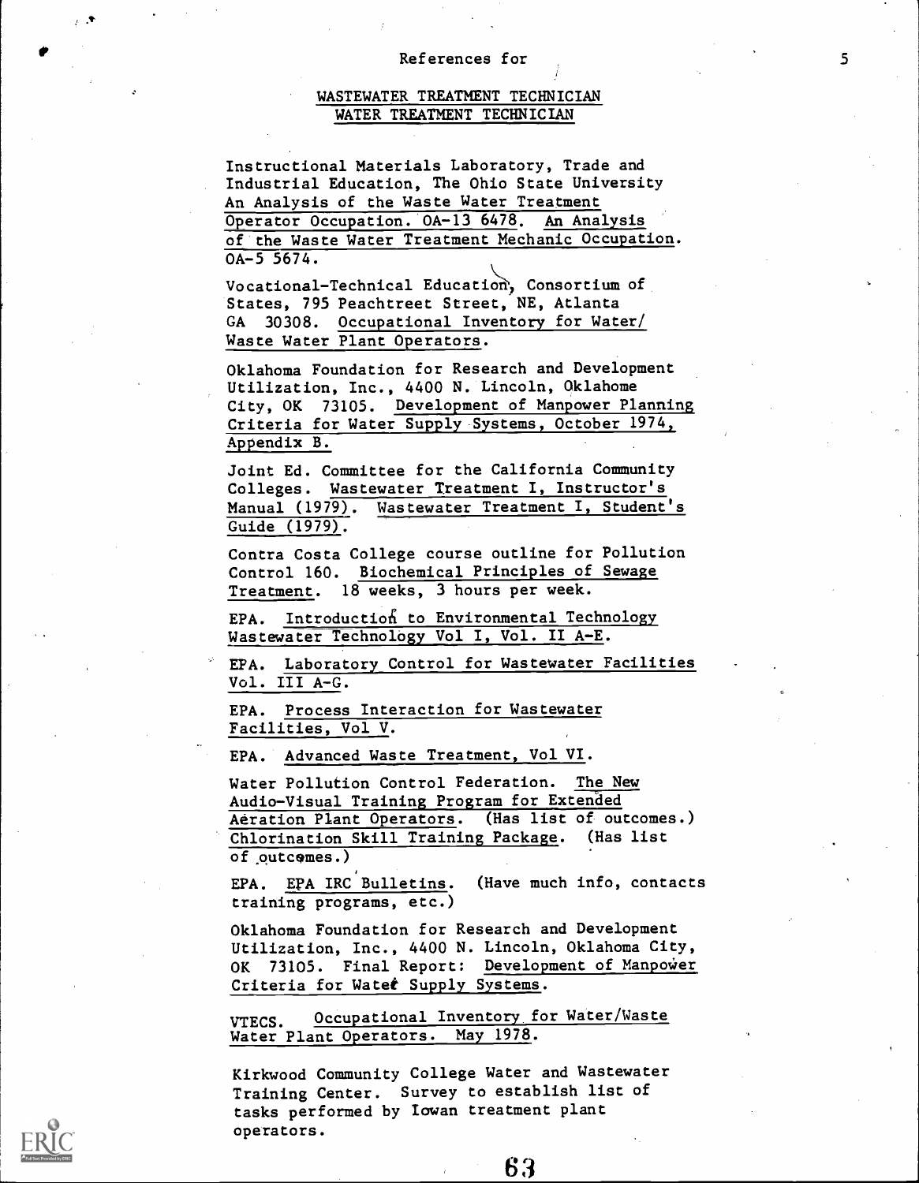References for

## WASTEWATER TREATMENT TECHNICIAN
## WATER TREATMENT TECHNICIAN

Instructional Materials Laboratory, Trade and Industrial Education, The Ohio State University An Analysis of the Waste Water Treatment Operator Occupation. OA-13 6478. An Analysis of the Waste Water Treatment Mechanic Occupation. OA-5 5674.

Vocational-Technical Education, Consortium of States, 795 Peachtreet Street, NE, Atlanta GA 30308. Occupational Inventory for Water/ Waste Water Plant Operators.

Oklahoma Foundation for Research and Development Utilization, Inc., 4400 N. Lincoln, Oklahome City, OK 73105. Development of Manpower Planning Criteria for Water Supply Systems, October 1974, Appendix B.

Joint Ed. Committee for the California Community Colleges. Wastewater Treatment I, Instructor's Manual (1979). Wastewater Treatment I, Student's Guide (1979).

Contra Costa College course outline for Pollution Control 160. Biochemical Principles of Sewage Treatment. 18 weeks, 3 hours per week.

EPA. Introduction to Environmental Technology Wastewater Technology Vol I, Vol. II A-E.

EPA. Laboratory Control for Wastewater Facilities Vol. III A-G.

EPA. Process Interaction for Wastewater Facilities, Vol V.

EPA. Advanced Waste Treatment, Vol VI.

Water Pollution Control Federation. The New Audio-Visual Training Program for Extended Aeration Plant Operators. (Has list of outcomes.) Chlorination Skill Training Package. (Has list of outcomes.)

EPA. EPA IRC Bulletins. (Have much info, contacts training programs, etc.)

Oklahoma Foundation for Research and Development Utilization, Inc., 4400 N. Lincoln, Oklahoma City, OK 73105. Final Report: Development of Manpower Criteria for Water Supply Systems.

VTECS. Occupational Inventory for Water/Waste Water Plant Operators. May 1978.

Kirkwood Community College Water and Wastewater Training Center. Survey to establish list of tasks performed by Iowan treatment plant operators.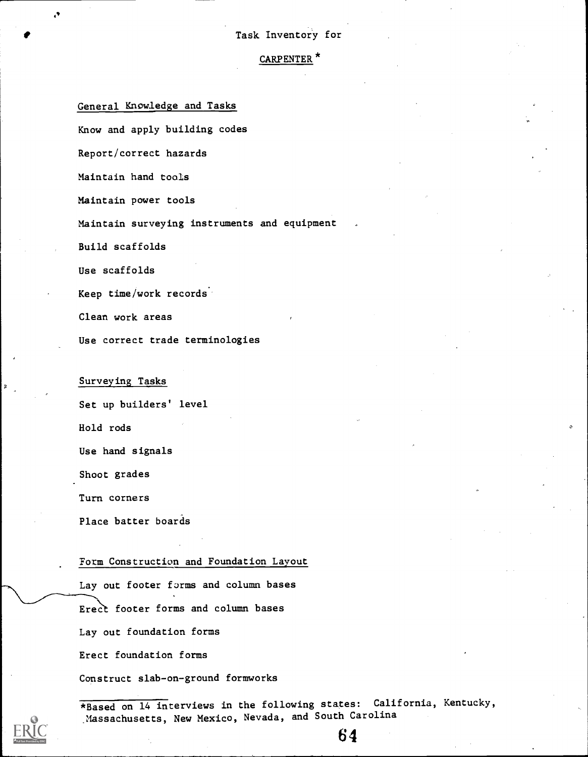Task Inventory for

## CARPENTER*

### General Knowledge and Tasks

Know and apply building codes

Report/correct hazards

Maintain hand tools

Maintain power tools

Maintain surveying instruments and equipment

Build scaffolds

Use scaffolds

Keep time/work records

Clean work areas

Use correct trade terminologies

### Surveying Tasks

Set up builders' level

Hold rods

Use hand signals

Shoot grades

Turn corners

Place batter boards

### Form Construction and Foundation Layout

Lay out footer forms and column bases

Erect footer forms and column bases

Lay out foundation forms

Erect foundation forms

Construct slab-on-ground formworks

*Based on 14 interviews in the following states: California, Kentucky, Massachusetts, New Mexico, Nevada, and South Carolina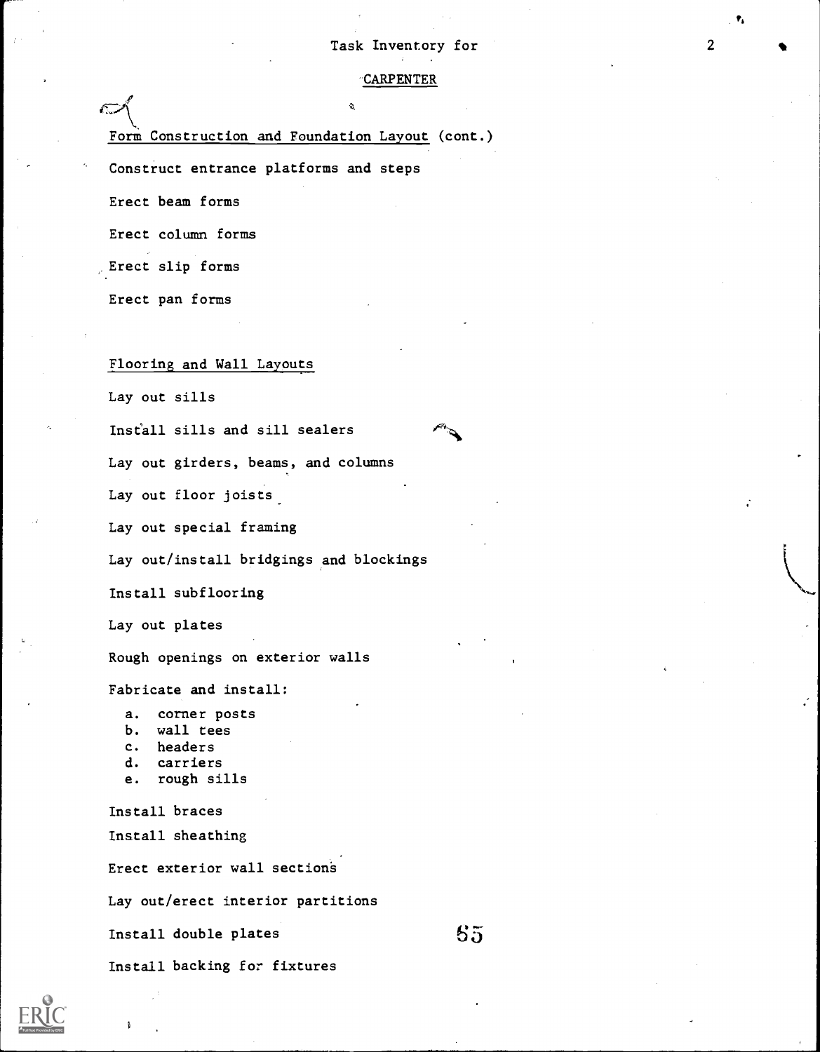Task Inventory for

CARPENTER

Form Construction and Foundation Layout (cont.)

Construct entrance platforms and steps

Erect beam forms

Erect column forms

Erect slip forms

Erect pan forms

Flooring and Wall Layouts

Lay out sills

Install sills and sill sealers

Lay out girders, beams, and columns

Lay out floor joists

Lay out special framing

Lay out/install bridgings and blockings

Install subflooring

Lay out plates

Rough openings on exterior walls

Fabricate and install:

a. corner posts
b. wall tees
c. headers
d. carriers
e. rough sills

Install braces

Install sheathing

Erect exterior wall sections

Lay out/erect interior partitions

Install double plates

Install backing for fixtures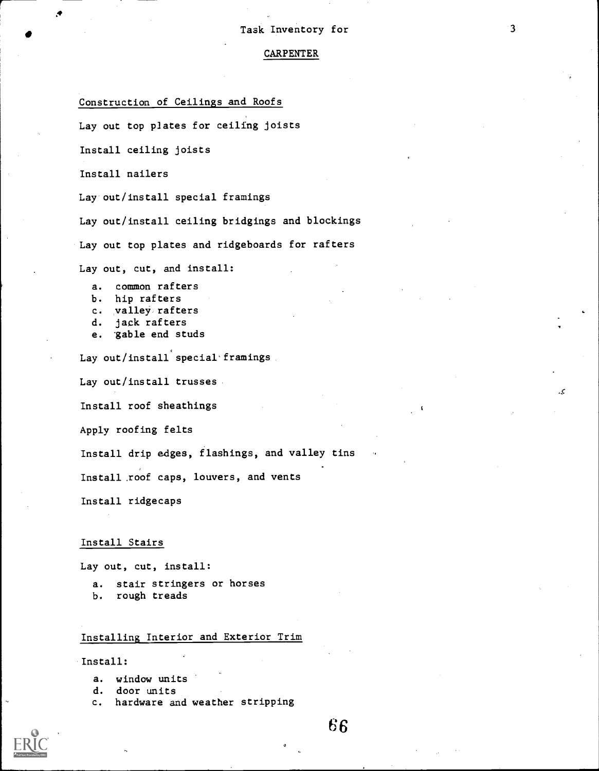Task Inventory for

CARPENTER

## Construction of Ceilings and Roofs

Lay out top plates for ceiling joists

Install ceiling joists

Install nailers

Lay out/install special framings

Lay out/install ceiling bridgings and blockings

Lay out top plates and ridgeboards for rafters

Lay out, cut, and install:

   a. common rafters
   b. hip rafters
   c. valley rafters
   d. jack rafters
   e. gable end studs

Lay out/install special framings

Lay out/install trusses

Install roof sheathings

Apply roofing felts

Install drip edges, flashings, and valley tins

Install roof caps, louvers, and vents

Install ridgecaps

## Install Stairs

Lay out, cut, install:

   a. stair stringers or horses
   b. rough treads

## Installing Interior and Exterior Trim

Install:

   a. window units
   d. door units
   c. hardware and weather stripping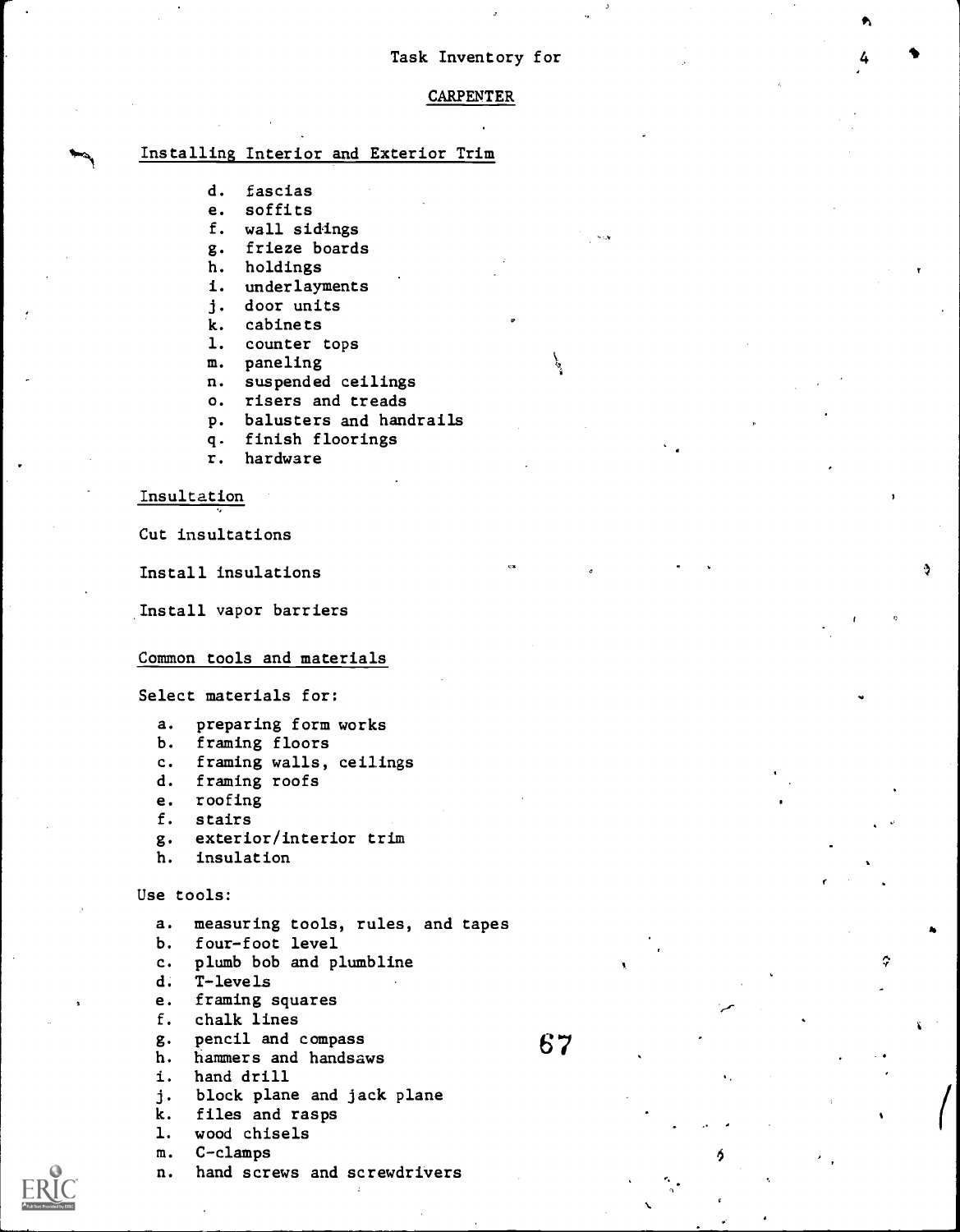Task Inventory for

CARPENTER

## Installing Interior and Exterior Trim

d. fascias
e. soffits
f. wall sidings
g. frieze boards
h. holdings
i. underlayments
j. door units
k. cabinets
l. counter tops
m. paneling
n. suspended ceilings
o. risers and treads
p. balusters and handrails
q. finish floorings
r. hardware

## Insultation

Cut insultations

Install insulations

Install vapor barriers

## Common tools and materials

Select materials for:

a. preparing form works
b. framing floors
c. framing walls, ceilings
d. framing roofs
e. roofing
f. stairs
g. exterior/interior trim
h. insulation

Use tools:

a. measuring tools, rules, and tapes
b. four-foot level
c. plumb bob and plumbline
d. T-levels
e. framing squares
f. chalk lines
g. pencil and compass
h. hammers and handsaws
i. hand drill
j. block plane and jack plane
k. files and rasps
l. wood chisels
m. C-clamps
n. hand screws and screwdrivers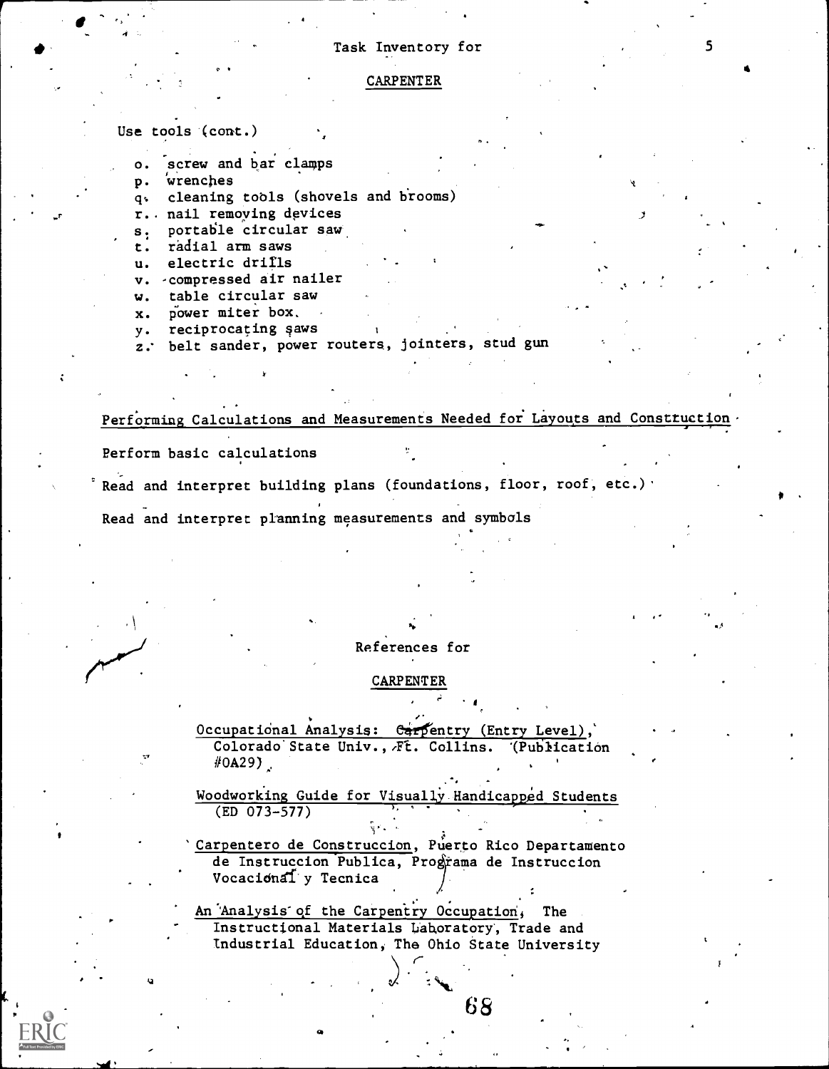## Task Inventory for

## CARPENTER

Use tools (cont.)

o. screw and bar clamps
p. wrenches
q. cleaning tools (shovels and brooms)
r. nail removing devices
s. portable circular saw
t. radial arm saws
u. electric drills
v. compressed air nailer
w. table circular saw
x. power miter box.
y. reciprocating saws
z. belt sander, power routers, jointers, stud gun

Performing Calculations and Measurements Needed for Layouts and Construction

Perform basic calculations

Read and interpret building plans (foundations, floor, roof, etc.)

Read and interpret planning measurements and symbols

## References for

## CARPENTER

Occupational Analysis: Carpentry (Entry Level), Colorado State Univ., Ft. Collins. (Publication #OA29)

Woodworking Guide for Visually Handicapped Students (ED 073-577)

Carpentero de Construccion, Puerto Rico Departamento de Instruccion Publica, Programa de Instruccion Vocacional y Tecnica

An Analysis of the Carpentry Occupation, The Instructional Materials Laboratory, Trade and Industrial Education, The Ohio State University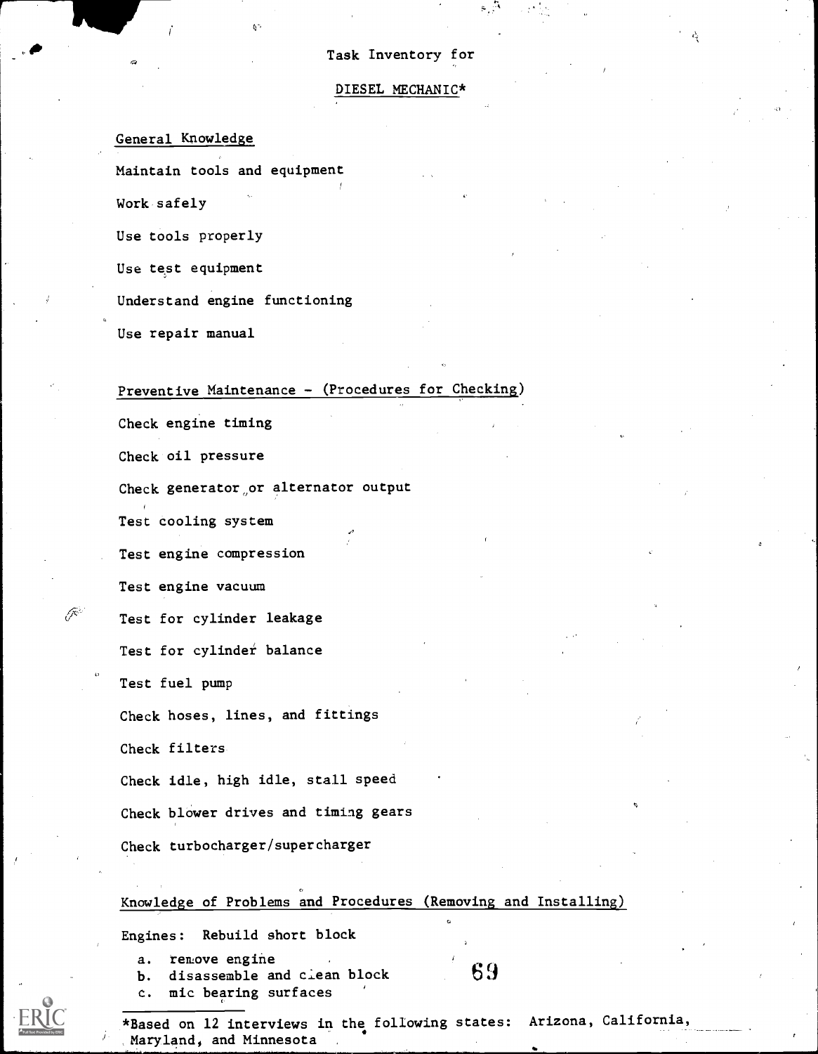Task Inventory for

DIESEL MECHANIC*

General Knowledge

Maintain tools and equipment

Work safely

Use tools properly

Use test equipment

Understand engine functioning

Use repair manual

Preventive Maintenance - (Procedures for Checking)

Check engine timing

Check oil pressure

Check generator or alternator output

Test cooling system

Test engine compression

Test engine vacuum

Test for cylinder leakage

Test for cylinder balance

Test fuel pump

Check hoses, lines, and fittings

Check filters

Check idle, high idle, stall speed

Check blower drives and timing gears

Check turbocharger/supercharger

Knowledge of Problems and Procedures (Removing and Installing)

Engines: Rebuild short block

a. remove engine
b. disassemble and clean block
c. mic bearing surfaces

*Based on 12 interviews in the following states: Arizona, California, Maryland, and Minnesota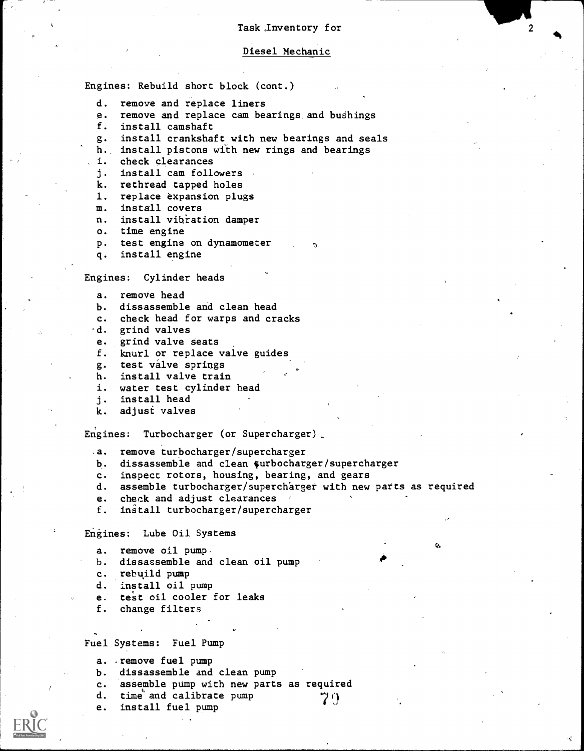## Task Inventory for

## Diesel Mechanic

Engines: Rebuild short block (cont.)

- d. remove and replace liners
- e. remove and replace cam bearings and bushings
- f. install camshaft
- g. install crankshaft with new bearings and seals
- h. install pistons with new rings and bearings
- i. check clearances
- j. install cam followers
- k. rethread tapped holes
- l. replace expansion plugs
- m. install covers
- n. install vibration damper
- o. time engine
- p. test engine on dynamometer
- q. install engine

Engines: Cylinder heads

- a. remove head
- b. dissassemble and clean head
- c. check head for warps and cracks
- d. grind valves
- e. grind valve seats
- f. knurl or replace valve guides
- g. test valve springs
- h. install valve train
- i. water test cylinder head
- j. install head
- k. adjust valves

Engines: Turbocharger (or Supercharger)

- a. remove turbocharger/supercharger
- b. dissassemble and clean turbocharger/supercharger
- c. inspect rotors, housing, bearing, and gears
- d. assemble turbocharger/supercharger with new parts as required
- e. check and adjust clearances
- f. install turbocharger/supercharger

Engines: Lube Oil Systems

- a. remove oil pump
- b. dissassemble and clean oil pump
- c. rebuild pump
- d. install oil pump
- e. test oil cooler for leaks
- f. change filters

Fuel Systems: Fuel Pump

- a. remove fuel pump
- b. dissassemble and clean pump
- c. assemble pump with new parts as required
- d. time and calibrate pump
- e. install fuel pump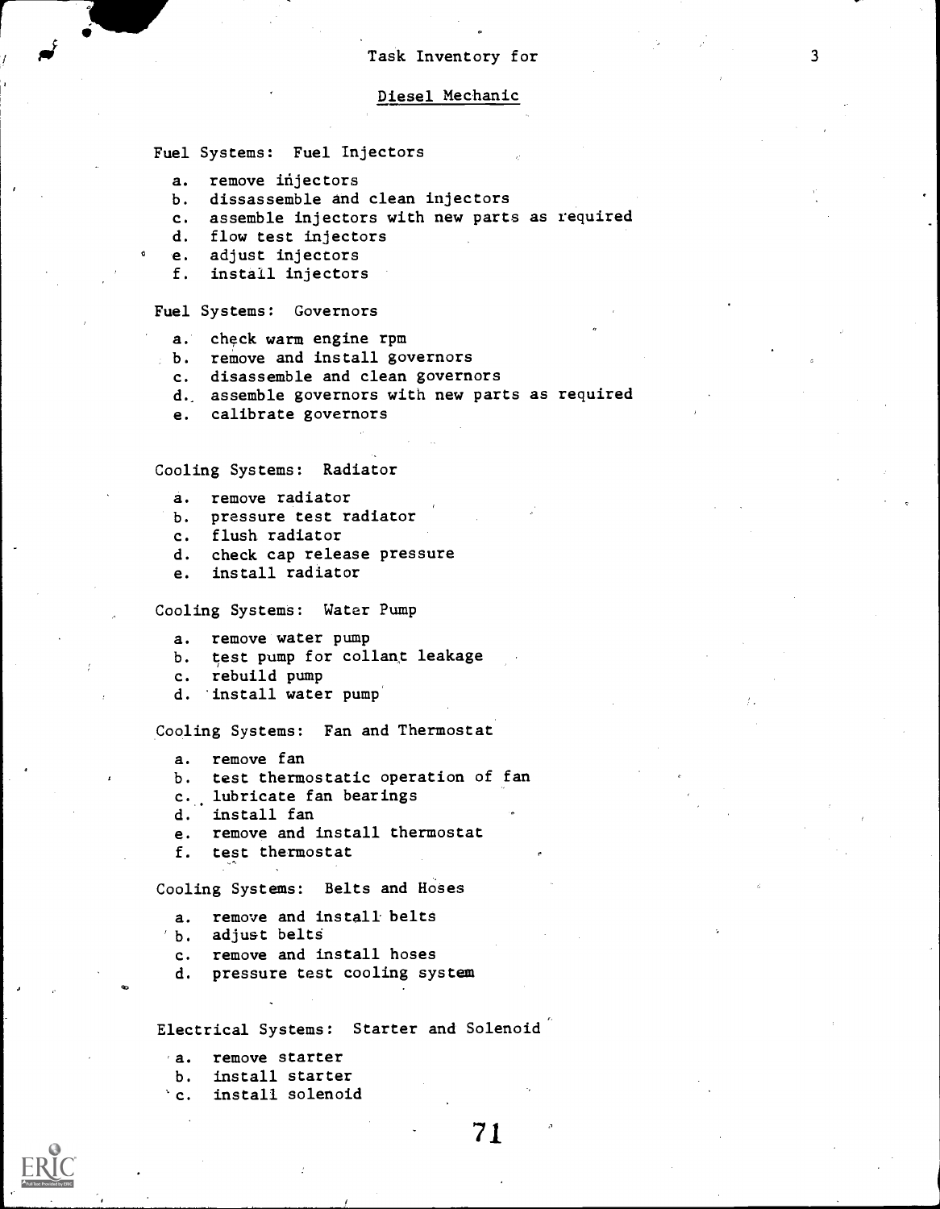## Task Inventory for

## Diesel Mechanic

Fuel Systems: Fuel Injectors

a. remove injectors
b. dissassemble and clean injectors
c. assemble injectors with new parts as required
d. flow test injectors
e. adjust injectors
f. install injectors

Fuel Systems: Governors

a. check warm engine rpm
b. remove and install governors
c. disassemble and clean governors
d. assemble governors with new parts as required
e. calibrate governors

Cooling Systems: Radiator

a. remove radiator
b. pressure test radiator
c. flush radiator
d. check cap release pressure
e. install radiator

Cooling Systems: Water Pump

a. remove water pump
b. test pump for collant leakage
c. rebuild pump
d. install water pump

Cooling Systems: Fan and Thermostat

a. remove fan
b. test thermostatic operation of fan
c. lubricate fan bearings
d. install fan
e. remove and install thermostat
f. test thermostat

Cooling Systems: Belts and Hoses

a. remove and install belts
b. adjust belts
c. remove and install hoses
d. pressure test cooling system

Electrical Systems: Starter and Solenoid

a. remove starter
b. install starter
c. install solenoid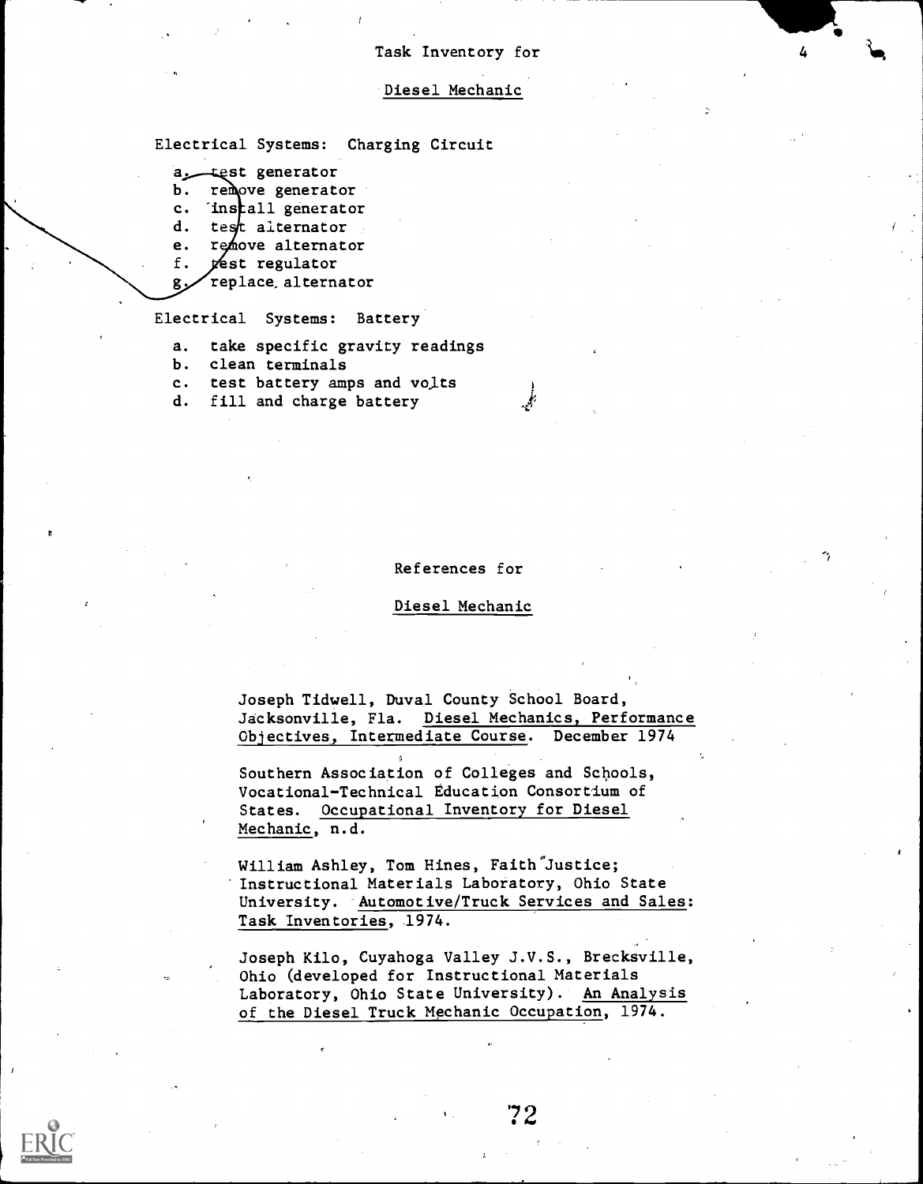Task Inventory for

Diesel Mechanic

Electrical Systems: Charging Circuit

a. test generator
b. remove generator
c. install generator
d. test alternator
e. remove alternator
f. test regulator
g. replace alternator

Electrical Systems: Battery

a. take specific gravity readings
b. clean terminals
c. test battery amps and volts
d. fill and charge battery

References for

Diesel Mechanic

Joseph Tidwell, Duval County School Board, Jacksonville, Fla. Diesel Mechanics, Performance Objectives, Intermediate Course. December 1974

Southern Association of Colleges and Schools, Vocational-Technical Education Consortium of States. Occupational Inventory for Diesel Mechanic, n.d.

William Ashley, Tom Hines, Faith Justice; Instructional Materials Laboratory, Ohio State University. Automotive/Truck Services and Sales: Task Inventories, 1974.

Joseph Kilo, Cuyahoga Valley J.V.S., Brecksville, Ohio (developed for Instructional Materials Laboratory, Ohio State University). An Analysis of the Diesel Truck Mechanic Occupation, 1974.